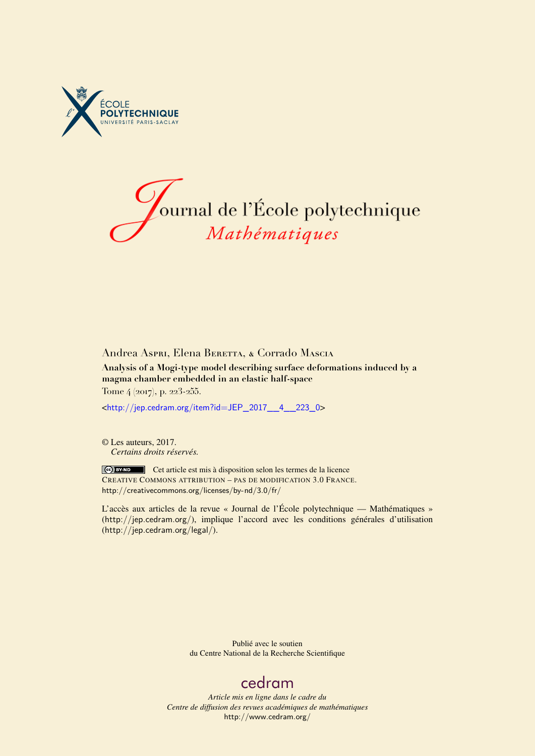ÉCOLE POLYTECHNIQUE
UNIVERSITÉ PARIS-SACLAY

# Journal de l'École polytechnique
## *Mathématiques*

Andrea Aspri, Elena Beretta, & Corrado Mascia

**Analysis of a Mogi-type model describing surface deformations induced by a magma chamber embedded in an elastic half-space**

Tome 4 (2017), p. 223-255.

<http://jep.cedram.org/item?id=JEP_2017__4__223_0>

© Les auteurs, 2017.
*Certains droits réservés.*

Cet article est mis à disposition selon les termes de la licence
Creative Commons attribution – pas de modification 3.0 France.
http://creativecommons.org/licenses/by-nd/3.0/fr/

L'accès aux articles de la revue « Journal de l'École polytechnique — Mathématiques » (http://jep.cedram.org/), implique l'accord avec les conditions générales d'utilisation (http://jep.cedram.org/legal/).

Publié avec le soutien
du Centre National de la Recherche Scientifique

cedram

*Article mis en ligne dans le cadre du*
*Centre de diffusion des revues académiques de mathématiques*
http://www.cedram.org/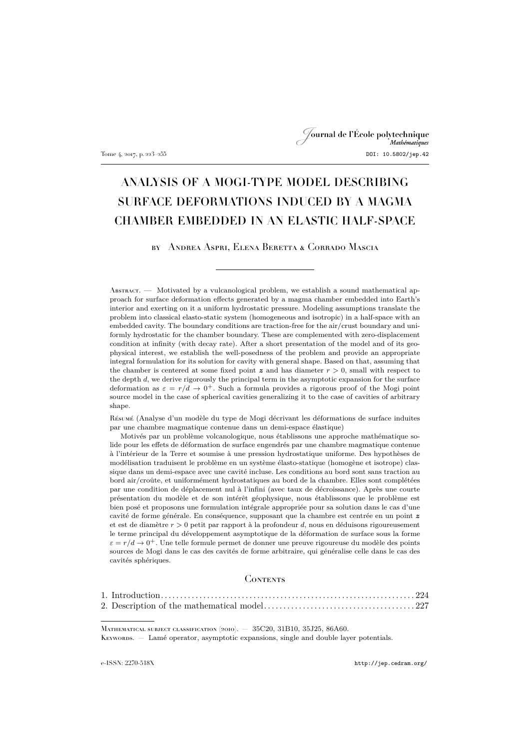# ANALYSIS OF A MOGI-TYPE MODEL DESCRIBING SURFACE DEFORMATIONS INDUCED BY A MAGMA CHAMBER EMBEDDED IN AN ELASTIC HALF-SPACE

by Andrea Aspri, Elena Beretta & Corrado Mascia

Abstract. — Motivated by a vulcanological problem, we establish a sound mathematical approach for surface deformation effects generated by a magma chamber embedded into Earth's interior and exerting on it a uniform hydrostatic pressure. Modeling assumptions translate the problem into classical elasto-static system (homogeneous and isotropic) in a half-space with an embedded cavity. The boundary conditions are traction-free for the air/crust boundary and uniformly hydrostatic for the chamber boundary. These are complemented with zero-displacement condition at infinity (with decay rate). After a short presentation of the model and of its geophysical interest, we establish the well-posedness of the problem and provide an appropriate integral formulation for its solution for cavity with general shape. Based on that, assuming that the chamber is centered at some fixed point $\boldsymbol{z}$ and has diameter $r > 0$, small with respect to the depth $d$, we derive rigorously the principal term in the asymptotic expansion for the surface deformation as $\varepsilon = r/d \to 0^+$. Such a formula provides a rigorous proof of the Mogi point source model in the case of spherical cavities generalizing it to the case of cavities of arbitrary shape.

Résumé (Analyse d'un modèle du type de Mogi décrivant les déformations de surface induites par une chambre magmatique contenue dans un demi-espace élastique)

Motivés par un problème volcanologique, nous établissons une approche mathématique solide pour les effets de déformation de surface engendrés par une chambre magmatique contenue à l'intérieur de la Terre et soumise à une pression hydrostatique uniforme. Des hypothèses de modélisation traduisent le problème en un système élasto-statique (homogène et isotrope) classique dans un demi-espace avec une cavité incluse. Les conditions au bord sont sans traction au bord air/croûte, et uniformément hydrostatiques au bord de la chambre. Elles sont complétées par une condition de déplacement nul à l'infini (avec taux de décroissance). Après une courte présentation du modèle et de son intérêt géophysique, nous établissons que le problème est bien posé et proposons une formulation intégrale appropriée pour sa solution dans le cas d'une cavité de forme générale. En conséquence, supposant que la chambre est centrée en un point $\boldsymbol{z}$ et est de diamètre $r > 0$ petit par rapport à la profondeur $d$, nous en déduisons rigoureusement le terme principal du développement asymptotique de la déformation de surface sous la forme $\varepsilon = r/d \to 0^+$. Une telle formule permet de donner une preuve rigoureuse du modèle des points sources de Mogi dans le cas des cavités de forme arbitraire, qui généralise celle dans le cas des cavités sphériques.

## Contents

1. Introduction . . . 224
2. Description of the mathematical model . . . 227

Mathematical subject classification (2010). — 35C20, 31B10, 35J25, 86A60.

Keywords. — Lamé operator, asymptotic expansions, single and double layer potentials.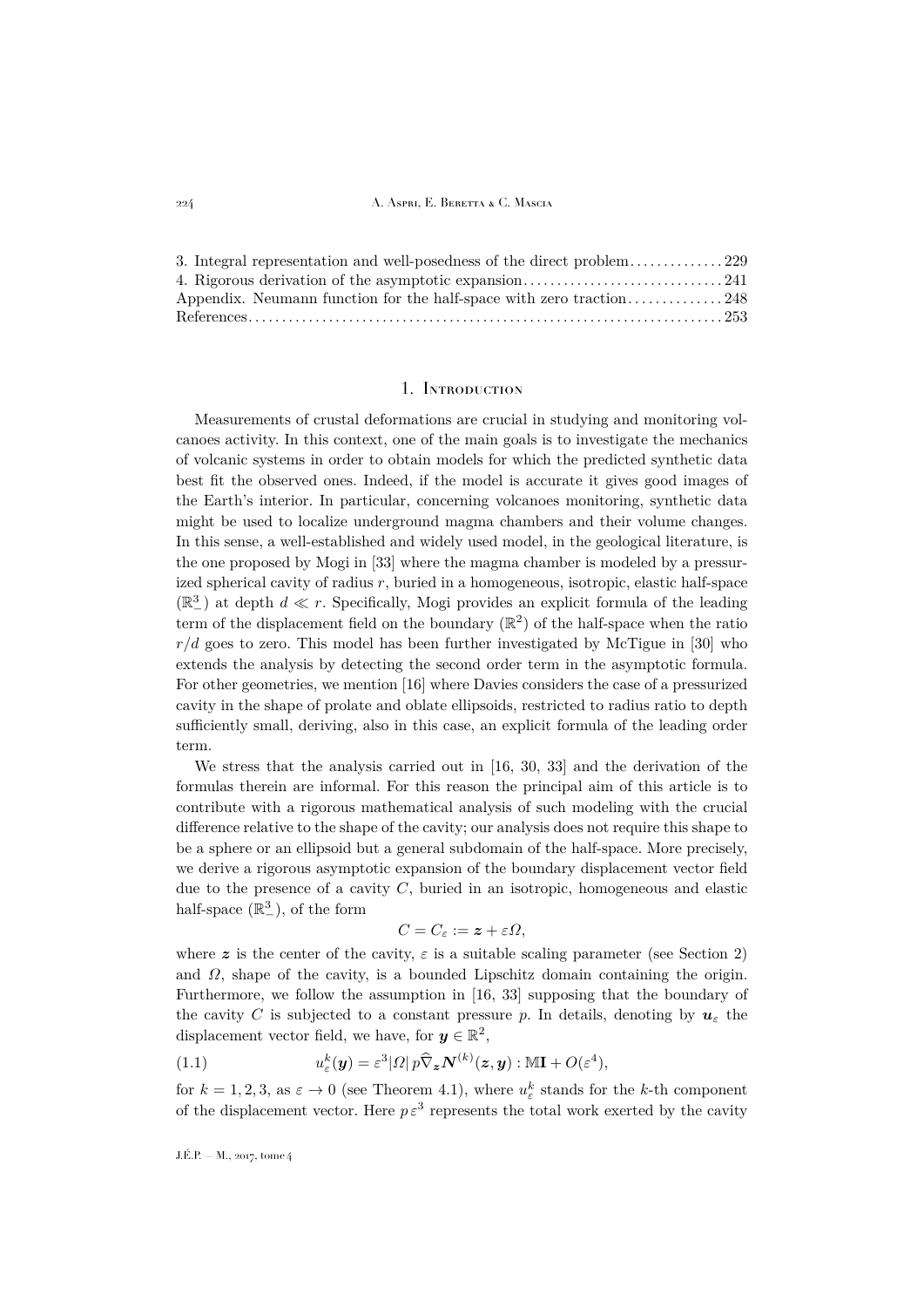3. Integral representation and well-posedness of the direct problem . . . . . . . . . . . . . . 229
4. Rigorous derivation of the asymptotic expansion . . . . . . . . . . . . . . . . . . . . . . . . . . . . . . 241
Appendix. Neumann function for the half-space with zero traction . . . . . . . . . . . . . . 248
References . . . . . . . . . . . . . . . . . . . . . . . . . . . . . . . . . . . . . . . . . . . . . . . . . . . . . . . . . . . . . . . . . 253

## 1. Introduction

Measurements of crustal deformations are crucial in studying and monitoring volcanoes activity. In this context, one of the main goals is to investigate the mechanics of volcanic systems in order to obtain models for which the predicted synthetic data best fit the observed ones. Indeed, if the model is accurate it gives good images of the Earth's interior. In particular, concerning volcanoes monitoring, synthetic data might be used to localize underground magma chambers and their volume changes. In this sense, a well-established and widely used model, in the geological literature, is the one proposed by Mogi in [33] where the magma chamber is modeled by a pressurized spherical cavity of radius $r$, buried in a homogeneous, isotropic, elastic half-space ($\mathbb{R}^3_-$) at depth $d \ll r$. Specifically, Mogi provides an explicit formula of the leading term of the displacement field on the boundary ($\mathbb{R}^2$) of the half-space when the ratio $r/d$ goes to zero. This model has been further investigated by McTigue in [30] who extends the analysis by detecting the second order term in the asymptotic formula. For other geometries, we mention [16] where Davies considers the case of a pressurized cavity in the shape of prolate and oblate ellipsoids, restricted to radius ratio to depth sufficiently small, deriving, also in this case, an explicit formula of the leading order term.

We stress that the analysis carried out in [16, 30, 33] and the derivation of the formulas therein are informal. For this reason the principal aim of this article is to contribute with a rigorous mathematical analysis of such modeling with the crucial difference relative to the shape of the cavity; our analysis does not require this shape to be a sphere or an ellipsoid but a general subdomain of the half-space. More precisely, we derive a rigorous asymptotic expansion of the boundary displacement vector field due to the presence of a cavity $C$, buried in an isotropic, homogeneous and elastic half-space ($\mathbb{R}^3_-$), of the form

$$C = C_\varepsilon := \boldsymbol{z} + \varepsilon \Omega,$$

where $\boldsymbol{z}$ is the center of the cavity, $\varepsilon$ is a suitable scaling parameter (see Section 2) and $\Omega$, shape of the cavity, is a bounded Lipschitz domain containing the origin. Furthermore, we follow the assumption in [16, 33] supposing that the boundary of the cavity $C$ is subjected to a constant pressure $p$. In details, denoting by $\boldsymbol{u}_\varepsilon$ the displacement vector field, we have, for $\boldsymbol{y} \in \mathbb{R}^2$,

$$u^k_\varepsilon(\boldsymbol{y}) = \varepsilon^3 |\Omega|\, p \widehat{\nabla}_{\boldsymbol{z}} \boldsymbol{N}^{(k)}(\boldsymbol{z}, \boldsymbol{y}) : \mathbb{M}\mathbf{I} + O(\varepsilon^4), \tag{1.1}$$

for $k = 1, 2, 3$, as $\varepsilon \to 0$ (see Theorem 4.1), where $u^k_\varepsilon$ stands for the $k$-th component of the displacement vector. Here $p\varepsilon^3$ represents the total work exerted by the cavity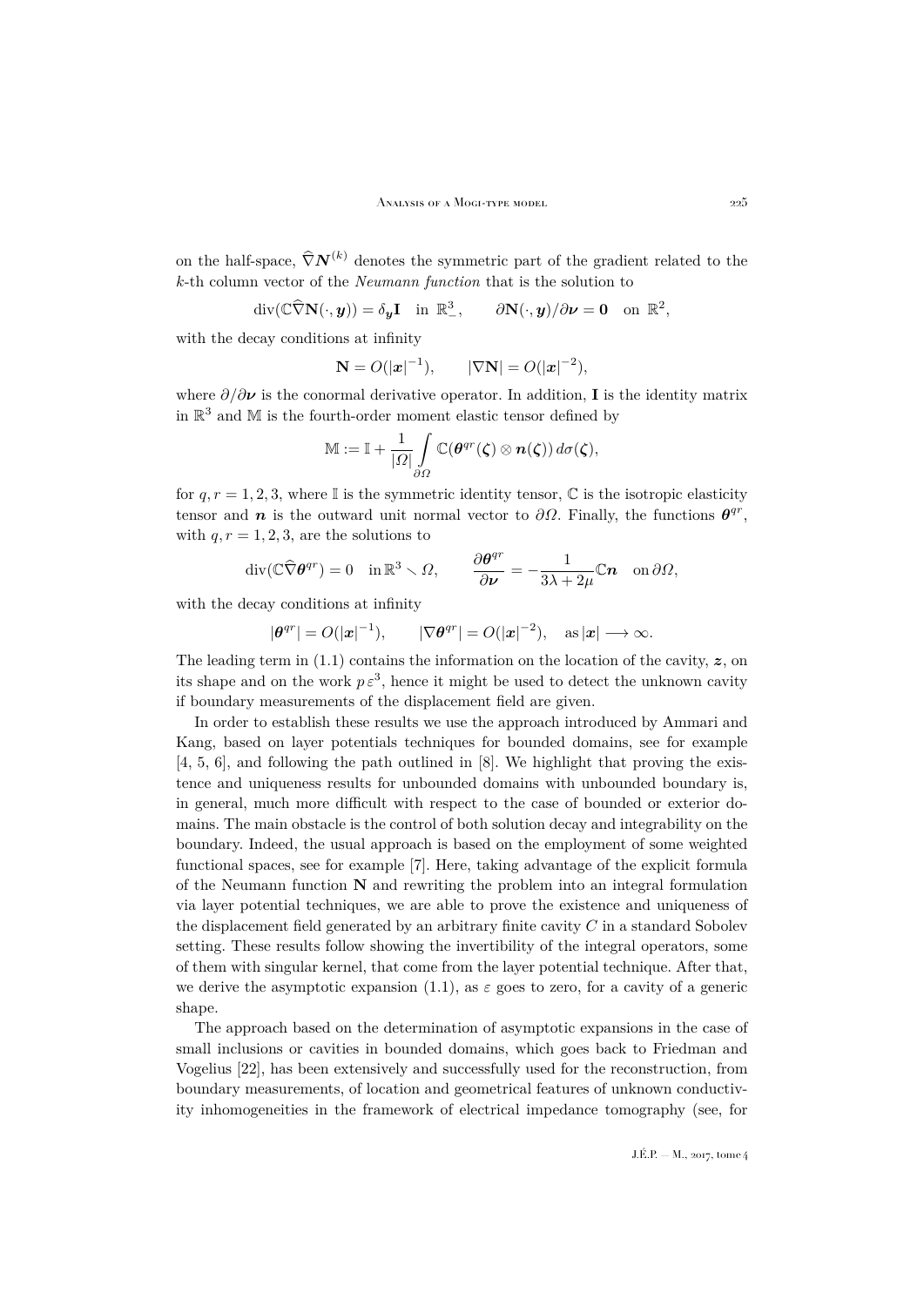on the half-space, $\widehat{\nabla}\boldsymbol{N}^{(k)}$ denotes the symmetric part of the gradient related to the $k$-th column vector of the *Neumann function* that is the solution to

$$\operatorname{div}(\mathbb{C}\widehat{\nabla}\mathbf{N}(\cdot,\boldsymbol{y})) = \delta_{\boldsymbol{y}}\mathbf{I} \quad \text{in } \mathbb{R}^3_-, \qquad \partial\mathbf{N}(\cdot,\boldsymbol{y})/\partial\boldsymbol{\nu} = \mathbf{0} \quad \text{on } \mathbb{R}^2,$$

with the decay conditions at infinity

$$\mathbf{N} = O(|\boldsymbol{x}|^{-1}), \qquad |\nabla\mathbf{N}| = O(|\boldsymbol{x}|^{-2}),$$

where $\partial/\partial\boldsymbol{\nu}$ is the conormal derivative operator. In addition, $\mathbf{I}$ is the identity matrix in $\mathbb{R}^3$ and $\mathbb{M}$ is the fourth-order moment elastic tensor defined by

$$\mathbb{M} := \mathbb{I} + \frac{1}{|\Omega|}\int_{\partial\Omega} \mathbb{C}(\boldsymbol{\theta}^{qr}(\boldsymbol{\zeta}) \otimes \boldsymbol{n}(\boldsymbol{\zeta}))\, d\sigma(\boldsymbol{\zeta}),$$

for $q, r = 1, 2, 3$, where $\mathbb{I}$ is the symmetric identity tensor, $\mathbb{C}$ is the isotropic elasticity tensor and $\boldsymbol{n}$ is the outward unit normal vector to $\partial\Omega$. Finally, the functions $\boldsymbol{\theta}^{qr}$, with $q, r = 1, 2, 3$, are the solutions to

$$\operatorname{div}(\mathbb{C}\widehat{\nabla}\boldsymbol{\theta}^{qr}) = 0 \quad \text{in } \mathbb{R}^3 \smallsetminus \Omega, \qquad \frac{\partial\boldsymbol{\theta}^{qr}}{\partial\boldsymbol{\nu}} = -\frac{1}{3\lambda+2\mu}\mathbb{C}\boldsymbol{n} \quad \text{on } \partial\Omega,$$

with the decay conditions at infinity

$$|\boldsymbol{\theta}^{qr}| = O(|\boldsymbol{x}|^{-1}), \qquad |\nabla\boldsymbol{\theta}^{qr}| = O(|\boldsymbol{x}|^{-2}), \quad \text{as } |\boldsymbol{x}| \longrightarrow \infty.$$

The leading term in (1.1) contains the information on the location of the cavity, $\boldsymbol{z}$, on its shape and on the work $p\,\varepsilon^3$, hence it might be used to detect the unknown cavity if boundary measurements of the displacement field are given.

In order to establish these results we use the approach introduced by Ammari and Kang, based on layer potentials techniques for bounded domains, see for example [4, 5, 6], and following the path outlined in [8]. We highlight that proving the existence and uniqueness results for unbounded domains with unbounded boundary is, in general, much more difficult with respect to the case of bounded or exterior domains. The main obstacle is the control of both solution decay and integrability on the boundary. Indeed, the usual approach is based on the employment of some weighted functional spaces, see for example [7]. Here, taking advantage of the explicit formula of the Neumann function $\mathbf{N}$ and rewriting the problem into an integral formulation via layer potential techniques, we are able to prove the existence and uniqueness of the displacement field generated by an arbitrary finite cavity $C$ in a standard Sobolev setting. These results follow showing the invertibility of the integral operators, some of them with singular kernel, that come from the layer potential technique. After that, we derive the asymptotic expansion (1.1), as $\varepsilon$ goes to zero, for a cavity of a generic shape.

The approach based on the determination of asymptotic expansions in the case of small inclusions or cavities in bounded domains, which goes back to Friedman and Vogelius [22], has been extensively and successfully used for the reconstruction, from boundary measurements, of location and geometrical features of unknown conductivity inhomogeneities in the framework of electrical impedance tomography (see, for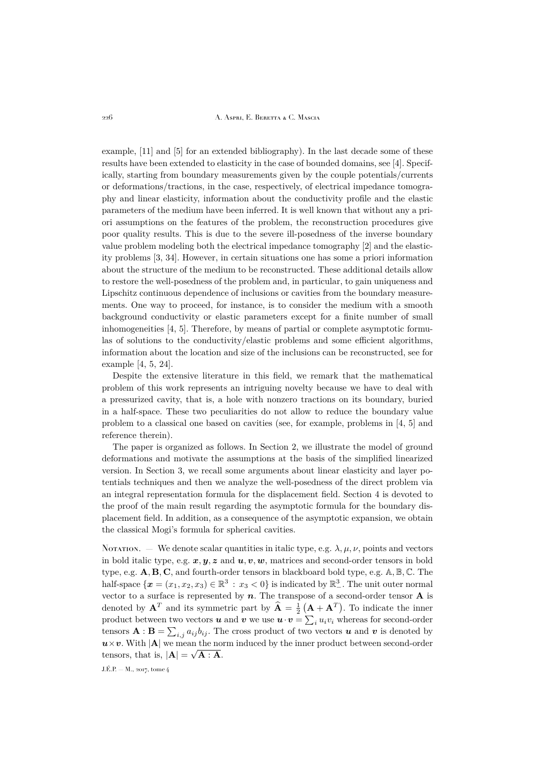example, [11] and [5] for an extended bibliography). In the last decade some of these results have been extended to elasticity in the case of bounded domains, see [4]. Specifically, starting from boundary measurements given by the couple potentials/currents or deformations/tractions, in the case, respectively, of electrical impedance tomography and linear elasticity, information about the conductivity profile and the elastic parameters of the medium have been inferred. It is well known that without any a priori assumptions on the features of the problem, the reconstruction procedures give poor quality results. This is due to the severe ill-posedness of the inverse boundary value problem modeling both the electrical impedance tomography [2] and the elasticity problems [3, 34]. However, in certain situations one has some a priori information about the structure of the medium to be reconstructed. These additional details allow to restore the well-posedness of the problem and, in particular, to gain uniqueness and Lipschitz continuous dependence of inclusions or cavities from the boundary measurements. One way to proceed, for instance, is to consider the medium with a smooth background conductivity or elastic parameters except for a finite number of small inhomogeneities [4, 5]. Therefore, by means of partial or complete asymptotic formulas of solutions to the conductivity/elastic problems and some efficient algorithms, information about the location and size of the inclusions can be reconstructed, see for example [4, 5, 24].

Despite the extensive literature in this field, we remark that the mathematical problem of this work represents an intriguing novelty because we have to deal with a pressurized cavity, that is, a hole with nonzero tractions on its boundary, buried in a half-space. These two peculiarities do not allow to reduce the boundary value problem to a classical one based on cavities (see, for example, problems in [4, 5] and reference therein).

The paper is organized as follows. In Section 2, we illustrate the model of ground deformations and motivate the assumptions at the basis of the simplified linearized version. In Section 3, we recall some arguments about linear elasticity and layer potentials techniques and then we analyze the well-posedness of the direct problem via an integral representation formula for the displacement field. Section 4 is devoted to the proof of the main result regarding the asymptotic formula for the boundary displacement field. In addition, as a consequence of the asymptotic expansion, we obtain the classical Mogi's formula for spherical cavities.

Notation. — We denote scalar quantities in italic type, e.g. $\lambda, \mu, \nu$, points and vectors in bold italic type, e.g. $\boldsymbol{x}, \boldsymbol{y}, \boldsymbol{z}$ and $\boldsymbol{u}, \boldsymbol{v}, \boldsymbol{w}$, matrices and second-order tensors in bold type, e.g. $\mathbf{A}, \mathbf{B}, \mathbf{C}$, and fourth-order tensors in blackboard bold type, e.g. $\mathbb{A}, \mathbb{B}, \mathbb{C}$. The half-space $\{\boldsymbol{x} = (x_1, x_2, x_3) \in \mathbb{R}^3 : x_3 < 0\}$ is indicated by $\mathbb{R}^3_-$. The unit outer normal vector to a surface is represented by $\boldsymbol{n}$. The transpose of a second-order tensor $\mathbf{A}$ is denoted by $\mathbf{A}^T$ and its symmetric part by $\widehat{\mathbf{A}} = \frac{1}{2}\left(\mathbf{A} + \mathbf{A}^T\right)$. To indicate the inner product between two vectors $\boldsymbol{u}$ and $\boldsymbol{v}$ we use $\boldsymbol{u}\cdot\boldsymbol{v} = \sum_i u_i v_i$ whereas for second-order tensors $\mathbf{A} : \mathbf{B} = \sum_{i,j} a_{ij} b_{ij}$. The cross product of two vectors $\boldsymbol{u}$ and $\boldsymbol{v}$ is denoted by $\boldsymbol{u}\times\boldsymbol{v}$. With $|\mathbf{A}|$ we mean the norm induced by the inner product between second-order tensors, that is, $|\mathbf{A}| = \sqrt{\mathbf{A} : \mathbf{A}}$.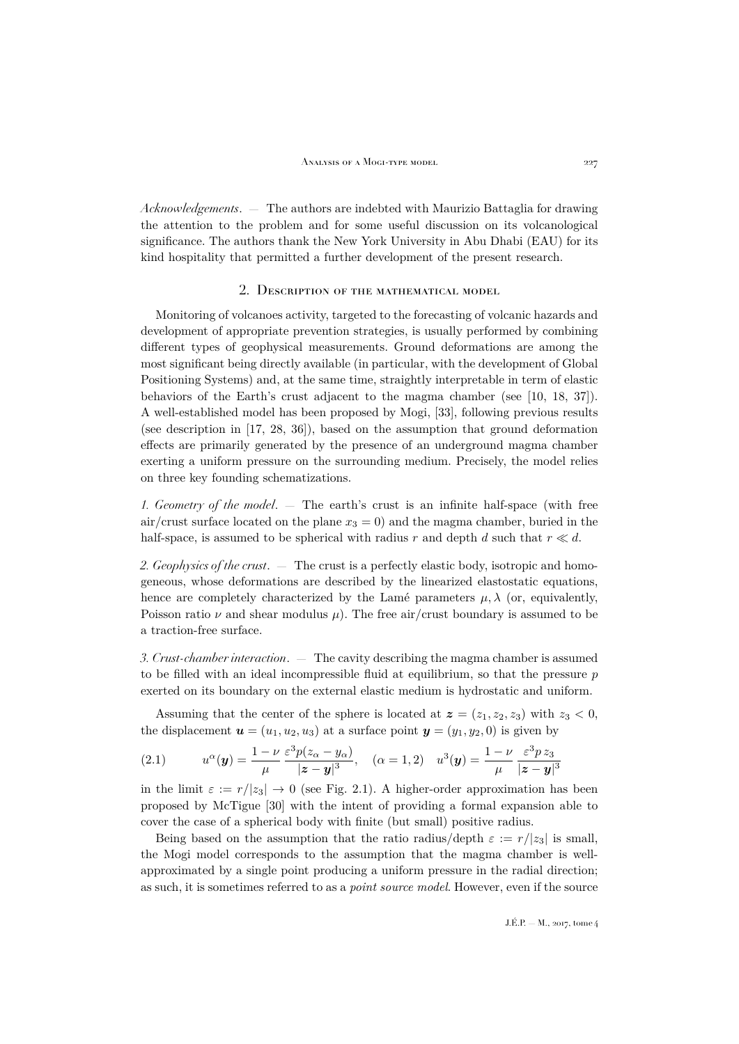*Acknowledgements*. — The authors are indebted with Maurizio Battaglia for drawing the attention to the problem and for some useful discussion on its volcanological significance. The authors thank the New York University in Abu Dhabi (EAU) for its kind hospitality that permitted a further development of the present research.

## 2. Description of the mathematical model

Monitoring of volcanoes activity, targeted to the forecasting of volcanic hazards and development of appropriate prevention strategies, is usually performed by combining different types of geophysical measurements. Ground deformations are among the most significant being directly available (in particular, with the development of Global Positioning Systems) and, at the same time, straightly interpretable in term of elastic behaviors of the Earth's crust adjacent to the magma chamber (see [10, 18, 37]). A well-established model has been proposed by Mogi, [33], following previous results (see description in [17, 28, 36]), based on the assumption that ground deformation effects are primarily generated by the presence of an underground magma chamber exerting a uniform pressure on the surrounding medium. Precisely, the model relies on three key founding schematizations.

*1. Geometry of the model*. — The earth's crust is an infinite half-space (with free air/crust surface located on the plane $x_3 = 0$) and the magma chamber, buried in the half-space, is assumed to be spherical with radius $r$ and depth $d$ such that $r \ll d$.

*2. Geophysics of the crust*. — The crust is a perfectly elastic body, isotropic and homogeneous, whose deformations are described by the linearized elastostatic equations, hence are completely characterized by the Lamé parameters $\mu, \lambda$ (or, equivalently, Poisson ratio $\nu$ and shear modulus $\mu$). The free air/crust boundary is assumed to be a traction-free surface.

*3. Crust-chamber interaction*. — The cavity describing the magma chamber is assumed to be filled with an ideal incompressible fluid at equilibrium, so that the pressure $p$ exerted on its boundary on the external elastic medium is hydrostatic and uniform.

Assuming that the center of the sphere is located at $\boldsymbol{z} = (z_1, z_2, z_3)$ with $z_3 < 0$, the displacement $\boldsymbol{u} = (u_1, u_2, u_3)$ at a surface point $\boldsymbol{y} = (y_1, y_2, 0)$ is given by

$$u^\alpha(\boldsymbol{y}) = \frac{1-\nu}{\mu}\,\frac{\varepsilon^3 p (z_\alpha - y_\alpha)}{|\boldsymbol{z}-\boldsymbol{y}|^3}, \quad (\alpha = 1, 2) \quad u^3(\boldsymbol{y}) = \frac{1-\nu}{\mu}\,\frac{\varepsilon^3 p\, z_3}{|\boldsymbol{z}-\boldsymbol{y}|^3} \tag{2.1}$$

in the limit $\varepsilon := r/|z_3| \to 0$ (see Fig. 2.1). A higher-order approximation has been proposed by McTigue [30] with the intent of providing a formal expansion able to cover the case of a spherical body with finite (but small) positive radius.

Being based on the assumption that the ratio radius/depth $\varepsilon := r/|z_3|$ is small, the Mogi model corresponds to the assumption that the magma chamber is well-approximated by a single point producing a uniform pressure in the radial direction; as such, it is sometimes referred to as a *point source model*. However, even if the source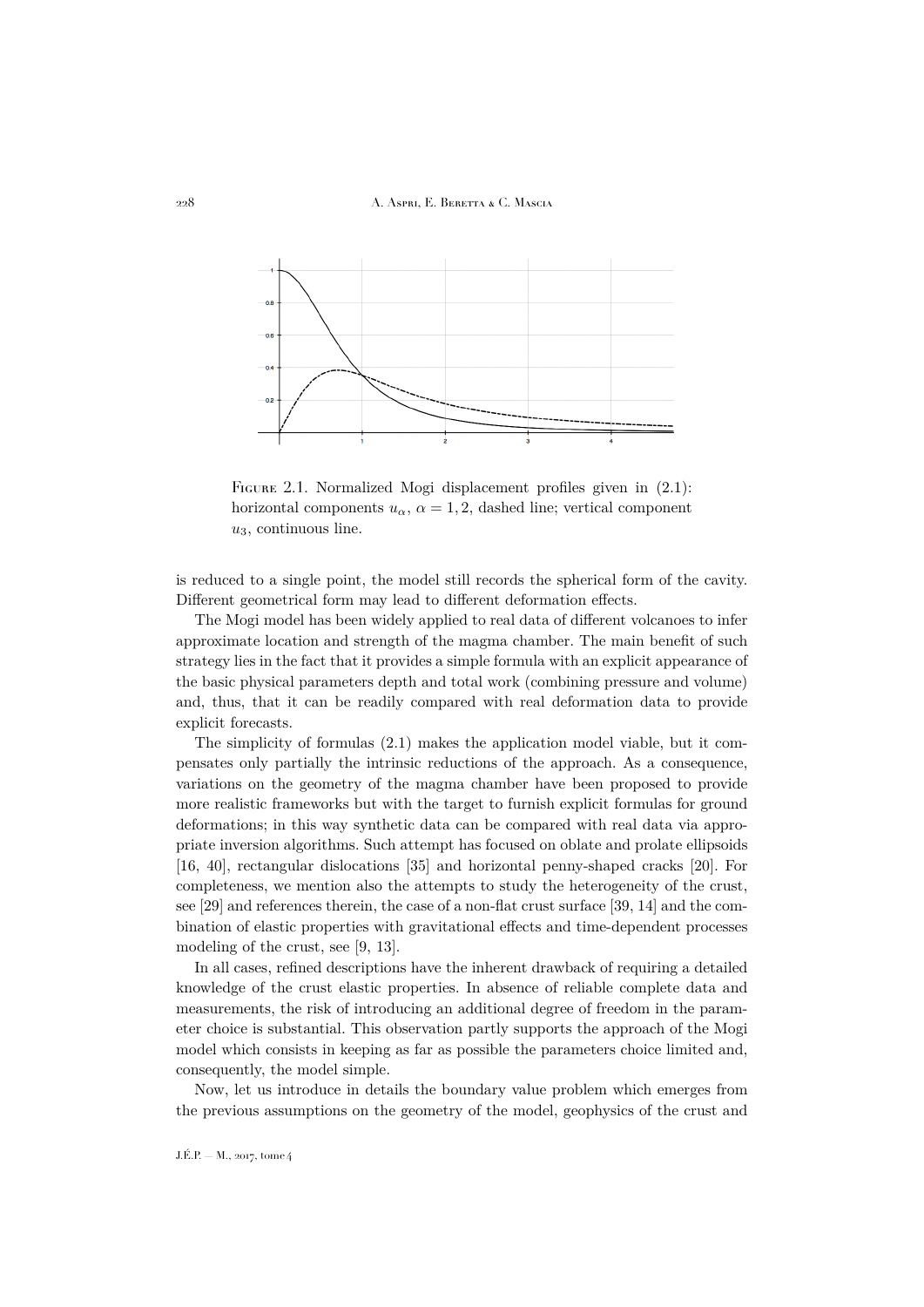Figure 2.1. Normalized Mogi displacement profiles given in (2.1): horizontal components $u_\alpha$, $\alpha = 1, 2$, dashed line; vertical component $u_3$, continuous line.

is reduced to a single point, the model still records the spherical form of the cavity. Different geometrical form may lead to different deformation effects.

The Mogi model has been widely applied to real data of different volcanoes to infer approximate location and strength of the magma chamber. The main benefit of such strategy lies in the fact that it provides a simple formula with an explicit appearance of the basic physical parameters depth and total work (combining pressure and volume) and, thus, that it can be readily compared with real deformation data to provide explicit forecasts.

The simplicity of formulas (2.1) makes the application model viable, but it compensates only partially the intrinsic reductions of the approach. As a consequence, variations on the geometry of the magma chamber have been proposed to provide more realistic frameworks but with the target to furnish explicit formulas for ground deformations; in this way synthetic data can be compared with real data via appropriate inversion algorithms. Such attempt has focused on oblate and prolate ellipsoids [16, 40], rectangular dislocations [35] and horizontal penny-shaped cracks [20]. For completeness, we mention also the attempts to study the heterogeneity of the crust, see [29] and references therein, the case of a non-flat crust surface [39, 14] and the combination of elastic properties with gravitational effects and time-dependent processes modeling of the crust, see [9, 13].

In all cases, refined descriptions have the inherent drawback of requiring a detailed knowledge of the crust elastic properties. In absence of reliable complete data and measurements, the risk of introducing an additional degree of freedom in the parameter choice is substantial. This observation partly supports the approach of the Mogi model which consists in keeping as far as possible the parameters choice limited and, consequently, the model simple.

Now, let us introduce in details the boundary value problem which emerges from the previous assumptions on the geometry of the model, geophysics of the crust and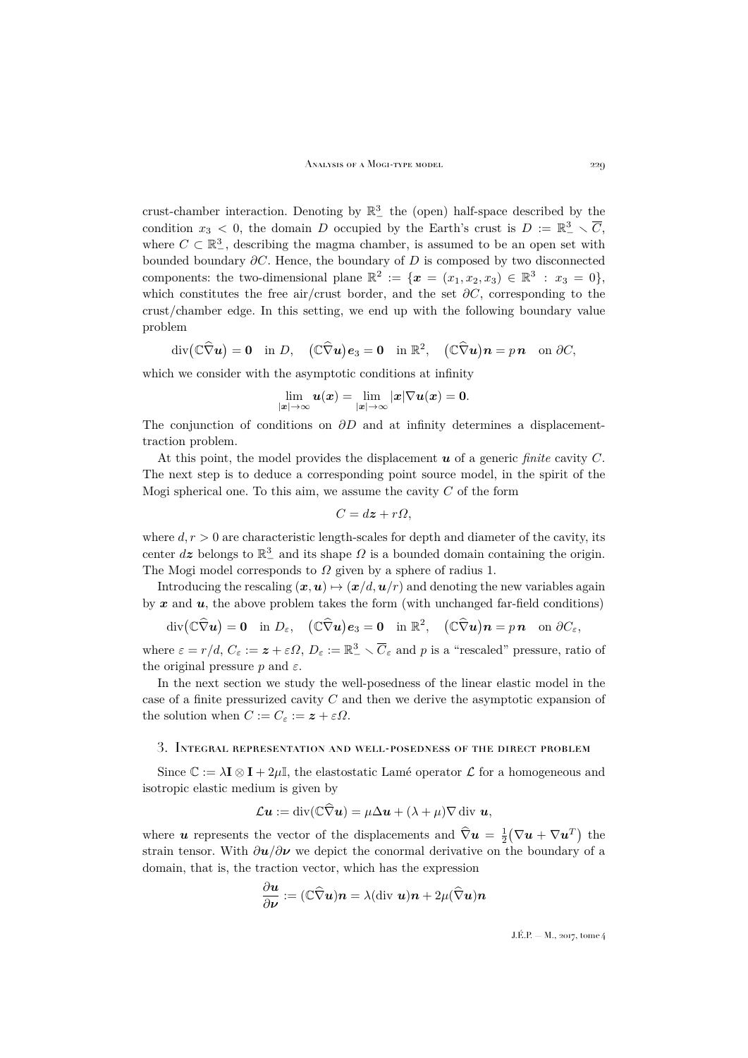crust-chamber interaction. Denoting by $\mathbb{R}^3_-$ the (open) half-space described by the condition $x_3 < 0$, the domain $D$ occupied by the Earth's crust is $D := \mathbb{R}^3_- \smallsetminus \overline{C}$, where $C \subset \mathbb{R}^3_-$, describing the magma chamber, is assumed to be an open set with bounded boundary $\partial C$. Hence, the boundary of $D$ is composed by two disconnected components: the two-dimensional plane $\mathbb{R}^2 := \{\boldsymbol{x} = (x_1, x_2, x_3) \in \mathbb{R}^3 : x_3 = 0\}$, which constitutes the free air/crust border, and the set $\partial C$, corresponding to the crust/chamber edge. In this setting, we end up with the following boundary value problem

$$\operatorname{div}\big(\mathbb{C}\widehat{\nabla}\boldsymbol{u}\big) = \boldsymbol{0} \quad \text{in } D, \quad \big(\mathbb{C}\widehat{\nabla}\boldsymbol{u}\big)\boldsymbol{e}_3 = \boldsymbol{0} \quad \text{in } \mathbb{R}^2, \quad \big(\mathbb{C}\widehat{\nabla}\boldsymbol{u}\big)\boldsymbol{n} = p\,\boldsymbol{n} \quad \text{on } \partial C,$$

which we consider with the asymptotic conditions at infinity

$$\lim_{|\boldsymbol{x}|\to\infty} \boldsymbol{u}(\boldsymbol{x}) = \lim_{|\boldsymbol{x}|\to\infty} |\boldsymbol{x}|\nabla \boldsymbol{u}(\boldsymbol{x}) = \boldsymbol{0}.$$

The conjunction of conditions on $\partial D$ and at infinity determines a displacement-traction problem.

At this point, the model provides the displacement $\boldsymbol{u}$ of a generic *finite* cavity $C$. The next step is to deduce a corresponding point source model, in the spirit of the Mogi spherical one. To this aim, we assume the cavity $C$ of the form

$$C = d\boldsymbol{z} + r\Omega,$$

where $d, r > 0$ are characteristic length-scales for depth and diameter of the cavity, its center $d\boldsymbol{z}$ belongs to $\mathbb{R}^3_-$ and its shape $\Omega$ is a bounded domain containing the origin. The Mogi model corresponds to $\Omega$ given by a sphere of radius 1.

Introducing the rescaling $(\boldsymbol{x}, \boldsymbol{u}) \mapsto (\boldsymbol{x}/d, \boldsymbol{u}/r)$ and denoting the new variables again by $\boldsymbol{x}$ and $\boldsymbol{u}$, the above problem takes the form (with unchanged far-field conditions)

$$\operatorname{div}\big(\mathbb{C}\widehat{\nabla}\boldsymbol{u}\big) = \boldsymbol{0} \quad \text{in } D_\varepsilon, \quad \big(\mathbb{C}\widehat{\nabla}\boldsymbol{u}\big)\boldsymbol{e}_3 = \boldsymbol{0} \quad \text{in } \mathbb{R}^2, \quad \big(\mathbb{C}\widehat{\nabla}\boldsymbol{u}\big)\boldsymbol{n} = p\,\boldsymbol{n} \quad \text{on } \partial C_\varepsilon,$$

where $\varepsilon = r/d$, $C_\varepsilon := \boldsymbol{z} + \varepsilon\Omega$, $D_\varepsilon := \mathbb{R}^3_- \smallsetminus \overline{C}_\varepsilon$ and $p$ is a "rescaled" pressure, ratio of the original pressure $p$ and $\varepsilon$.

In the next section we study the well-posedness of the linear elastic model in the case of a finite pressurized cavity $C$ and then we derive the asymptotic expansion of the solution when $C := C_\varepsilon := \boldsymbol{z} + \varepsilon\Omega$.

## 3. Integral representation and well-posedness of the direct problem

Since $\mathbb{C} := \lambda\mathbf{I} \otimes \mathbf{I} + 2\mu\mathbb{I}$, the elastostatic Lamé operator $\mathcal{L}$ for a homogeneous and isotropic elastic medium is given by

$$\mathcal{L}\boldsymbol{u} := \operatorname{div}(\mathbb{C}\widehat{\nabla}\boldsymbol{u}) = \mu\Delta\boldsymbol{u} + (\lambda + \mu)\nabla \operatorname{div}\,\boldsymbol{u},$$

where $\boldsymbol{u}$ represents the vector of the displacements and $\widehat{\nabla}\boldsymbol{u} = \frac{1}{2}\big(\nabla\boldsymbol{u} + \nabla\boldsymbol{u}^T\big)$ the strain tensor. With $\partial\boldsymbol{u}/\partial\boldsymbol{\nu}$ we depict the conormal derivative on the boundary of a domain, that is, the traction vector, which has the expression

$$\frac{\partial \boldsymbol{u}}{\partial \boldsymbol{\nu}} := (\mathbb{C}\widehat{\nabla}\boldsymbol{u})\boldsymbol{n} = \lambda(\operatorname{div}\,\boldsymbol{u})\boldsymbol{n} + 2\mu(\widehat{\nabla}\boldsymbol{u})\boldsymbol{n}$$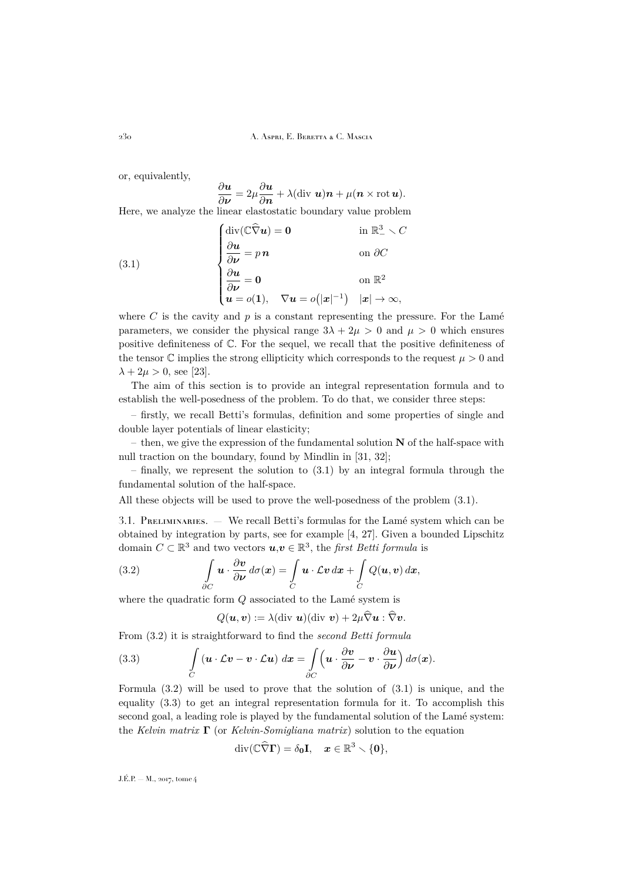or, equivalently,

$$\frac{\partial \boldsymbol{u}}{\partial \boldsymbol{\nu}} = 2\mu \frac{\partial \boldsymbol{u}}{\partial \boldsymbol{n}} + \lambda(\text{div } \boldsymbol{u})\boldsymbol{n} + \mu(\boldsymbol{n} \times \text{rot } \boldsymbol{u}).$$

Here, we analyze the linear elastostatic boundary value problem

$$\tag{3.1} \begin{cases} \text{div}(\mathbb{C}\widehat{\nabla}\boldsymbol{u}) = \boldsymbol{0} & \text{in } \mathbb{R}^3_- \smallsetminus C \\ \dfrac{\partial \boldsymbol{u}}{\partial \boldsymbol{\nu}} = p\,\boldsymbol{n} & \text{on } \partial C \\ \dfrac{\partial \boldsymbol{u}}{\partial \boldsymbol{\nu}} = \boldsymbol{0} & \text{on } \mathbb{R}^2 \\ \boldsymbol{u} = o(\boldsymbol{1}), \quad \nabla \boldsymbol{u} = o\big(|\boldsymbol{x}|^{-1}\big) & |\boldsymbol{x}| \to \infty, \end{cases}$$

where $C$ is the cavity and $p$ is a constant representing the pressure. For the Lamé parameters, we consider the physical range $3\lambda + 2\mu > 0$ and $\mu > 0$ which ensures positive definiteness of $\mathbb{C}$. For the sequel, we recall that the positive definiteness of the tensor $\mathbb{C}$ implies the strong ellipticity which corresponds to the request $\mu > 0$ and $\lambda + 2\mu > 0$, see [23].

The aim of this section is to provide an integral representation formula and to establish the well-posedness of the problem. To do that, we consider three steps:

– firstly, we recall Betti's formulas, definition and some properties of single and double layer potentials of linear elasticity;

– then, we give the expression of the fundamental solution $\mathbf{N}$ of the half-space with null traction on the boundary, found by Mindlin in [31, 32];

– finally, we represent the solution to (3.1) by an integral formula through the fundamental solution of the half-space.

All these objects will be used to prove the well-posedness of the problem (3.1).

3.1. Preliminaries. — We recall Betti's formulas for the Lamé system which can be obtained by integration by parts, see for example [4, 27]. Given a bounded Lipschitz domain $C \subset \mathbb{R}^3$ and two vectors $\boldsymbol{u},\boldsymbol{v} \in \mathbb{R}^3$, the *first Betti formula* is

$$\tag{3.2} \int_{\partial C} \boldsymbol{u} \cdot \frac{\partial \boldsymbol{v}}{\partial \boldsymbol{\nu}}\, d\sigma(\boldsymbol{x}) = \int_C \boldsymbol{u} \cdot \mathcal{L}\boldsymbol{v}\, d\boldsymbol{x} + \int_C Q(\boldsymbol{u}, \boldsymbol{v})\, d\boldsymbol{x},$$

where the quadratic form $Q$ associated to the Lamé system is

$$Q(\boldsymbol{u}, \boldsymbol{v}) := \lambda(\text{div } \boldsymbol{u})(\text{div } \boldsymbol{v}) + 2\mu \widehat{\nabla}\boldsymbol{u} : \widehat{\nabla}\boldsymbol{v}.$$

From (3.2) it is straightforward to find the *second Betti formula*

$$\tag{3.3} \int_C (\boldsymbol{u} \cdot \mathcal{L}\boldsymbol{v} - \boldsymbol{v} \cdot \mathcal{L}\boldsymbol{u})\, d\boldsymbol{x} = \int_{\partial C} \Big( \boldsymbol{u} \cdot \frac{\partial \boldsymbol{v}}{\partial \boldsymbol{\nu}} - \boldsymbol{v} \cdot \frac{\partial \boldsymbol{u}}{\partial \boldsymbol{\nu}} \Big)\, d\sigma(\boldsymbol{x}).$$

Formula (3.2) will be used to prove that the solution of (3.1) is unique, and the equality (3.3) to get an integral representation formula for it. To accomplish this second goal, a leading role is played by the fundamental solution of the Lamé system: the *Kelvin matrix* $\mathbf{\Gamma}$ (or *Kelvin-Somigliana matrix*) solution to the equation

$$\text{div}(\mathbb{C}\widehat{\nabla}\mathbf{\Gamma}) = \delta_{\mathbf{0}}\mathbf{I}, \quad \boldsymbol{x} \in \mathbb{R}^3 \smallsetminus \{\mathbf{0}\},$$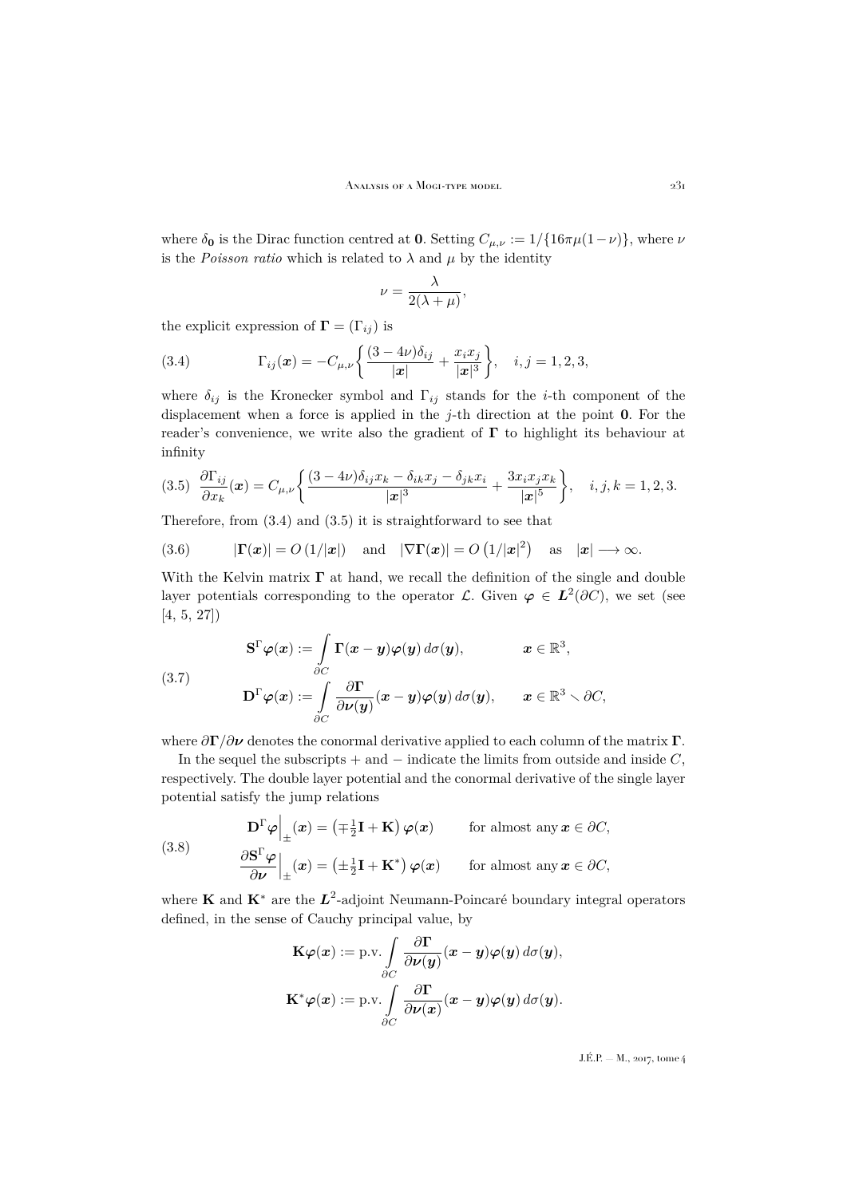where $\delta_{\mathbf{0}}$ is the Dirac function centred at $\mathbf{0}$. Setting $C_{\mu,\nu} := 1/\{16\pi\mu(1-\nu)\}$, where $\nu$ is the *Poisson ratio* which is related to $\lambda$ and $\mu$ by the identity

$$\nu = \frac{\lambda}{2(\lambda+\mu)},$$

the explicit expression of $\mathbf{\Gamma} = (\Gamma_{ij})$ is

$$\Gamma_{ij}(\boldsymbol{x}) = -C_{\mu,\nu}\left\{\frac{(3-4\nu)\delta_{ij}}{|\boldsymbol{x}|} + \frac{x_i x_j}{|\boldsymbol{x}|^3}\right\}, \quad i,j = 1,2,3, \tag{3.4}$$

where $\delta_{ij}$ is the Kronecker symbol and $\Gamma_{ij}$ stands for the $i$-th component of the displacement when a force is applied in the $j$-th direction at the point $\mathbf{0}$. For the reader's convenience, we write also the gradient of $\mathbf{\Gamma}$ to highlight its behaviour at infinity

$$\frac{\partial \Gamma_{ij}}{\partial x_k}(\boldsymbol{x}) = C_{\mu,\nu}\left\{\frac{(3-4\nu)\delta_{ij}x_k - \delta_{ik}x_j - \delta_{jk}x_i}{|\boldsymbol{x}|^3} + \frac{3x_i x_j x_k}{|\boldsymbol{x}|^5}\right\}, \quad i,j,k = 1,2,3. \tag{3.5}$$

Therefore, from (3.4) and (3.5) it is straightforward to see that

$$|\mathbf{\Gamma}(\boldsymbol{x})| = O\left(1/|\boldsymbol{x}|\right) \quad \text{and} \quad |\nabla\mathbf{\Gamma}(\boldsymbol{x})| = O\left(1/|\boldsymbol{x}|^2\right) \quad \text{as} \quad |\boldsymbol{x}| \longrightarrow \infty. \tag{3.6}$$

With the Kelvin matrix $\mathbf{\Gamma}$ at hand, we recall the definition of the single and double layer potentials corresponding to the operator $\mathcal{L}$. Given $\boldsymbol{\varphi} \in \boldsymbol{L}^2(\partial C)$, we set (see [4, 5, 27])

$$\begin{aligned}
\mathbf{S}^\Gamma\boldsymbol{\varphi}(\boldsymbol{x}) &:= \int_{\partial C} \mathbf{\Gamma}(\boldsymbol{x}-\boldsymbol{y})\boldsymbol{\varphi}(\boldsymbol{y})\, d\sigma(\boldsymbol{y}), && \boldsymbol{x} \in \mathbb{R}^3,\\
\mathbf{D}^\Gamma\boldsymbol{\varphi}(\boldsymbol{x}) &:= \int_{\partial C} \frac{\partial \mathbf{\Gamma}}{\partial \boldsymbol{\nu}(\boldsymbol{y})}(\boldsymbol{x}-\boldsymbol{y})\boldsymbol{\varphi}(\boldsymbol{y})\, d\sigma(\boldsymbol{y}), && \boldsymbol{x} \in \mathbb{R}^3 \setminus \partial C,
\end{aligned} \tag{3.7}$$

where $\partial\mathbf{\Gamma}/\partial\boldsymbol{\nu}$ denotes the conormal derivative applied to each column of the matrix $\mathbf{\Gamma}$.

In the sequel the subscripts $+$ and $-$ indicate the limits from outside and inside $C$, respectively. The double layer potential and the conormal derivative of the single layer potential satisfy the jump relations

$$\begin{aligned}
\mathbf{D}^\Gamma\boldsymbol{\varphi}\Big|_{\pm}(\boldsymbol{x}) &= \left(\mp\tfrac{1}{2}\mathbf{I} + \mathbf{K}\right)\boldsymbol{\varphi}(\boldsymbol{x}) && \text{for almost any } \boldsymbol{x} \in \partial C,\\
\frac{\partial \mathbf{S}^\Gamma\boldsymbol{\varphi}}{\partial\boldsymbol{\nu}}\Big|_{\pm}(\boldsymbol{x}) &= \left(\pm\tfrac{1}{2}\mathbf{I} + \mathbf{K}^*\right)\boldsymbol{\varphi}(\boldsymbol{x}) && \text{for almost any } \boldsymbol{x} \in \partial C,
\end{aligned} \tag{3.8}$$

where $\mathbf{K}$ and $\mathbf{K}^*$ are the $\boldsymbol{L}^2$-adjoint Neumann-Poincaré boundary integral operators defined, in the sense of Cauchy principal value, by

$$\mathbf{K}\boldsymbol{\varphi}(\boldsymbol{x}) := \text{p.v.}\int_{\partial C} \frac{\partial \mathbf{\Gamma}}{\partial \boldsymbol{\nu}(\boldsymbol{y})}(\boldsymbol{x}-\boldsymbol{y})\boldsymbol{\varphi}(\boldsymbol{y})\, d\sigma(\boldsymbol{y}),$$

$$\mathbf{K}^*\boldsymbol{\varphi}(\boldsymbol{x}) := \text{p.v.}\int_{\partial C} \frac{\partial \mathbf{\Gamma}}{\partial \boldsymbol{\nu}(\boldsymbol{x})}(\boldsymbol{x}-\boldsymbol{y})\boldsymbol{\varphi}(\boldsymbol{y})\, d\sigma(\boldsymbol{y}).$$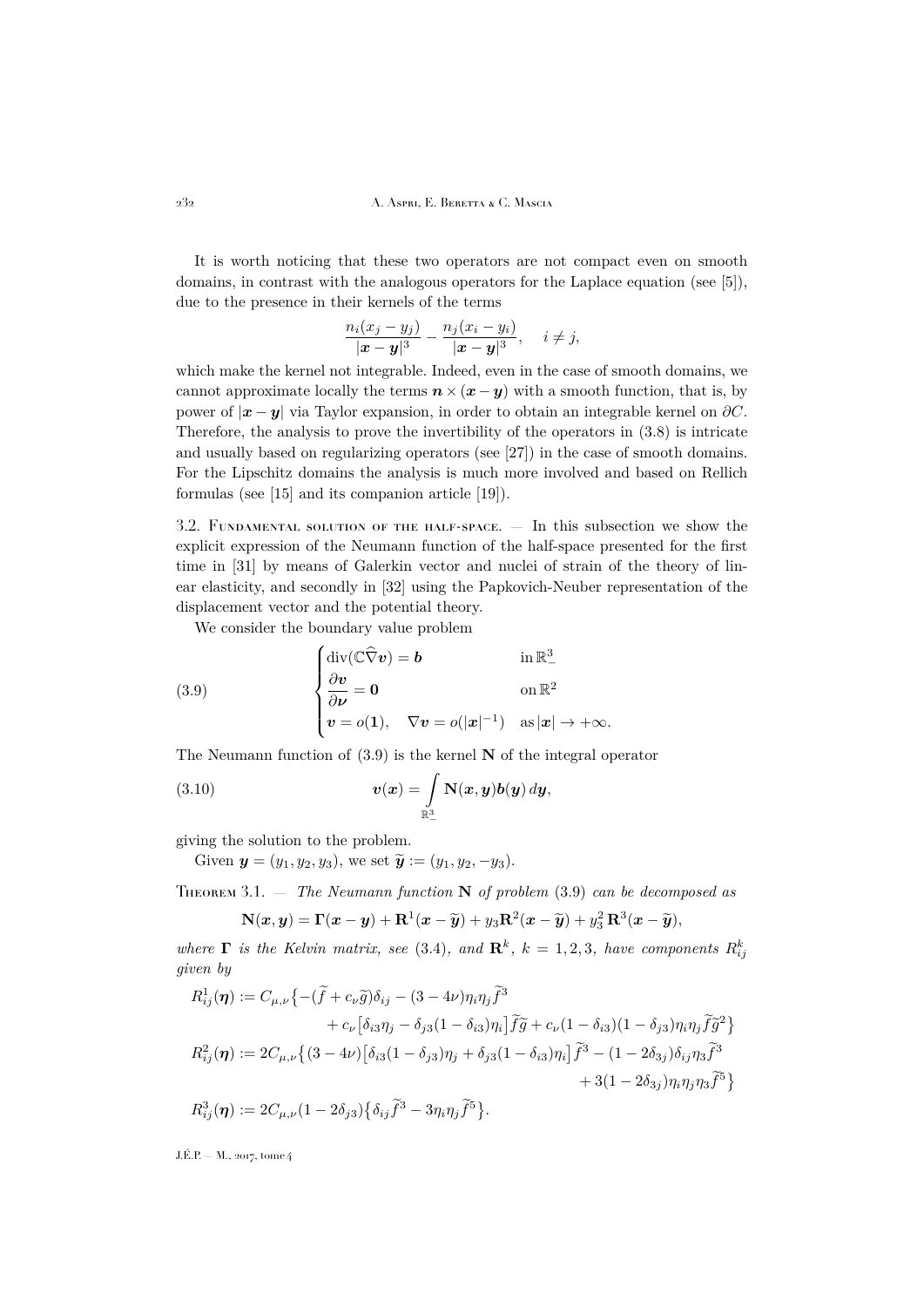It is worth noticing that these two operators are not compact even on smooth domains, in contrast with the analogous operators for the Laplace equation (see [5]), due to the presence in their kernels of the terms

$$\frac{n_i(x_j - y_j)}{|\boldsymbol{x}-\boldsymbol{y}|^3} - \frac{n_j(x_i - y_i)}{|\boldsymbol{x}-\boldsymbol{y}|^3}, \quad i \neq j,$$

which make the kernel not integrable. Indeed, even in the case of smooth domains, we cannot approximate locally the terms $\boldsymbol{n} \times (\boldsymbol{x}-\boldsymbol{y})$ with a smooth function, that is, by power of $|\boldsymbol{x}-\boldsymbol{y}|$ via Taylor expansion, in order to obtain an integrable kernel on $\partial C$. Therefore, the analysis to prove the invertibility of the operators in (3.8) is intricate and usually based on regularizing operators (see [27]) in the case of smooth domains. For the Lipschitz domains the analysis is much more involved and based on Rellich formulas (see [15] and its companion article [19]).

3.2. Fundamental solution of the half-space. — In this subsection we show the explicit expression of the Neumann function of the half-space presented for the first time in [31] by means of Galerkin vector and nuclei of strain of the theory of linear elasticity, and secondly in [32] using the Papkovich-Neuber representation of the displacement vector and the potential theory.

We consider the boundary value problem

$$\begin{cases} \operatorname{div}(\mathbb{C}\widehat{\nabla}\boldsymbol{v}) = \boldsymbol{b} & \text{in}\, \mathbb{R}^3_- \\ \dfrac{\partial \boldsymbol{v}}{\partial \boldsymbol{\nu}} = \boldsymbol{0} & \text{on}\, \mathbb{R}^2 \\ \boldsymbol{v} = o(\boldsymbol{1}), \quad \nabla \boldsymbol{v} = o(|\boldsymbol{x}|^{-1}) & \text{as}\, |\boldsymbol{x}| \to +\infty. \end{cases} \tag{3.9}$$

The Neumann function of (3.9) is the kernel $\mathbf{N}$ of the integral operator

$$\boldsymbol{v}(\boldsymbol{x}) = \int\limits_{\mathbb{R}^3_-} \mathbf{N}(\boldsymbol{x},\boldsymbol{y})\boldsymbol{b}(\boldsymbol{y})\,d\boldsymbol{y}, \tag{3.10}$$

giving the solution to the problem.

Given $\boldsymbol{y} = (y_1, y_2, y_3)$, we set $\widetilde{\boldsymbol{y}} := (y_1, y_2, -y_3)$.

Theorem 3.1. — *The Neumann function $\mathbf{N}$ of problem (3.9) can be decomposed as*

$$\mathbf{N}(\boldsymbol{x},\boldsymbol{y}) = \boldsymbol{\Gamma}(\boldsymbol{x}-\boldsymbol{y}) + \mathbf{R}^1(\boldsymbol{x}-\widetilde{\boldsymbol{y}}) + y_3\mathbf{R}^2(\boldsymbol{x}-\widetilde{\boldsymbol{y}}) + y_3^2\,\mathbf{R}^3(\boldsymbol{x}-\widetilde{\boldsymbol{y}}),$$

*where $\boldsymbol{\Gamma}$ is the Kelvin matrix, see (3.4), and $\mathbf{R}^k$, $k = 1, 2, 3$, have components $R^k_{ij}$ given by*

$$\begin{aligned}
R^1_{ij}(\boldsymbol{\eta}) &:= C_{\mu,\nu}\big\{-(\widetilde{f} + c_\nu \widetilde{g})\delta_{ij} - (3-4\nu)\eta_i\eta_j \widetilde{f}^3 \\
&\qquad + c_\nu\big[\delta_{i3}\eta_j - \delta_{j3}(1-\delta_{i3})\eta_i\big]\widetilde{f}\widetilde{g} + c_\nu(1-\delta_{i3})(1-\delta_{j3})\eta_i\eta_j\widetilde{f}\widetilde{g}^2\big\} \\
R^2_{ij}(\boldsymbol{\eta}) &:= 2C_{\mu,\nu}\big\{(3-4\nu)\big[\delta_{i3}(1-\delta_{j3})\eta_j + \delta_{j3}(1-\delta_{i3})\eta_i\big]\widetilde{f}^3 - (1-2\delta_{3j})\delta_{ij}\eta_3\widetilde{f}^3 \\
&\qquad + 3(1-2\delta_{3j})\eta_i\eta_j\eta_3\widetilde{f}^5\big\} \\
R^3_{ij}(\boldsymbol{\eta}) &:= 2C_{\mu,\nu}(1-2\delta_{j3})\big\{\delta_{ij}\widetilde{f}^3 - 3\eta_i\eta_j\widetilde{f}^5\big\}.
\end{aligned}$$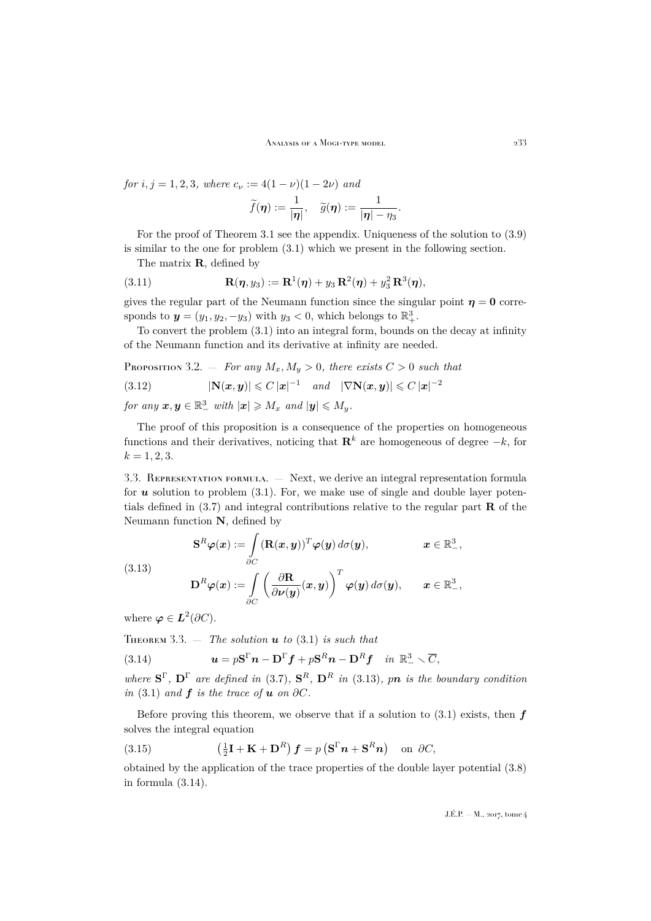*for* $i,j=1,2,3$, *where* $c_\nu := 4(1-\nu)(1-2\nu)$ *and*

$$\widetilde{f}(\boldsymbol{\eta}) := \frac{1}{|\boldsymbol{\eta}|}, \quad \widetilde{g}(\boldsymbol{\eta}) := \frac{1}{|\boldsymbol{\eta}|-\eta_3}.$$

For the proof of Theorem 3.1 see the appendix. Uniqueness of the solution to (3.9) is similar to the one for problem (3.1) which we present in the following section.

The matrix $\mathbf{R}$, defined by

$$\mathbf{R}(\boldsymbol{\eta}, y_3) := \mathbf{R}^1(\boldsymbol{\eta}) + y_3\,\mathbf{R}^2(\boldsymbol{\eta}) + y_3^2\,\mathbf{R}^3(\boldsymbol{\eta}), \tag{3.11}$$

gives the regular part of the Neumann function since the singular point $\boldsymbol{\eta}=\mathbf{0}$ corresponds to $\boldsymbol{y}=(y_1,y_2,-y_3)$ with $y_3<0$, which belongs to $\mathbb{R}^3_+$.

To convert the problem (3.1) into an integral form, bounds on the decay at infinity of the Neumann function and its derivative at infinity are needed.

Proposition 3.2. — *For any $M_x, M_y>0$, there exists $C>0$ such that*

$$|\mathbf{N}(\boldsymbol{x},\boldsymbol{y})| \leqslant C\,|\boldsymbol{x}|^{-1} \quad \text{and} \quad |\nabla \mathbf{N}(\boldsymbol{x},\boldsymbol{y})| \leqslant C\,|\boldsymbol{x}|^{-2} \tag{3.12}$$

*for any $\boldsymbol{x},\boldsymbol{y}\in\mathbb{R}^3_-$ with $|\boldsymbol{x}|\geqslant M_x$ and $|\boldsymbol{y}|\leqslant M_y$.*

The proof of this proposition is a consequence of the properties on homogeneous functions and their derivatives, noticing that $\mathbf{R}^k$ are homogeneous of degree $-k$, for $k=1,2,3$.

### 3.3. Representation formula.

— Next, we derive an integral representation formula for $\boldsymbol{u}$ solution to problem (3.1). For, we make use of single and double layer potentials defined in (3.7) and integral contributions relative to the regular part $\mathbf{R}$ of the Neumann function $\mathbf{N}$, defined by

$$\begin{aligned} \mathbf{S}^R\boldsymbol{\varphi}(\boldsymbol{x}) &:= \int_{\partial C} (\mathbf{R}(\boldsymbol{x},\boldsymbol{y}))^T \boldsymbol{\varphi}(\boldsymbol{y})\, d\sigma(\boldsymbol{y}), & \boldsymbol{x}\in\mathbb{R}^3_-, \\ \mathbf{D}^R\boldsymbol{\varphi}(\boldsymbol{x}) &:= \int_{\partial C} \left(\frac{\partial \mathbf{R}}{\partial \boldsymbol{\nu}(\boldsymbol{y})}(\boldsymbol{x},\boldsymbol{y})\right)^T \boldsymbol{\varphi}(\boldsymbol{y})\, d\sigma(\boldsymbol{y}), & \boldsymbol{x}\in\mathbb{R}^3_-, \end{aligned} \tag{3.13}$$

where $\boldsymbol{\varphi}\in \boldsymbol{L}^2(\partial C)$.

Theorem 3.3. — *The solution $\boldsymbol{u}$ to* (3.1) *is such that*

$$\boldsymbol{u} = p\mathbf{S}^\Gamma\boldsymbol{n} - \mathbf{D}^\Gamma\boldsymbol{f} + p\mathbf{S}^R\boldsymbol{n} - \mathbf{D}^R\boldsymbol{f} \quad \text{in } \mathbb{R}^3_- \smallsetminus \overline{C}, \tag{3.14}$$

*where $\mathbf{S}^\Gamma$, $\mathbf{D}^\Gamma$ are defined in* (3.7), *$\mathbf{S}^R$, $\mathbf{D}^R$ in* (3.13), *$p\boldsymbol{n}$ is the boundary condition in* (3.1) *and $\boldsymbol{f}$ is the trace of $\boldsymbol{u}$ on $\partial C$.*

Before proving this theorem, we observe that if a solution to (3.1) exists, then $\boldsymbol{f}$ solves the integral equation

$$\left(\tfrac{1}{2}\mathbf{I} + \mathbf{K} + \mathbf{D}^R\right)\boldsymbol{f} = p\left(\mathbf{S}^\Gamma\boldsymbol{n} + \mathbf{S}^R\boldsymbol{n}\right) \quad \text{on } \partial C, \tag{3.15}$$

obtained by the application of the trace properties of the double layer potential (3.8) in formula (3.14).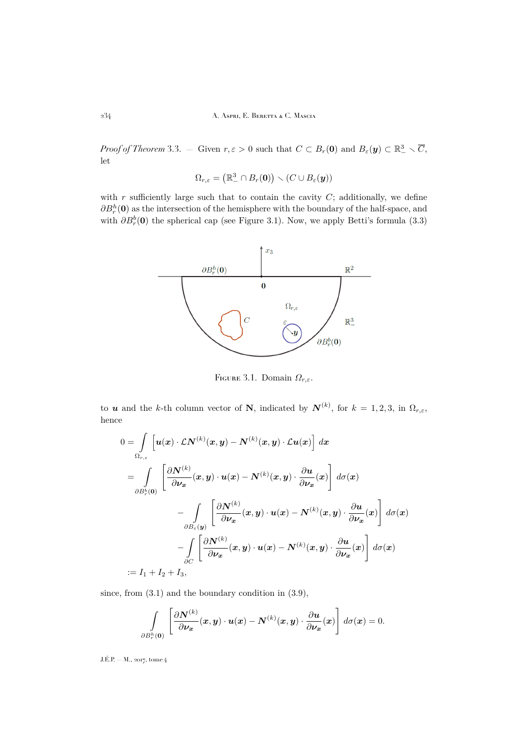*Proof of Theorem* 3.3. — Given $r, \varepsilon > 0$ such that $C \subset B_r(\mathbf{0})$ and $B_\varepsilon(\boldsymbol{y}) \subset \mathbb{R}^3_- \smallsetminus \overline{C}$, let

$$\Omega_{r,\varepsilon} = \left(\mathbb{R}^3_- \cap B_r(\mathbf{0})\right) \smallsetminus (C \cup B_\varepsilon(\boldsymbol{y}))$$

with $r$ sufficiently large such that to contain the cavity $C$; additionally, we define $\partial B^h_r(\mathbf{0})$ as the intersection of the hemisphere with the boundary of the half-space, and with $\partial B^b_r(\mathbf{0})$ the spherical cap (see Figure 3.1). Now, we apply Betti's formula (3.3)

Figure 3.1. Domain $\Omega_{r,\varepsilon}$.

to $\boldsymbol{u}$ and the $k$-th column vector of $\mathbf{N}$, indicated by $\boldsymbol{N}^{(k)}$, for $k = 1, 2, 3$, in $\Omega_{r,\varepsilon}$, hence

$$
\begin{aligned}
0 &= \int\limits_{\Omega_{r,\varepsilon}} \Big[\boldsymbol{u}(\boldsymbol{x}) \cdot \mathcal{L}\boldsymbol{N}^{(k)}(\boldsymbol{x},\boldsymbol{y}) - \boldsymbol{N}^{(k)}(\boldsymbol{x},\boldsymbol{y}) \cdot \mathcal{L}\boldsymbol{u}(\boldsymbol{x})\Big]\, d\boldsymbol{x} \\
&= \int\limits_{\partial B^b_r(\mathbf{0})} \left[\frac{\partial \boldsymbol{N}^{(k)}}{\partial \boldsymbol{\nu}_{\boldsymbol{x}}}(\boldsymbol{x},\boldsymbol{y}) \cdot \boldsymbol{u}(\boldsymbol{x}) - \boldsymbol{N}^{(k)}(\boldsymbol{x},\boldsymbol{y}) \cdot \frac{\partial \boldsymbol{u}}{\partial \boldsymbol{\nu}_{\boldsymbol{x}}}(\boldsymbol{x})\right] d\sigma(\boldsymbol{x}) \\
&\qquad - \int\limits_{\partial B_\varepsilon(\boldsymbol{y})} \left[\frac{\partial \boldsymbol{N}^{(k)}}{\partial \boldsymbol{\nu}_{\boldsymbol{x}}}(\boldsymbol{x},\boldsymbol{y}) \cdot \boldsymbol{u}(\boldsymbol{x}) - \boldsymbol{N}^{(k)}(\boldsymbol{x},\boldsymbol{y}) \cdot \frac{\partial \boldsymbol{u}}{\partial \boldsymbol{\nu}_{\boldsymbol{x}}}(\boldsymbol{x})\right] d\sigma(\boldsymbol{x}) \\
&\qquad - \int\limits_{\partial C} \left[\frac{\partial \boldsymbol{N}^{(k)}}{\partial \boldsymbol{\nu}_{\boldsymbol{x}}}(\boldsymbol{x},\boldsymbol{y}) \cdot \boldsymbol{u}(\boldsymbol{x}) - \boldsymbol{N}^{(k)}(\boldsymbol{x},\boldsymbol{y}) \cdot \frac{\partial \boldsymbol{u}}{\partial \boldsymbol{\nu}_{\boldsymbol{x}}}(\boldsymbol{x})\right] d\sigma(\boldsymbol{x}) \\
&:= I_1 + I_2 + I_3,
\end{aligned}
$$

since, from (3.1) and the boundary condition in (3.9),

$$\int\limits_{\partial B^h_r(\mathbf{0})} \left[\frac{\partial \boldsymbol{N}^{(k)}}{\partial \boldsymbol{\nu}_{\boldsymbol{x}}}(\boldsymbol{x},\boldsymbol{y}) \cdot \boldsymbol{u}(\boldsymbol{x}) - \boldsymbol{N}^{(k)}(\boldsymbol{x},\boldsymbol{y}) \cdot \frac{\partial \boldsymbol{u}}{\partial \boldsymbol{\nu}_{\boldsymbol{x}}}(\boldsymbol{x})\right] d\sigma(\boldsymbol{x}) = 0.$$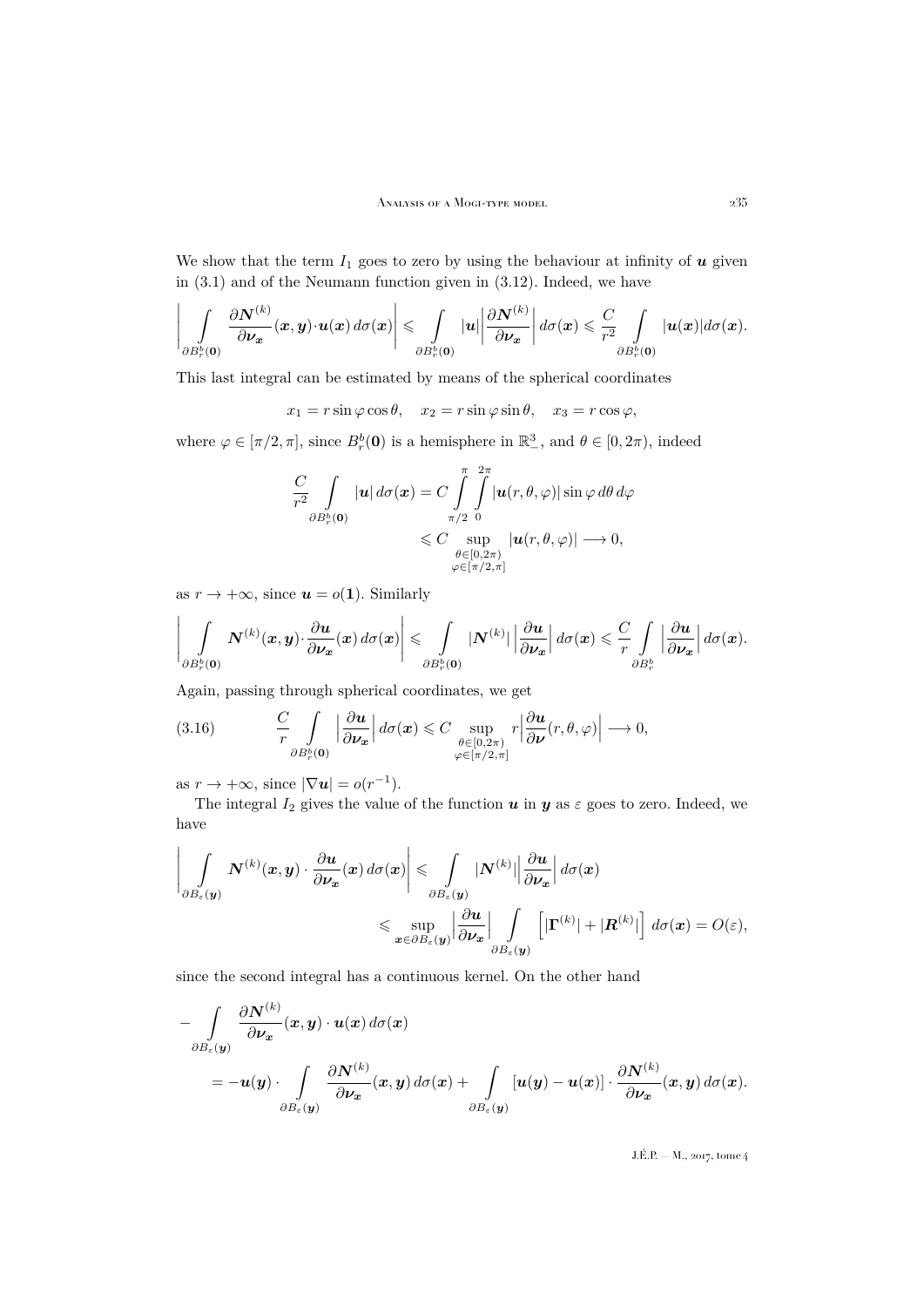We show that the term $I_1$ goes to zero by using the behaviour at infinity of $\boldsymbol{u}$ given in (3.1) and of the Neumann function given in (3.12). Indeed, we have

$$\left| \int\limits_{\partial B_r^b(\mathbf{0})} \frac{\partial \boldsymbol{N}^{(k)}}{\partial \boldsymbol{\nu}_{\boldsymbol{x}}}(\boldsymbol{x},\boldsymbol{y})\cdot \boldsymbol{u}(\boldsymbol{x})\, d\sigma(\boldsymbol{x}) \right| \leqslant \int\limits_{\partial B_r^b(\mathbf{0})} |\boldsymbol{u}| \left| \frac{\partial \boldsymbol{N}^{(k)}}{\partial \boldsymbol{\nu}_{\boldsymbol{x}}} \right| d\sigma(\boldsymbol{x}) \leqslant \frac{C}{r^2} \int\limits_{\partial B_r^b(\mathbf{0})} |\boldsymbol{u}(\boldsymbol{x})| d\sigma(\boldsymbol{x}).$$

This last integral can be estimated by means of the spherical coordinates

$$x_1 = r\sin\varphi\cos\theta, \quad x_2 = r\sin\varphi\sin\theta, \quad x_3 = r\cos\varphi,$$

where $\varphi \in [\pi/2, \pi]$, since $B_r^b(\mathbf{0})$ is a hemisphere in $\mathbb{R}^3_-$, and $\theta \in [0, 2\pi)$, indeed

$$\begin{aligned}\frac{C}{r^2} \int\limits_{\partial B_r^b(\mathbf{0})} |\boldsymbol{u}|\, d\sigma(\boldsymbol{x}) &= C \int\limits_{\pi/2}^{\pi} \int\limits_{0}^{2\pi} |\boldsymbol{u}(r,\theta,\varphi)| \sin\varphi\, d\theta\, d\varphi \\ &\leqslant C \sup_{\substack{\theta\in[0,2\pi)\\ \varphi\in[\pi/2,\pi]}} |\boldsymbol{u}(r,\theta,\varphi)| \longrightarrow 0,\end{aligned}$$

as $r \to +\infty$, since $\boldsymbol{u} = o(\mathbf{1})$. Similarly

$$\left| \int\limits_{\partial B_r^b(\mathbf{0})} \boldsymbol{N}^{(k)}(\boldsymbol{x},\boldsymbol{y})\cdot \frac{\partial \boldsymbol{u}}{\partial \boldsymbol{\nu}_{\boldsymbol{x}}}(\boldsymbol{x})\, d\sigma(\boldsymbol{x}) \right| \leqslant \int\limits_{\partial B_r^b(\mathbf{0})} |\boldsymbol{N}^{(k)}| \left| \frac{\partial \boldsymbol{u}}{\partial \boldsymbol{\nu}_{\boldsymbol{x}}} \right| d\sigma(\boldsymbol{x}) \leqslant \frac{C}{r} \int\limits_{\partial B_r^b} \left| \frac{\partial \boldsymbol{u}}{\partial \boldsymbol{\nu}_{\boldsymbol{x}}} \right| d\sigma(\boldsymbol{x}).$$

Again, passing through spherical coordinates, we get

$$\frac{C}{r} \int\limits_{\partial B_r^b(\mathbf{0})} \left| \frac{\partial \boldsymbol{u}}{\partial \boldsymbol{\nu}_{\boldsymbol{x}}} \right| d\sigma(\boldsymbol{x}) \leqslant C \sup_{\substack{\theta\in[0,2\pi)\\ \varphi\in[\pi/2,\pi]}} r \left| \frac{\partial \boldsymbol{u}}{\partial \boldsymbol{\nu}}(r,\theta,\varphi) \right| \longrightarrow 0, \tag{3.16}$$

as $r \to +\infty$, since $|\nabla \boldsymbol{u}| = o(r^{-1})$.

The integral $I_2$ gives the value of the function $\boldsymbol{u}$ in $\boldsymbol{y}$ as $\varepsilon$ goes to zero. Indeed, we have

$$\begin{aligned}\left| \int\limits_{\partial B_\varepsilon(\boldsymbol{y})} \boldsymbol{N}^{(k)}(\boldsymbol{x},\boldsymbol{y}) \cdot \frac{\partial \boldsymbol{u}}{\partial \boldsymbol{\nu}_{\boldsymbol{x}}}(\boldsymbol{x})\, d\sigma(\boldsymbol{x}) \right| &\leqslant \int\limits_{\partial B_\varepsilon(\boldsymbol{y})} |\boldsymbol{N}^{(k)}| \left| \frac{\partial \boldsymbol{u}}{\partial \boldsymbol{\nu}_{\boldsymbol{x}}} \right| d\sigma(\boldsymbol{x}) \\ &\leqslant \sup_{\boldsymbol{x}\in\partial B_\varepsilon(\boldsymbol{y})} \left| \frac{\partial \boldsymbol{u}}{\partial \boldsymbol{\nu}_{\boldsymbol{x}}} \right| \int\limits_{\partial B_\varepsilon(\boldsymbol{y})} \left[ |\boldsymbol{\Gamma}^{(k)}| + |\boldsymbol{R}^{(k)}| \right] d\sigma(\boldsymbol{x}) = O(\varepsilon),\end{aligned}$$

since the second integral has a continuous kernel. On the other hand

$$\begin{aligned}&- \int\limits_{\partial B_\varepsilon(\boldsymbol{y})} \frac{\partial \boldsymbol{N}^{(k)}}{\partial \boldsymbol{\nu}_{\boldsymbol{x}}}(\boldsymbol{x},\boldsymbol{y}) \cdot \boldsymbol{u}(\boldsymbol{x})\, d\sigma(\boldsymbol{x}) \\ &\qquad = -\boldsymbol{u}(\boldsymbol{y}) \cdot \int\limits_{\partial B_\varepsilon(\boldsymbol{y})} \frac{\partial \boldsymbol{N}^{(k)}}{\partial \boldsymbol{\nu}_{\boldsymbol{x}}}(\boldsymbol{x},\boldsymbol{y})\, d\sigma(\boldsymbol{x}) + \int\limits_{\partial B_\varepsilon(\boldsymbol{y})} [\boldsymbol{u}(\boldsymbol{y}) - \boldsymbol{u}(\boldsymbol{x})] \cdot \frac{\partial \boldsymbol{N}^{(k)}}{\partial \boldsymbol{\nu}_{\boldsymbol{x}}}(\boldsymbol{x},\boldsymbol{y})\, d\sigma(\boldsymbol{x}).\end{aligned}$$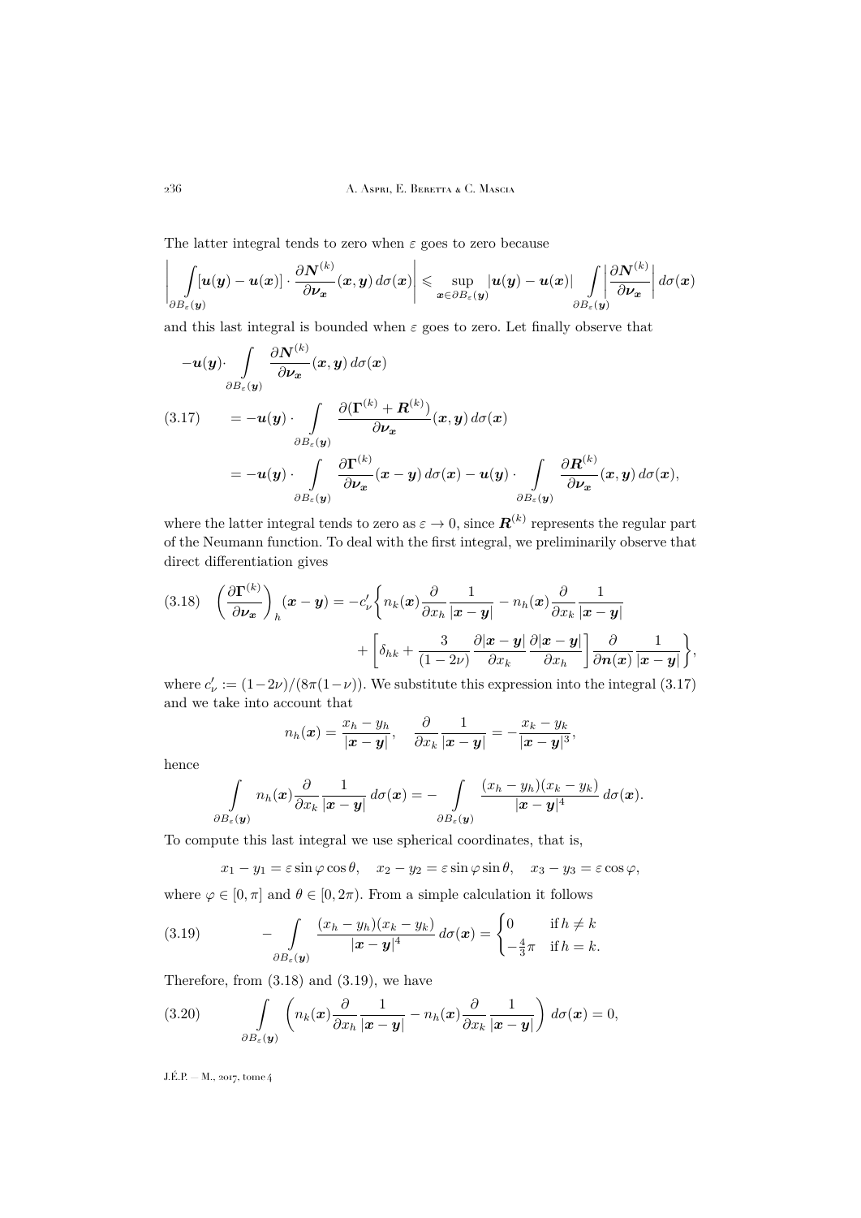The latter integral tends to zero when $\varepsilon$ goes to zero because

$$\left|\int_{\partial B_\varepsilon(\boldsymbol{y})} [\boldsymbol{u}(\boldsymbol{y}) - \boldsymbol{u}(\boldsymbol{x})] \cdot \frac{\partial \boldsymbol{N}^{(k)}}{\partial \boldsymbol{\nu_x}}(\boldsymbol{x},\boldsymbol{y})\, d\sigma(\boldsymbol{x})\right| \leqslant \sup_{\boldsymbol{x}\in\partial B_\varepsilon(\boldsymbol{y})} |\boldsymbol{u}(\boldsymbol{y}) - \boldsymbol{u}(\boldsymbol{x})| \int_{\partial B_\varepsilon(\boldsymbol{y})} \left|\frac{\partial \boldsymbol{N}^{(k)}}{\partial \boldsymbol{\nu_x}}\right| d\sigma(\boldsymbol{x})$$

and this last integral is bounded when $\varepsilon$ goes to zero. Let finally observe that

$$\begin{aligned}
&-\boldsymbol{u}(\boldsymbol{y})\cdot \int_{\partial B_\varepsilon(\boldsymbol{y})} \frac{\partial \boldsymbol{N}^{(k)}}{\partial \boldsymbol{\nu_x}}(\boldsymbol{x},\boldsymbol{y})\, d\sigma(\boldsymbol{x}) \\
&\quad = -\boldsymbol{u}(\boldsymbol{y})\cdot \int_{\partial B_\varepsilon(\boldsymbol{y})} \frac{\partial (\boldsymbol{\Gamma}^{(k)} + \boldsymbol{R}^{(k)})}{\partial \boldsymbol{\nu_x}}(\boldsymbol{x},\boldsymbol{y})\, d\sigma(\boldsymbol{x}) \qquad (3.17)\\
&\quad = -\boldsymbol{u}(\boldsymbol{y})\cdot \int_{\partial B_\varepsilon(\boldsymbol{y})} \frac{\partial \boldsymbol{\Gamma}^{(k)}}{\partial \boldsymbol{\nu_x}}(\boldsymbol{x}-\boldsymbol{y})\, d\sigma(\boldsymbol{x}) - \boldsymbol{u}(\boldsymbol{y})\cdot \int_{\partial B_\varepsilon(\boldsymbol{y})} \frac{\partial \boldsymbol{R}^{(k)}}{\partial \boldsymbol{\nu_x}}(\boldsymbol{x},\boldsymbol{y})\, d\sigma(\boldsymbol{x}),
\end{aligned}$$

where the latter integral tends to zero as $\varepsilon \to 0$, since $\boldsymbol{R}^{(k)}$ represents the regular part of the Neumann function. To deal with the first integral, we preliminarily observe that direct differentiation gives

$$\begin{aligned}
\left(\frac{\partial \boldsymbol{\Gamma}^{(k)}}{\partial \boldsymbol{\nu_x}}\right)_h (\boldsymbol{x}-\boldsymbol{y}) = -c'_\nu \bigg\{ & n_k(\boldsymbol{x}) \frac{\partial}{\partial x_h}\frac{1}{|\boldsymbol{x}-\boldsymbol{y}|} - n_h(\boldsymbol{x}) \frac{\partial}{\partial x_k}\frac{1}{|\boldsymbol{x}-\boldsymbol{y}|} \\
& + \left[\delta_{hk} + \frac{3}{(1-2\nu)}\frac{\partial |\boldsymbol{x}-\boldsymbol{y}|}{\partial x_k}\frac{\partial |\boldsymbol{x}-\boldsymbol{y}|}{\partial x_h}\right]\frac{\partial}{\partial \boldsymbol{n}(\boldsymbol{x})}\frac{1}{|\boldsymbol{x}-\boldsymbol{y}|}\bigg\}, \qquad (3.18)
\end{aligned}$$

where $c'_\nu := (1-2\nu)/(8\pi(1-\nu))$. We substitute this expression into the integral (3.17) and we take into account that

$$n_h(\boldsymbol{x}) = \frac{x_h - y_h}{|\boldsymbol{x}-\boldsymbol{y}|}, \quad \frac{\partial}{\partial x_k}\frac{1}{|\boldsymbol{x}-\boldsymbol{y}|} = -\frac{x_k - y_k}{|\boldsymbol{x}-\boldsymbol{y}|^3},$$

hence

$$\int_{\partial B_\varepsilon(\boldsymbol{y})} n_h(\boldsymbol{x}) \frac{\partial}{\partial x_k}\frac{1}{|\boldsymbol{x}-\boldsymbol{y}|}\, d\sigma(\boldsymbol{x}) = -\int_{\partial B_\varepsilon(\boldsymbol{y})} \frac{(x_h-y_h)(x_k-y_k)}{|\boldsymbol{x}-\boldsymbol{y}|^4}\, d\sigma(\boldsymbol{x}).$$

To compute this last integral we use spherical coordinates, that is,

$$x_1 - y_1 = \varepsilon \sin\varphi\cos\theta, \quad x_2 - y_2 = \varepsilon\sin\varphi\sin\theta, \quad x_3 - y_3 = \varepsilon\cos\varphi,$$

where $\varphi \in [0,\pi]$ and $\theta \in [0, 2\pi)$. From a simple calculation it follows

$$-\int_{\partial B_\varepsilon(\boldsymbol{y})} \frac{(x_h-y_h)(x_k-y_k)}{|\boldsymbol{x}-\boldsymbol{y}|^4}\, d\sigma(\boldsymbol{x}) = \begin{cases} 0 & \text{if } h \neq k \\ -\frac{4}{3}\pi & \text{if } h = k. \end{cases} \qquad (3.19)$$

Therefore, from (3.18) and (3.19), we have

$$\int_{\partial B_\varepsilon(\boldsymbol{y})} \left( n_k(\boldsymbol{x}) \frac{\partial}{\partial x_h}\frac{1}{|\boldsymbol{x}-\boldsymbol{y}|} - n_h(\boldsymbol{x}) \frac{\partial}{\partial x_k}\frac{1}{|\boldsymbol{x}-\boldsymbol{y}|}\right) d\sigma(\boldsymbol{x}) = 0, \qquad (3.20)$$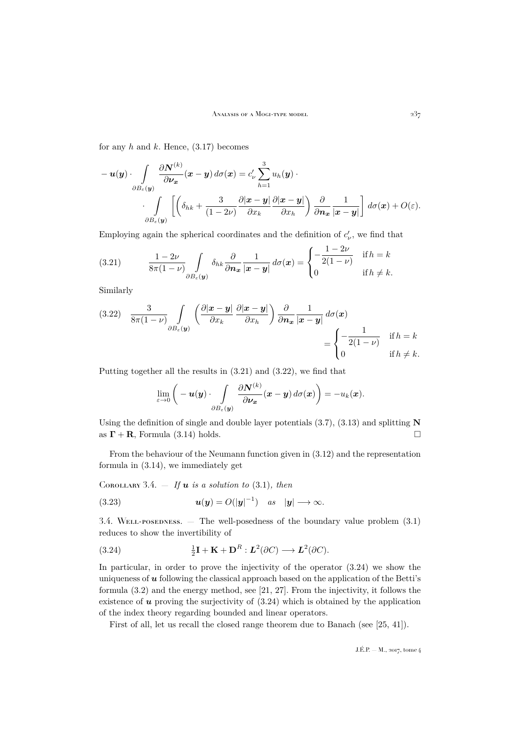for any $h$ and $k$. Hence, (3.17) becomes

$$
-\boldsymbol{u}(\boldsymbol{y})\cdot\int_{\partial B_\varepsilon(\boldsymbol{y})}\frac{\partial \boldsymbol{N}^{(k)}}{\partial \boldsymbol{\nu_x}}(\boldsymbol{x}-\boldsymbol{y})\,d\sigma(\boldsymbol{x}) = c'_\nu\sum_{h=1}^{3}u_h(\boldsymbol{y})\cdot
$$
$$
\cdot\int_{\partial B_\varepsilon(\boldsymbol{y})}\left[\left(\delta_{hk}+\frac{3}{(1-2\nu)}\frac{\partial|\boldsymbol{x}-\boldsymbol{y}|}{\partial x_k}\frac{\partial|\boldsymbol{x}-\boldsymbol{y}|}{\partial x_h}\right)\frac{\partial}{\partial \boldsymbol{n_x}}\frac{1}{|\boldsymbol{x}-\boldsymbol{y}|}\right]d\sigma(\boldsymbol{x}) + O(\varepsilon).
$$

Employing again the spherical coordinates and the definition of $c'_\nu$, we find that

$$
\frac{1-2\nu}{8\pi(1-\nu)}\int_{\partial B_\varepsilon(\boldsymbol{y})}\delta_{hk}\frac{\partial}{\partial \boldsymbol{n_x}}\frac{1}{|\boldsymbol{x}-\boldsymbol{y}|}\,d\sigma(\boldsymbol{x}) = \begin{cases}-\dfrac{1-2\nu}{2(1-\nu)} & \text{if } h=k\\ 0 & \text{if } h\neq k.\end{cases} \tag{3.21}
$$

Similarly

$$
\frac{3}{8\pi(1-\nu)}\int_{\partial B_\varepsilon(\boldsymbol{y})}\left(\frac{\partial|\boldsymbol{x}-\boldsymbol{y}|}{\partial x_k}\frac{\partial|\boldsymbol{x}-\boldsymbol{y}|}{\partial x_h}\right)\frac{\partial}{\partial \boldsymbol{n_x}}\frac{1}{|\boldsymbol{x}-\boldsymbol{y}|}\,d\sigma(\boldsymbol{x}) = \begin{cases}-\dfrac{1}{2(1-\nu)} & \text{if } h=k\\ 0 & \text{if } h\neq k.\end{cases} \tag{3.22}
$$

Putting together all the results in (3.21) and (3.22), we find that

$$
\lim_{\varepsilon\to 0}\left(-\boldsymbol{u}(\boldsymbol{y})\cdot\int_{\partial B_\varepsilon(\boldsymbol{y})}\frac{\partial \boldsymbol{N}^{(k)}}{\partial \boldsymbol{\nu_x}}(\boldsymbol{x}-\boldsymbol{y})\,d\sigma(\boldsymbol{x})\right) = -u_k(\boldsymbol{x}).
$$

Using the definition of single and double layer potentials (3.7), (3.13) and splitting $\mathbf{N}$ as $\boldsymbol{\Gamma}+\mathbf{R}$, Formula (3.14) holds. □

From the behaviour of the Neumann function given in (3.12) and the representation formula in (3.14), we immediately get

Corollary 3.4. — *If $\boldsymbol{u}$ is a solution to* (3.1)*, then*

$$
\boldsymbol{u}(\boldsymbol{y}) = O(|\boldsymbol{y}|^{-1}) \quad \text{as} \quad |\boldsymbol{y}|\longrightarrow\infty. \tag{3.23}
$$

3.4. Well-posedness. — The well-posedness of the boundary value problem (3.1) reduces to show the invertibility of

$$
\tfrac{1}{2}\mathbf{I}+\mathbf{K}+\mathbf{D}^R : \boldsymbol{L}^2(\partial C)\longrightarrow \boldsymbol{L}^2(\partial C). \tag{3.24}
$$

In particular, in order to prove the injectivity of the operator (3.24) we show the uniqueness of $\boldsymbol{u}$ following the classical approach based on the application of the Betti's formula (3.2) and the energy method, see [21, 27]. From the injectivity, it follows the existence of $\boldsymbol{u}$ proving the surjectivity of (3.24) which is obtained by the application of the index theory regarding bounded and linear operators.

First of all, let us recall the closed range theorem due to Banach (see [25, 41]).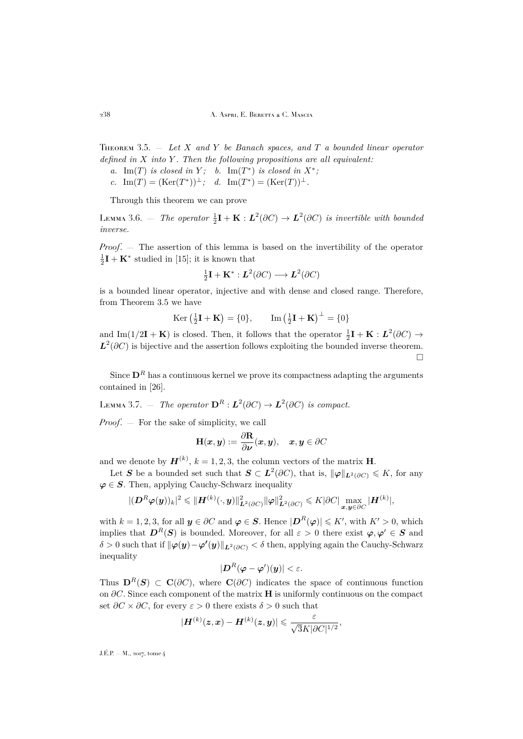**Theorem 3.5.** — *Let $X$ and $Y$ be Banach spaces, and $T$ a bounded linear operator defined in $X$ into $Y$. Then the following propositions are all equivalent:*

*a.* $\operatorname{Im}(T)$ *is closed in* $Y$*;* *b.* $\operatorname{Im}(T^*)$ *is closed in* $X^*$*;*

*c.* $\operatorname{Im}(T) = (\operatorname{Ker}(T^*))^{\perp}$*;* *d.* $\operatorname{Im}(T^*) = (\operatorname{Ker}(T))^{\perp}$.

Through this theorem we can prove

**Lemma 3.6.** — *The operator $\frac{1}{2}\mathbf{I} + \mathbf{K} : \boldsymbol{L}^2(\partial C) \to \boldsymbol{L}^2(\partial C)$ is invertible with bounded inverse.*

*Proof*. — The assertion of this lemma is based on the invertibility of the operator $\frac{1}{2}\mathbf{I} + \mathbf{K}^*$ studied in [15]; it is known that

$$\tfrac{1}{2}\mathbf{I} + \mathbf{K}^* : \boldsymbol{L}^2(\partial C) \longrightarrow \boldsymbol{L}^2(\partial C)$$

is a bounded linear operator, injective and with dense and closed range. Therefore, from Theorem 3.5 we have

$$\operatorname{Ker}\left(\tfrac{1}{2}\mathbf{I} + \mathbf{K}\right) = \{0\}, \qquad \operatorname{Im}\left(\tfrac{1}{2}\mathbf{I} + \mathbf{K}\right)^{\perp} = \{0\}$$

and $\operatorname{Im}(1/2\mathbf{I} + \mathbf{K})$ is closed. Then, it follows that the operator $\frac{1}{2}\mathbf{I} + \mathbf{K} : \boldsymbol{L}^2(\partial C) \to \boldsymbol{L}^2(\partial C)$ is bijective and the assertion follows exploiting the bounded inverse theorem. □

Since $\mathbf{D}^R$ has a continuous kernel we prove its compactness adapting the arguments contained in [26].

**Lemma 3.7.** — *The operator $\mathbf{D}^R : \boldsymbol{L}^2(\partial C) \to \boldsymbol{L}^2(\partial C)$ is compact.*

*Proof*. — For the sake of simplicity, we call

$$\mathbf{H}(\boldsymbol{x}, \boldsymbol{y}) := \frac{\partial \mathbf{R}}{\partial \boldsymbol{\nu}}(\boldsymbol{x}, \boldsymbol{y}), \quad \boldsymbol{x}, \boldsymbol{y} \in \partial C$$

and we denote by $\boldsymbol{H}^{(k)}$, $k = 1, 2, 3$, the column vectors of the matrix $\mathbf{H}$.

Let $\boldsymbol{S}$ be a bounded set such that $\boldsymbol{S} \subset \boldsymbol{L}^2(\partial C)$, that is, $\|\boldsymbol{\varphi}\|_{\boldsymbol{L}^2(\partial C)} \leqslant K$, for any $\boldsymbol{\varphi} \in \boldsymbol{S}$. Then, applying Cauchy-Schwarz inequality

$$|(\boldsymbol{D}^R \boldsymbol{\varphi}(\boldsymbol{y}))_k|^2 \leqslant \|\boldsymbol{H}^{(k)}(\cdot, \boldsymbol{y})\|^2_{\boldsymbol{L}^2(\partial C)} \|\boldsymbol{\varphi}\|^2_{\boldsymbol{L}^2(\partial C)} \leqslant K|\partial C| \max_{\boldsymbol{x}, \boldsymbol{y} \in \partial C} |\boldsymbol{H}^{(k)}|,$$

with $k = 1, 2, 3$, for all $\boldsymbol{y} \in \partial C$ and $\boldsymbol{\varphi} \in \boldsymbol{S}$. Hence $|\boldsymbol{D}^R(\boldsymbol{\varphi})| \leqslant K'$, with $K' > 0$, which implies that $\boldsymbol{D}^R(\boldsymbol{S})$ is bounded. Moreover, for all $\varepsilon > 0$ there exist $\boldsymbol{\varphi}, \boldsymbol{\varphi}' \in \boldsymbol{S}$ and $\delta > 0$ such that if $\|\boldsymbol{\varphi}(\boldsymbol{y}) - \boldsymbol{\varphi}'(\boldsymbol{y})\|_{\boldsymbol{L}^2(\partial C)} < \delta$ then, applying again the Cauchy-Schwarz inequality

$$|\boldsymbol{D}^R(\boldsymbol{\varphi} - \boldsymbol{\varphi}')(\boldsymbol{y})| < \varepsilon.$$

Thus $\mathbf{D}^R(\boldsymbol{S}) \subset \mathbf{C}(\partial C)$, where $\mathbf{C}(\partial C)$ indicates the space of continuous function on $\partial C$. Since each component of the matrix $\mathbf{H}$ is uniformly continuous on the compact set $\partial C \times \partial C$, for every $\varepsilon > 0$ there exists $\delta > 0$ such that

$$|\boldsymbol{H}^{(k)}(\boldsymbol{z}, \boldsymbol{x}) - \boldsymbol{H}^{(k)}(\boldsymbol{z}, \boldsymbol{y})| \leqslant \frac{\varepsilon}{\sqrt{3}K|\partial C|^{1/2}},$$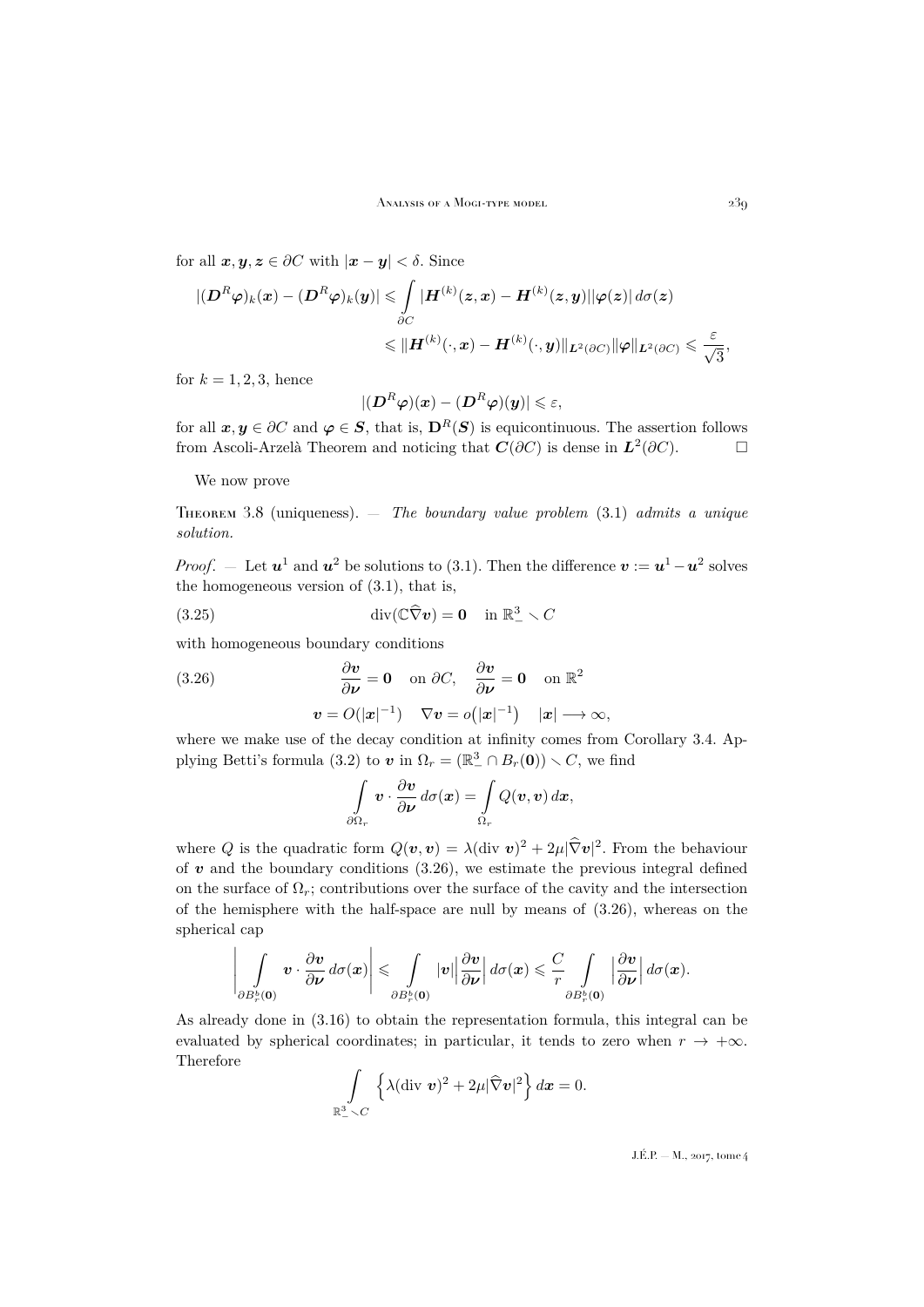for all $\boldsymbol{x}, \boldsymbol{y}, \boldsymbol{z} \in \partial C$ with $|\boldsymbol{x}-\boldsymbol{y}|<\delta$. Since

$$
\begin{aligned}
|(\boldsymbol{D}^R\boldsymbol{\varphi})_k(\boldsymbol{x}) - (\boldsymbol{D}^R\boldsymbol{\varphi})_k(\boldsymbol{y})| &\leqslant \int_{\partial C} |\boldsymbol{H}^{(k)}(\boldsymbol{z},\boldsymbol{x}) - \boldsymbol{H}^{(k)}(\boldsymbol{z},\boldsymbol{y})||\boldsymbol{\varphi}(\boldsymbol{z})|\, d\sigma(\boldsymbol{z}) \\
&\leqslant \|\boldsymbol{H}^{(k)}(\cdot,\boldsymbol{x}) - \boldsymbol{H}^{(k)}(\cdot,\boldsymbol{y})\|_{\boldsymbol{L}^2(\partial C)} \|\boldsymbol{\varphi}\|_{\boldsymbol{L}^2(\partial C)} \leqslant \frac{\varepsilon}{\sqrt{3}},
\end{aligned}
$$

for $k=1,2,3$, hence

$$
|(\boldsymbol{D}^R\boldsymbol{\varphi})(\boldsymbol{x}) - (\boldsymbol{D}^R\boldsymbol{\varphi})(\boldsymbol{y})| \leqslant \varepsilon,
$$

for all $\boldsymbol{x}, \boldsymbol{y} \in \partial C$ and $\boldsymbol{\varphi} \in \boldsymbol{S}$, that is, $\mathbf{D}^R(\boldsymbol{S})$ is equicontinuous. The assertion follows from Ascoli-Arzelà Theorem and noticing that $\boldsymbol{C}(\partial C)$ is dense in $\boldsymbol{L}^2(\partial C)$. □

We now prove

Theorem 3.8 (uniqueness). — *The boundary value problem* (3.1) *admits a unique solution.*

*Proof.* — Let $\boldsymbol{u}^1$ and $\boldsymbol{u}^2$ be solutions to (3.1). Then the difference $\boldsymbol{v} := \boldsymbol{u}^1 - \boldsymbol{u}^2$ solves the homogeneous version of (3.1), that is,

$$
\operatorname{div}(\mathbb{C}\widehat{\nabla}\boldsymbol{v}) = \mathbf{0} \quad \text{in } \mathbb{R}^3_- \setminus C \tag{3.25}
$$

with homogeneous boundary conditions

$$
\begin{gathered}
\frac{\partial \boldsymbol{v}}{\partial \boldsymbol{\nu}} = \mathbf{0} \quad \text{on } \partial C, \quad \frac{\partial \boldsymbol{v}}{\partial \boldsymbol{\nu}} = \mathbf{0} \quad \text{on } \mathbb{R}^2 \\
\boldsymbol{v} = O(|\boldsymbol{x}|^{-1}) \quad \nabla \boldsymbol{v} = o\big(|\boldsymbol{x}|^{-1}\big) \quad |\boldsymbol{x}| \longrightarrow \infty,
\end{gathered}
\tag{3.26}
$$

where we make use of the decay condition at infinity comes from Corollary 3.4. Applying Betti's formula (3.2) to $\boldsymbol{v}$ in $\Omega_r = (\mathbb{R}^3_- \cap B_r(\mathbf{0})) \setminus C$, we find

$$
\int_{\partial \Omega_r} \boldsymbol{v} \cdot \frac{\partial \boldsymbol{v}}{\partial \boldsymbol{\nu}}\, d\sigma(\boldsymbol{x}) = \int_{\Omega_r} Q(\boldsymbol{v},\boldsymbol{v})\, d\boldsymbol{x},
$$

where $Q$ is the quadratic form $Q(\boldsymbol{v},\boldsymbol{v}) = \lambda(\operatorname{div}\,\boldsymbol{v})^2 + 2\mu|\widehat{\nabla}\boldsymbol{v}|^2$. From the behaviour of $\boldsymbol{v}$ and the boundary conditions (3.26), we estimate the previous integral defined on the surface of $\Omega_r$; contributions over the surface of the cavity and the intersection of the hemisphere with the half-space are null by means of (3.26), whereas on the spherical cap

$$
\Bigg| \int_{\partial B^b_r(\mathbf{0})} \boldsymbol{v} \cdot \frac{\partial \boldsymbol{v}}{\partial \boldsymbol{\nu}}\, d\sigma(\boldsymbol{x}) \Bigg| \leqslant \int_{\partial B^b_r(\mathbf{0})} |\boldsymbol{v}| \Big| \frac{\partial \boldsymbol{v}}{\partial \boldsymbol{\nu}} \Big|\, d\sigma(\boldsymbol{x}) \leqslant \frac{C}{r} \int_{\partial B^b_r(\mathbf{0})} \Big| \frac{\partial \boldsymbol{v}}{\partial \boldsymbol{\nu}} \Big|\, d\sigma(\boldsymbol{x}).
$$

As already done in (3.16) to obtain the representation formula, this integral can be evaluated by spherical coordinates; in particular, it tends to zero when $r \to +\infty$. Therefore

$$
\int_{\mathbb{R}^3_- \setminus C} \Big\{ \lambda(\operatorname{div}\,\boldsymbol{v})^2 + 2\mu|\widehat{\nabla}\boldsymbol{v}|^2 \Big\}\, d\boldsymbol{x} = 0.
$$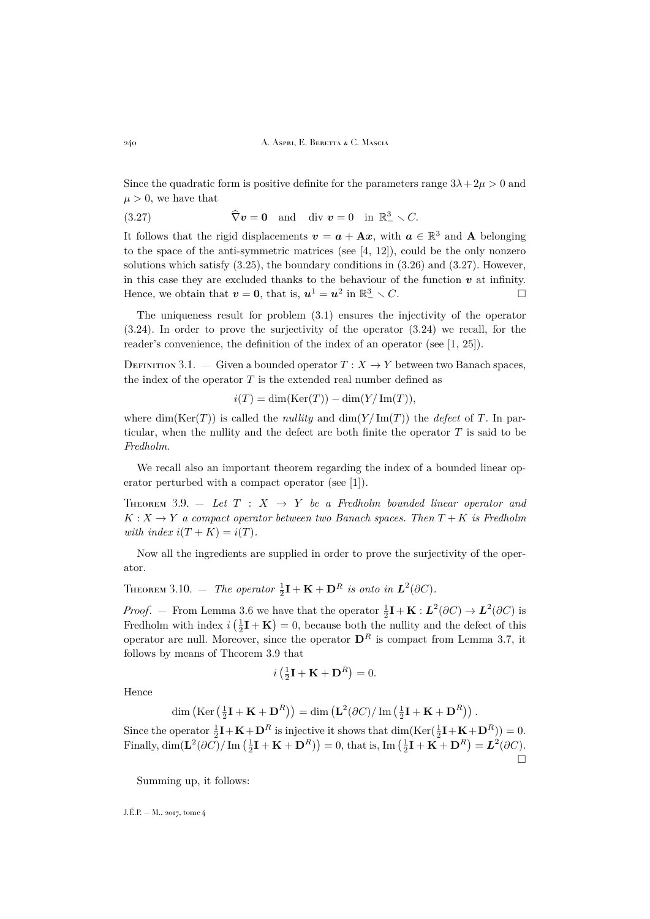Since the quadratic form is positive definite for the parameters range $3\lambda+2\mu>0$ and $\mu>0$, we have that

$$\widehat{\nabla}\boldsymbol{v}=\mathbf{0} \quad \text{and} \quad \operatorname{div}\boldsymbol{v}=0 \quad \text{in } \mathbb{R}^3_-\smallsetminus C. \tag{3.27}$$

It follows that the rigid displacements $\boldsymbol{v}=\boldsymbol{a}+\mathbf{A}\boldsymbol{x}$, with $\boldsymbol{a}\in\mathbb{R}^3$ and $\mathbf{A}$ belonging to the space of the anti-symmetric matrices (see [4, 12]), could be the only nonzero solutions which satisfy (3.25), the boundary conditions in (3.26) and (3.27). However, in this case they are excluded thanks to the behaviour of the function $\boldsymbol{v}$ at infinity. Hence, we obtain that $\boldsymbol{v}=\mathbf{0}$, that is, $\boldsymbol{u}^1=\boldsymbol{u}^2$ in $\mathbb{R}^3_-\smallsetminus C$. □

The uniqueness result for problem (3.1) ensures the injectivity of the operator (3.24). In order to prove the surjectivity of the operator (3.24) we recall, for the reader's convenience, the definition of the index of an operator (see [1, 25]).

Definition 3.1. — Given a bounded operator $T:X\to Y$ between two Banach spaces, the index of the operator $T$ is the extended real number defined as

$$i(T)=\dim(\operatorname{Ker}(T))-\dim(Y/\operatorname{Im}(T)),$$

where $\dim(\operatorname{Ker}(T))$ is called the *nullity* and $\dim(Y/\operatorname{Im}(T))$ the *defect* of $T$. In particular, when the nullity and the defect are both finite the operator $T$ is said to be *Fredholm*.

We recall also an important theorem regarding the index of a bounded linear operator perturbed with a compact operator (see [1]).

Theorem 3.9. — *Let $T:X\to Y$ be a Fredholm bounded linear operator and $K:X\to Y$ a compact operator between two Banach spaces. Then $T+K$ is Fredholm with index $i(T+K)=i(T)$.*

Now all the ingredients are supplied in order to prove the surjectivity of the operator.

Theorem 3.10. — *The operator $\frac{1}{2}\mathbf{I}+\mathbf{K}+\mathbf{D}^R$ is onto in $\boldsymbol{L}^2(\partial C)$.*

*Proof.* — From Lemma 3.6 we have that the operator $\frac{1}{2}\mathbf{I}+\mathbf{K}:\boldsymbol{L}^2(\partial C)\to\boldsymbol{L}^2(\partial C)$ is Fredholm with index $i\left(\frac{1}{2}\mathbf{I}+\mathbf{K}\right)=0$, because both the nullity and the defect of this operator are null. Moreover, since the operator $\mathbf{D}^R$ is compact from Lemma 3.7, it follows by means of Theorem 3.9 that

$$i\left(\tfrac{1}{2}\mathbf{I}+\mathbf{K}+\mathbf{D}^R\right)=0.$$

Hence

$$\dim\left(\operatorname{Ker}\left(\tfrac{1}{2}\mathbf{I}+\mathbf{K}+\mathbf{D}^R\right)\right)=\dim\left(\mathbf{L}^2(\partial C)/\operatorname{Im}\left(\tfrac{1}{2}\mathbf{I}+\mathbf{K}+\mathbf{D}^R\right)\right).$$

Since the operator $\frac{1}{2}\mathbf{I}+\mathbf{K}+\mathbf{D}^R$ is injective it shows that $\dim(\operatorname{Ker}(\frac{1}{2}\mathbf{I}+\mathbf{K}+\mathbf{D}^R))=0$. Finally, $\dim(\mathbf{L}^2(\partial C)/\operatorname{Im}\left(\frac{1}{2}\mathbf{I}+\mathbf{K}+\mathbf{D}^R\right))=0$, that is, $\operatorname{Im}\left(\frac{1}{2}\mathbf{I}+\mathbf{K}+\mathbf{D}^R\right)=\boldsymbol{L}^2(\partial C)$. □

Summing up, it follows: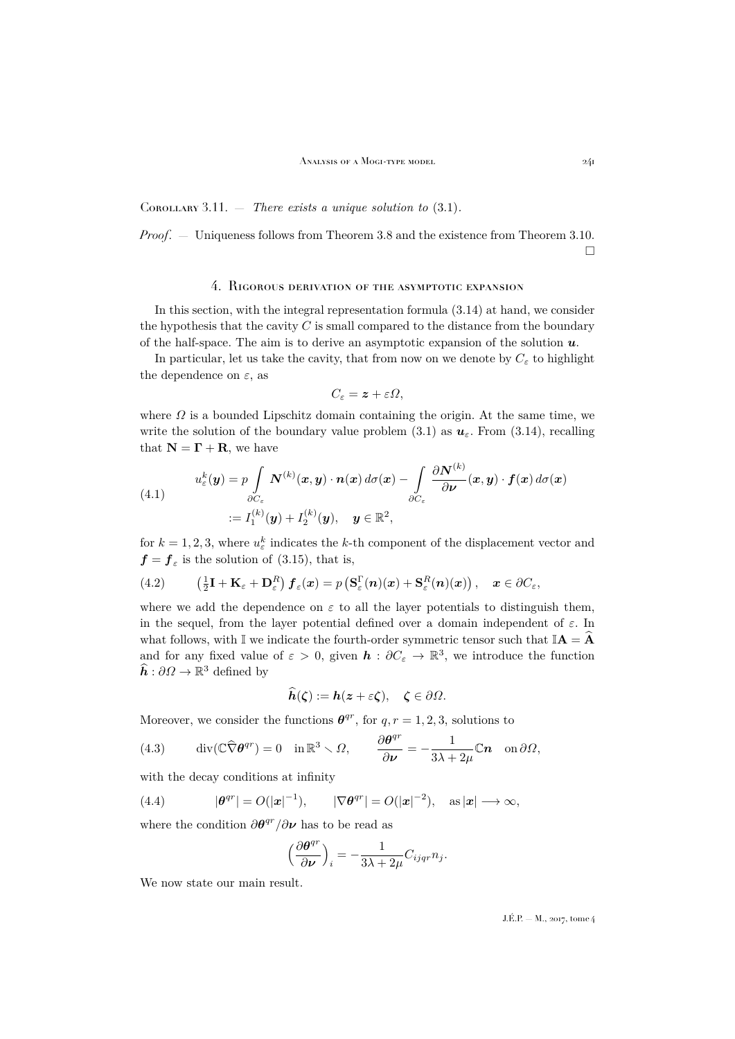**Corollary 3.11.** — *There exists a unique solution to* (3.1).

*Proof*. — Uniqueness follows from Theorem 3.8 and the existence from Theorem 3.10. □

## 4. Rigorous derivation of the asymptotic expansion

In this section, with the integral representation formula (3.14) at hand, we consider the hypothesis that the cavity $C$ is small compared to the distance from the boundary of the half-space. The aim is to derive an asymptotic expansion of the solution $\boldsymbol{u}$.

In particular, let us take the cavity, that from now on we denote by $C_\varepsilon$ to highlight the dependence on $\varepsilon$, as

$$C_\varepsilon = \boldsymbol{z} + \varepsilon \Omega,$$

where $\Omega$ is a bounded Lipschitz domain containing the origin. At the same time, we write the solution of the boundary value problem (3.1) as $\boldsymbol{u}_\varepsilon$. From (3.14), recalling that $\mathbf{N} = \boldsymbol{\Gamma} + \mathbf{R}$, we have

$$\begin{aligned} u_\varepsilon^k(\boldsymbol{y}) &= p \int_{\partial C_\varepsilon} \boldsymbol{N}^{(k)}(\boldsymbol{x}, \boldsymbol{y}) \cdot \boldsymbol{n}(\boldsymbol{x}) \, d\sigma(\boldsymbol{x}) - \int_{\partial C_\varepsilon} \frac{\partial \boldsymbol{N}^{(k)}}{\partial \boldsymbol{\nu}}(\boldsymbol{x}, \boldsymbol{y}) \cdot \boldsymbol{f}(\boldsymbol{x}) \, d\sigma(\boldsymbol{x}) \\ &:= I_1^{(k)}(\boldsymbol{y}) + I_2^{(k)}(\boldsymbol{y}), \quad \boldsymbol{y} \in \mathbb{R}^2, \end{aligned} \tag{4.1}$$

for $k = 1, 2, 3$, where $u_\varepsilon^k$ indicates the $k$-th component of the displacement vector and $\boldsymbol{f} = \boldsymbol{f}_\varepsilon$ is the solution of (3.15), that is,

$$\left(\tfrac{1}{2}\mathbf{I} + \mathbf{K}_\varepsilon + \mathbf{D}_\varepsilon^R\right) \boldsymbol{f}_\varepsilon(\boldsymbol{x}) = p\left(\mathbf{S}_\varepsilon^\Gamma(\boldsymbol{n})(\boldsymbol{x}) + \mathbf{S}_\varepsilon^R(\boldsymbol{n})(\boldsymbol{x})\right), \quad \boldsymbol{x} \in \partial C_\varepsilon, \tag{4.2}$$

where we add the dependence on $\varepsilon$ to all the layer potentials to distinguish them, in the sequel, from the layer potential defined over a domain independent of $\varepsilon$. In what follows, with $\mathbb{I}$ we indicate the fourth-order symmetric tensor such that $\mathbb{I}\mathbf{A} = \widehat{\mathbf{A}}$ and for any fixed value of $\varepsilon > 0$, given $\boldsymbol{h} : \partial C_\varepsilon \to \mathbb{R}^3$, we introduce the function $\widehat{\boldsymbol{h}} : \partial\Omega \to \mathbb{R}^3$ defined by

$$\widehat{\boldsymbol{h}}(\boldsymbol{\zeta}) := \boldsymbol{h}(\boldsymbol{z} + \varepsilon\boldsymbol{\zeta}), \quad \boldsymbol{\zeta} \in \partial\Omega.$$

Moreover, we consider the functions $\boldsymbol{\theta}^{qr}$, for $q, r = 1, 2, 3$, solutions to

$$\operatorname{div}(\mathbb{C}\widehat{\nabla}\boldsymbol{\theta}^{qr}) = 0 \quad \text{in } \mathbb{R}^3 \smallsetminus \Omega, \qquad \frac{\partial \boldsymbol{\theta}^{qr}}{\partial \boldsymbol{\nu}} = -\frac{1}{3\lambda + 2\mu}\mathbb{C}\boldsymbol{n} \quad \text{on } \partial\Omega, \tag{4.3}$$

with the decay conditions at infinity

$$|\boldsymbol{\theta}^{qr}| = O(|\boldsymbol{x}|^{-1}), \qquad |\nabla\boldsymbol{\theta}^{qr}| = O(|\boldsymbol{x}|^{-2}), \quad \text{as } |\boldsymbol{x}| \longrightarrow \infty, \tag{4.4}$$

where the condition $\partial\boldsymbol{\theta}^{qr}/\partial\boldsymbol{\nu}$ has to be read as

$$\left(\frac{\partial \boldsymbol{\theta}^{qr}}{\partial \boldsymbol{\nu}}\right)_i = -\frac{1}{3\lambda + 2\mu} C_{ijqr} n_j.$$

We now state our main result.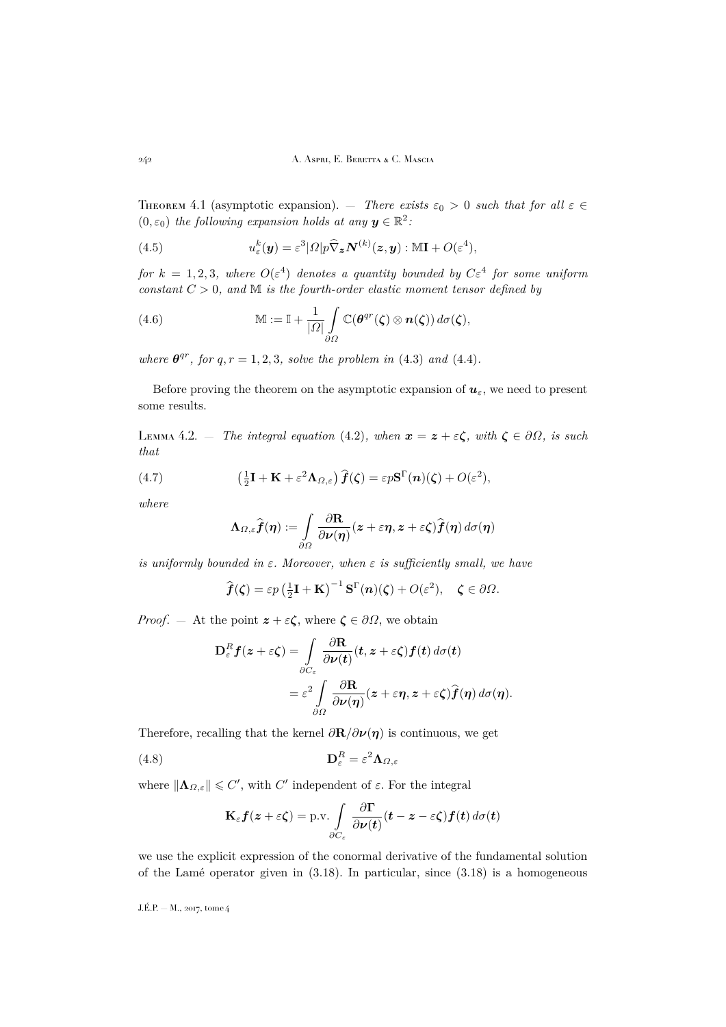Theorem 4.1 (asymptotic expansion). — *There exists $\varepsilon_0 > 0$ such that for all $\varepsilon \in (0, \varepsilon_0)$ the following expansion holds at any $\boldsymbol{y} \in \mathbb{R}^2$:*

$$u_\varepsilon^k(\boldsymbol{y}) = \varepsilon^3 |\Omega| p \widehat{\nabla}_{\boldsymbol{z}} \boldsymbol{N}^{(k)}(\boldsymbol{z}, \boldsymbol{y}) : \mathbb{M}\mathbf{I} + O(\varepsilon^4), \tag{4.5}$$

*for $k = 1, 2, 3$, where $O(\varepsilon^4)$ denotes a quantity bounded by $C\varepsilon^4$ for some uniform constant $C > 0$, and $\mathbb{M}$ is the fourth-order elastic moment tensor defined by*

$$\mathbb{M} := \mathbb{I} + \frac{1}{|\Omega|} \int_{\partial\Omega} \mathbb{C}(\boldsymbol{\theta}^{qr}(\boldsymbol{\zeta}) \otimes \boldsymbol{n}(\boldsymbol{\zeta}))\, d\sigma(\boldsymbol{\zeta}), \tag{4.6}$$

*where $\boldsymbol{\theta}^{qr}$, for $q, r = 1, 2, 3$, solve the problem in (4.3) and (4.4).*

Before proving the theorem on the asymptotic expansion of $\boldsymbol{u}_\varepsilon$, we need to present some results.

Lemma 4.2. — *The integral equation (4.2), when $\boldsymbol{x} = \boldsymbol{z} + \varepsilon\boldsymbol{\zeta}$, with $\boldsymbol{\zeta} \in \partial\Omega$, is such that*

$$\left(\tfrac{1}{2}\mathbf{I} + \mathbf{K} + \varepsilon^2 \boldsymbol{\Lambda}_{\Omega,\varepsilon}\right) \widehat{\boldsymbol{f}}(\boldsymbol{\zeta}) = \varepsilon p \mathbf{S}^\Gamma(\boldsymbol{n})(\boldsymbol{\zeta}) + O(\varepsilon^2), \tag{4.7}$$

*where*

$$\boldsymbol{\Lambda}_{\Omega,\varepsilon} \widehat{\boldsymbol{f}}(\boldsymbol{\eta}) := \int_{\partial\Omega} \frac{\partial \mathbf{R}}{\partial \boldsymbol{\nu}(\boldsymbol{\eta})}(\boldsymbol{z} + \varepsilon\boldsymbol{\eta}, \boldsymbol{z} + \varepsilon\boldsymbol{\zeta}) \widehat{\boldsymbol{f}}(\boldsymbol{\eta})\, d\sigma(\boldsymbol{\eta})$$

*is uniformly bounded in $\varepsilon$. Moreover, when $\varepsilon$ is sufficiently small, we have*

$$\widehat{\boldsymbol{f}}(\boldsymbol{\zeta}) = \varepsilon p \left(\tfrac{1}{2}\mathbf{I} + \mathbf{K}\right)^{-1} \mathbf{S}^\Gamma(\boldsymbol{n})(\boldsymbol{\zeta}) + O(\varepsilon^2), \quad \boldsymbol{\zeta} \in \partial\Omega.$$

*Proof*. — At the point $\boldsymbol{z} + \varepsilon\boldsymbol{\zeta}$, where $\boldsymbol{\zeta} \in \partial\Omega$, we obtain

$$\begin{aligned}
\mathbf{D}_\varepsilon^R \boldsymbol{f}(\boldsymbol{z} + \varepsilon\boldsymbol{\zeta}) &= \int_{\partial C_\varepsilon} \frac{\partial \mathbf{R}}{\partial \boldsymbol{\nu}(\boldsymbol{t})}(\boldsymbol{t}, \boldsymbol{z} + \varepsilon\boldsymbol{\zeta}) \boldsymbol{f}(\boldsymbol{t})\, d\sigma(\boldsymbol{t}) \\
&= \varepsilon^2 \int_{\partial\Omega} \frac{\partial \mathbf{R}}{\partial \boldsymbol{\nu}(\boldsymbol{\eta})}(\boldsymbol{z} + \varepsilon\boldsymbol{\eta}, \boldsymbol{z} + \varepsilon\boldsymbol{\zeta}) \widehat{\boldsymbol{f}}(\boldsymbol{\eta})\, d\sigma(\boldsymbol{\eta}).
\end{aligned}$$

Therefore, recalling that the kernel $\partial\mathbf{R}/\partial\boldsymbol{\nu}(\boldsymbol{\eta})$ is continuous, we get

$$\mathbf{D}_\varepsilon^R = \varepsilon^2 \boldsymbol{\Lambda}_{\Omega,\varepsilon} \tag{4.8}$$

where $\|\boldsymbol{\Lambda}_{\Omega,\varepsilon}\| \leqslant C'$, with $C'$ independent of $\varepsilon$. For the integral

$$\mathbf{K}_\varepsilon \boldsymbol{f}(\boldsymbol{z} + \varepsilon\boldsymbol{\zeta}) = \text{p.v.} \int_{\partial C_\varepsilon} \frac{\partial \boldsymbol{\Gamma}}{\partial \boldsymbol{\nu}(\boldsymbol{t})}(\boldsymbol{t} - \boldsymbol{z} - \varepsilon\boldsymbol{\zeta}) \boldsymbol{f}(\boldsymbol{t})\, d\sigma(\boldsymbol{t})$$

we use the explicit expression of the conormal derivative of the fundamental solution of the Lamé operator given in (3.18). In particular, since (3.18) is a homogeneous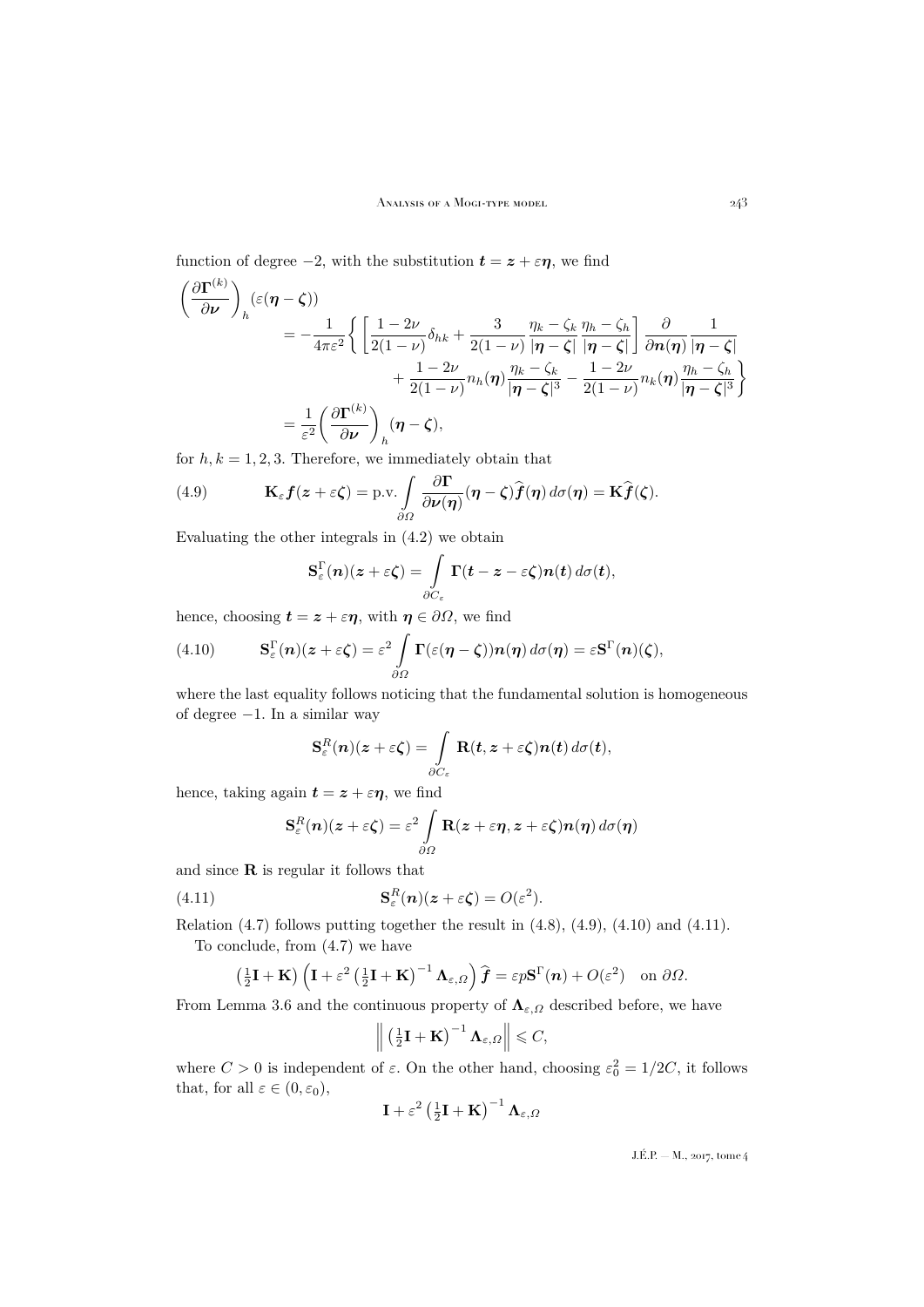function of degree $-2$, with the substitution $\boldsymbol{t} = \boldsymbol{z} + \varepsilon\boldsymbol{\eta}$, we find

$$
\begin{aligned}
\left(\frac{\partial \mathbf{\Gamma}^{(k)}}{\partial \boldsymbol{\nu}}\right)_h (\varepsilon(\boldsymbol{\eta}-\boldsymbol{\zeta}))
&= -\frac{1}{4\pi\varepsilon^2}\Bigg\{ \left[\frac{1-2\nu}{2(1-\nu)}\delta_{hk} + \frac{3}{2(1-\nu)}\frac{\eta_k-\zeta_k}{|\boldsymbol{\eta}-\boldsymbol{\zeta}|}\frac{\eta_h-\zeta_h}{|\boldsymbol{\eta}-\boldsymbol{\zeta}|}\right]\frac{\partial}{\partial \boldsymbol{n}(\boldsymbol{\eta})}\frac{1}{|\boldsymbol{\eta}-\boldsymbol{\zeta}|} \\
&\qquad + \frac{1-2\nu}{2(1-\nu)}n_h(\boldsymbol{\eta})\frac{\eta_k-\zeta_k}{|\boldsymbol{\eta}-\boldsymbol{\zeta}|^3} - \frac{1-2\nu}{2(1-\nu)}n_k(\boldsymbol{\eta})\frac{\eta_h-\zeta_h}{|\boldsymbol{\eta}-\boldsymbol{\zeta}|^3}\Bigg\} \\
&= \frac{1}{\varepsilon^2}\left(\frac{\partial \mathbf{\Gamma}^{(k)}}{\partial \boldsymbol{\nu}}\right)_h (\boldsymbol{\eta}-\boldsymbol{\zeta}),
\end{aligned}
$$

for $h,k=1,2,3$. Therefore, we immediately obtain that

$$
\mathbf{K}_\varepsilon \boldsymbol{f}(\boldsymbol{z}+\varepsilon\boldsymbol{\zeta}) = \text{p.v.}\int_{\partial\Omega} \frac{\partial \mathbf{\Gamma}}{\partial \boldsymbol{\nu}(\boldsymbol{\eta})}(\boldsymbol{\eta}-\boldsymbol{\zeta})\widehat{\boldsymbol{f}}(\boldsymbol{\eta})\,d\sigma(\boldsymbol{\eta}) = \mathbf{K}\widehat{\boldsymbol{f}}(\boldsymbol{\zeta}). \tag{4.9}
$$

Evaluating the other integrals in (4.2) we obtain

$$
\mathbf{S}^{\Gamma}_\varepsilon(\boldsymbol{n})(\boldsymbol{z}+\varepsilon\boldsymbol{\zeta}) = \int_{\partial C_\varepsilon} \mathbf{\Gamma}(\boldsymbol{t}-\boldsymbol{z}-\varepsilon\boldsymbol{\zeta})\boldsymbol{n}(\boldsymbol{t})\,d\sigma(\boldsymbol{t}),
$$

hence, choosing $\boldsymbol{t}=\boldsymbol{z}+\varepsilon\boldsymbol{\eta}$, with $\boldsymbol{\eta}\in\partial\Omega$, we find

$$
\mathbf{S}^{\Gamma}_\varepsilon(\boldsymbol{n})(\boldsymbol{z}+\varepsilon\boldsymbol{\zeta}) = \varepsilon^2\int_{\partial\Omega} \mathbf{\Gamma}(\varepsilon(\boldsymbol{\eta}-\boldsymbol{\zeta}))\boldsymbol{n}(\boldsymbol{\eta})\,d\sigma(\boldsymbol{\eta}) = \varepsilon\mathbf{S}^{\Gamma}(\boldsymbol{n})(\boldsymbol{\zeta}), \tag{4.10}
$$

where the last equality follows noticing that the fundamental solution is homogeneous of degree $-1$. In a similar way

$$
\mathbf{S}^{R}_\varepsilon(\boldsymbol{n})(\boldsymbol{z}+\varepsilon\boldsymbol{\zeta}) = \int_{\partial C_\varepsilon} \mathbf{R}(\boldsymbol{t},\boldsymbol{z}+\varepsilon\boldsymbol{\zeta})\boldsymbol{n}(\boldsymbol{t})\,d\sigma(\boldsymbol{t}),
$$

hence, taking again $\boldsymbol{t}=\boldsymbol{z}+\varepsilon\boldsymbol{\eta}$, we find

$$
\mathbf{S}^{R}_\varepsilon(\boldsymbol{n})(\boldsymbol{z}+\varepsilon\boldsymbol{\zeta}) = \varepsilon^2\int_{\partial\Omega} \mathbf{R}(\boldsymbol{z}+\varepsilon\boldsymbol{\eta},\boldsymbol{z}+\varepsilon\boldsymbol{\zeta})\boldsymbol{n}(\boldsymbol{\eta})\,d\sigma(\boldsymbol{\eta})
$$

and since $\mathbf{R}$ is regular it follows that

$$
\mathbf{S}^{R}_\varepsilon(\boldsymbol{n})(\boldsymbol{z}+\varepsilon\boldsymbol{\zeta}) = O(\varepsilon^2). \tag{4.11}
$$

Relation (4.7) follows putting together the result in (4.8), (4.9), (4.10) and (4.11).

To conclude, from (4.7) we have

$$
\left(\tfrac{1}{2}\mathbf{I}+\mathbf{K}\right)\left(\mathbf{I}+\varepsilon^2\left(\tfrac{1}{2}\mathbf{I}+\mathbf{K}\right)^{-1}\mathbf{\Lambda}_{\varepsilon,\Omega}\right)\widehat{\boldsymbol{f}} = \varepsilon p\mathbf{S}^{\Gamma}(\boldsymbol{n}) + O(\varepsilon^2) \quad \text{on } \partial\Omega.
$$

From Lemma 3.6 and the continuous property of $\mathbf{\Lambda}_{\varepsilon,\Omega}$ described before, we have

$$
\left\|\left(\tfrac{1}{2}\mathbf{I}+\mathbf{K}\right)^{-1}\mathbf{\Lambda}_{\varepsilon,\Omega}\right\| \leqslant C,
$$

where $C>0$ is independent of $\varepsilon$. On the other hand, choosing $\varepsilon_0^2 = 1/2C$, it follows that, for all $\varepsilon\in(0,\varepsilon_0)$,

$$
\mathbf{I}+\varepsilon^2\left(\tfrac{1}{2}\mathbf{I}+\mathbf{K}\right)^{-1}\mathbf{\Lambda}_{\varepsilon,\Omega}
$$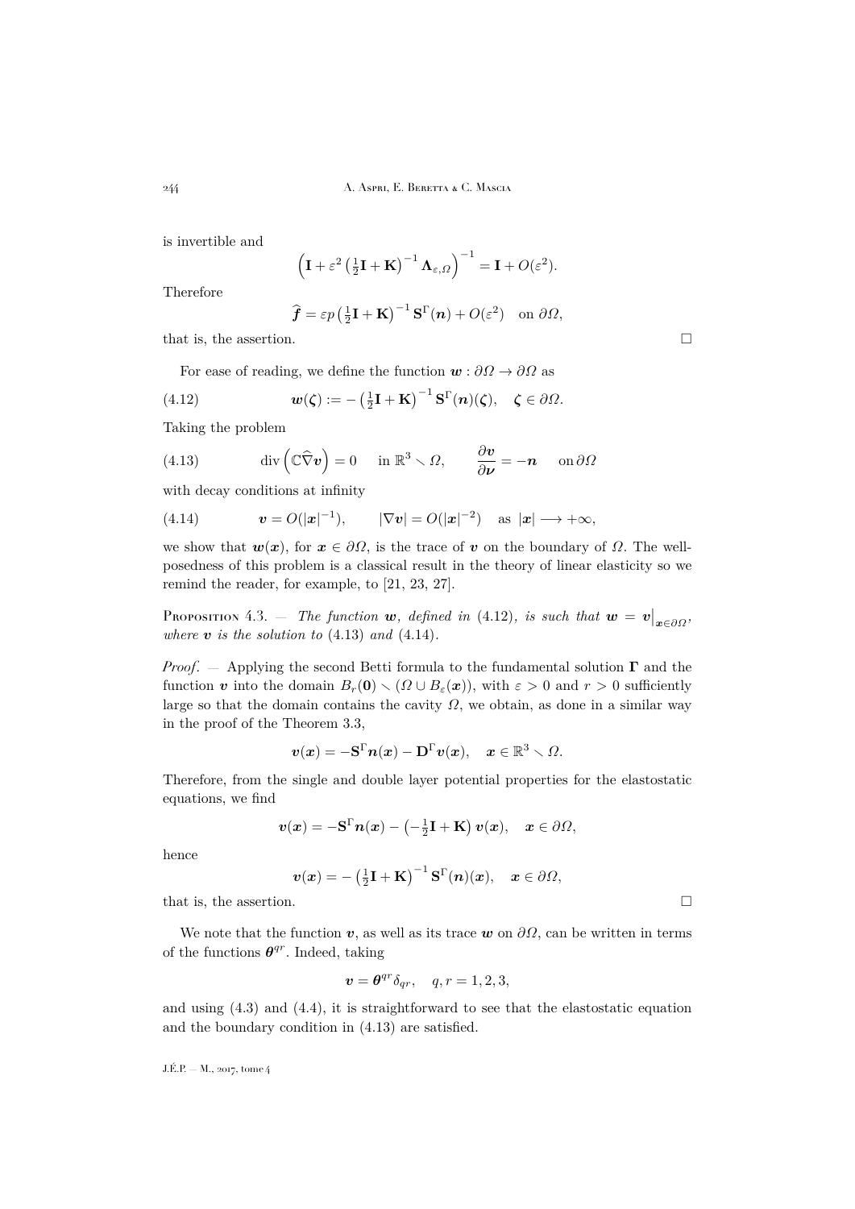is invertible and

$$\left(\mathbf{I} + \varepsilon^2 \left(\tfrac{1}{2}\mathbf{I} + \mathbf{K}\right)^{-1} \boldsymbol{\Lambda}_{\varepsilon,\Omega}\right)^{-1} = \mathbf{I} + O(\varepsilon^2).$$

Therefore

$$\widehat{\boldsymbol{f}} = \varepsilon p \left(\tfrac{1}{2}\mathbf{I} + \mathbf{K}\right)^{-1} \mathbf{S}^{\Gamma}(\boldsymbol{n}) + O(\varepsilon^2) \quad \text{on } \partial\Omega,$$

that is, the assertion. □

For ease of reading, we define the function $\boldsymbol{w} : \partial\Omega \to \partial\Omega$ as

$$\boldsymbol{w}(\boldsymbol{\zeta}) := -\left(\tfrac{1}{2}\mathbf{I} + \mathbf{K}\right)^{-1} \mathbf{S}^{\Gamma}(\boldsymbol{n})(\boldsymbol{\zeta}), \quad \boldsymbol{\zeta} \in \partial\Omega. \tag{4.12}$$

Taking the problem

$$\operatorname{div}\left(\mathbb{C}\widehat{\nabla}\boldsymbol{v}\right) = 0 \quad \text{in } \mathbb{R}^3 \smallsetminus \Omega, \qquad \frac{\partial \boldsymbol{v}}{\partial \boldsymbol{\nu}} = -\boldsymbol{n} \quad \text{on } \partial\Omega \tag{4.13}$$

with decay conditions at infinity

$$\boldsymbol{v} = O(|\boldsymbol{x}|^{-1}), \qquad |\nabla \boldsymbol{v}| = O(|\boldsymbol{x}|^{-2}) \quad \text{as } |\boldsymbol{x}| \longrightarrow +\infty, \tag{4.14}$$

we show that $\boldsymbol{w}(\boldsymbol{x})$, for $\boldsymbol{x} \in \partial\Omega$, is the trace of $\boldsymbol{v}$ on the boundary of $\Omega$. The well-posedness of this problem is a classical result in the theory of linear elasticity so we remind the reader, for example, to [21, 23, 27].

Proposition 4.3. — *The function $\boldsymbol{w}$, defined in* (4.12)*, is such that $\boldsymbol{w} = \boldsymbol{v}\big|_{\boldsymbol{x}\in\partial\Omega}$, where $\boldsymbol{v}$ is the solution to* (4.13) *and* (4.14)*.*

*Proof*. — Applying the second Betti formula to the fundamental solution $\boldsymbol{\Gamma}$ and the function $\boldsymbol{v}$ into the domain $B_r(\mathbf{0}) \smallsetminus (\Omega \cup B_\varepsilon(\boldsymbol{x}))$, with $\varepsilon > 0$ and $r > 0$ sufficiently large so that the domain contains the cavity $\Omega$, we obtain, as done in a similar way in the proof of the Theorem 3.3,

$$\boldsymbol{v}(\boldsymbol{x}) = -\mathbf{S}^{\Gamma}\boldsymbol{n}(\boldsymbol{x}) - \mathbf{D}^{\Gamma}\boldsymbol{v}(\boldsymbol{x}), \quad \boldsymbol{x} \in \mathbb{R}^3 \smallsetminus \Omega.$$

Therefore, from the single and double layer potential properties for the elastostatic equations, we find

$$\boldsymbol{v}(\boldsymbol{x}) = -\mathbf{S}^{\Gamma}\boldsymbol{n}(\boldsymbol{x}) - \left(-\tfrac{1}{2}\mathbf{I} + \mathbf{K}\right)\boldsymbol{v}(\boldsymbol{x}), \quad \boldsymbol{x} \in \partial\Omega,$$

hence

$$\boldsymbol{v}(\boldsymbol{x}) = -\left(\tfrac{1}{2}\mathbf{I} + \mathbf{K}\right)^{-1} \mathbf{S}^{\Gamma}(\boldsymbol{n})(\boldsymbol{x}), \quad \boldsymbol{x} \in \partial\Omega,$$

that is, the assertion. □

We note that the function $\boldsymbol{v}$, as well as its trace $\boldsymbol{w}$ on $\partial\Omega$, can be written in terms of the functions $\boldsymbol{\theta}^{qr}$. Indeed, taking

$$\boldsymbol{v} = \boldsymbol{\theta}^{qr}\delta_{qr}, \quad q, r = 1, 2, 3,$$

and using (4.3) and (4.4), it is straightforward to see that the elastostatic equation and the boundary condition in (4.13) are satisfied.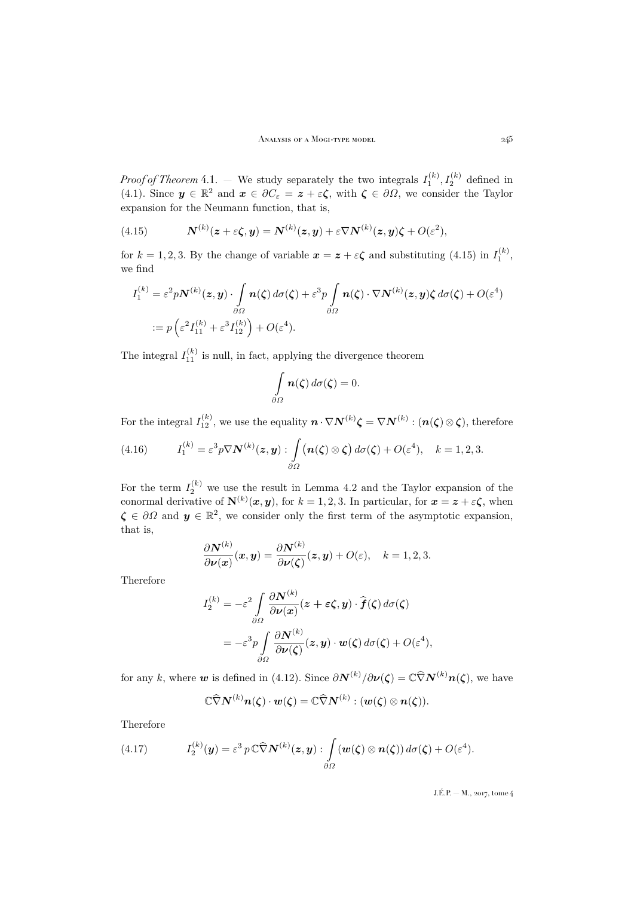*Proof of Theorem* 4.1. — We study separately the two integrals $I_1^{(k)}, I_2^{(k)}$ defined in (4.1). Since $\boldsymbol{y} \in \mathbb{R}^2$ and $\boldsymbol{x} \in \partial C_\varepsilon = \boldsymbol{z} + \varepsilon\boldsymbol{\zeta}$, with $\boldsymbol{\zeta} \in \partial\Omega$, we consider the Taylor expansion for the Neumann function, that is,

$$\boldsymbol{N}^{(k)}(\boldsymbol{z} + \varepsilon\boldsymbol{\zeta}, \boldsymbol{y}) = \boldsymbol{N}^{(k)}(\boldsymbol{z}, \boldsymbol{y}) + \varepsilon\nabla\boldsymbol{N}^{(k)}(\boldsymbol{z}, \boldsymbol{y})\boldsymbol{\zeta} + O(\varepsilon^2), \tag{4.15}$$

for $k = 1, 2, 3$. By the change of variable $\boldsymbol{x} = \boldsymbol{z} + \varepsilon\boldsymbol{\zeta}$ and substituting (4.15) in $I_1^{(k)}$, we find

$$\begin{aligned}
I_1^{(k)} &= \varepsilon^2 p\boldsymbol{N}^{(k)}(\boldsymbol{z}, \boldsymbol{y}) \cdot \int_{\partial\Omega} \boldsymbol{n}(\boldsymbol{\zeta})\, d\sigma(\boldsymbol{\zeta}) + \varepsilon^3 p \int_{\partial\Omega} \boldsymbol{n}(\boldsymbol{\zeta}) \cdot \nabla\boldsymbol{N}^{(k)}(\boldsymbol{z}, \boldsymbol{y})\boldsymbol{\zeta}\, d\sigma(\boldsymbol{\zeta}) + O(\varepsilon^4) \\
&:= p\left(\varepsilon^2 I_{11}^{(k)} + \varepsilon^3 I_{12}^{(k)}\right) + O(\varepsilon^4).
\end{aligned}$$

The integral $I_{11}^{(k)}$ is null, in fact, applying the divergence theorem

$$\int_{\partial\Omega} \boldsymbol{n}(\boldsymbol{\zeta})\, d\sigma(\boldsymbol{\zeta}) = 0.$$

For the integral $I_{12}^{(k)}$, we use the equality $\boldsymbol{n} \cdot \nabla\boldsymbol{N}^{(k)}\boldsymbol{\zeta} = \nabla\boldsymbol{N}^{(k)} : (\boldsymbol{n}(\boldsymbol{\zeta}) \otimes \boldsymbol{\zeta})$, therefore

$$I_1^{(k)} = \varepsilon^3 p\nabla\boldsymbol{N}^{(k)}(\boldsymbol{z}, \boldsymbol{y}) : \int_{\partial\Omega} \big(\boldsymbol{n}(\boldsymbol{\zeta}) \otimes \boldsymbol{\zeta}\big)\, d\sigma(\boldsymbol{\zeta}) + O(\varepsilon^4), \quad k = 1, 2, 3. \tag{4.16}$$

For the term $I_2^{(k)}$ we use the result in Lemma 4.2 and the Taylor expansion of the conormal derivative of $\mathbf{N}^{(k)}(\boldsymbol{x}, \boldsymbol{y})$, for $k = 1, 2, 3$. In particular, for $\boldsymbol{x} = \boldsymbol{z} + \varepsilon\boldsymbol{\zeta}$, when $\boldsymbol{\zeta} \in \partial\Omega$ and $\boldsymbol{y} \in \mathbb{R}^2$, we consider only the first term of the asymptotic expansion, that is,

$$\frac{\partial\boldsymbol{N}^{(k)}}{\partial\boldsymbol{\nu}(\boldsymbol{x})}(\boldsymbol{x}, \boldsymbol{y}) = \frac{\partial\boldsymbol{N}^{(k)}}{\partial\boldsymbol{\nu}(\boldsymbol{\zeta})}(\boldsymbol{z}, \boldsymbol{y}) + O(\varepsilon), \quad k = 1, 2, 3.$$

Therefore

$$\begin{aligned}
I_2^{(k)} &= -\varepsilon^2 \int_{\partial\Omega} \frac{\partial\boldsymbol{N}^{(k)}}{\partial\boldsymbol{\nu}(\boldsymbol{x})}(\boldsymbol{z} + \boldsymbol{\varepsilon}\boldsymbol{\zeta}, \boldsymbol{y}) \cdot \widehat{\boldsymbol{f}}(\boldsymbol{\zeta})\, d\sigma(\boldsymbol{\zeta}) \\
&= -\varepsilon^3 p \int_{\partial\Omega} \frac{\partial\boldsymbol{N}^{(k)}}{\partial\boldsymbol{\nu}(\boldsymbol{\zeta})}(\boldsymbol{z}, \boldsymbol{y}) \cdot \boldsymbol{w}(\boldsymbol{\zeta})\, d\sigma(\boldsymbol{\zeta}) + O(\varepsilon^4),
\end{aligned}$$

for any $k$, where $\boldsymbol{w}$ is defined in (4.12). Since $\partial\boldsymbol{N}^{(k)}/\partial\boldsymbol{\nu}(\boldsymbol{\zeta}) = \mathbb{C}\widehat{\nabla}\boldsymbol{N}^{(k)}\boldsymbol{n}(\boldsymbol{\zeta})$, we have

$$\mathbb{C}\widehat{\nabla}\boldsymbol{N}^{(k)}\boldsymbol{n}(\boldsymbol{\zeta}) \cdot \boldsymbol{w}(\boldsymbol{\zeta}) = \mathbb{C}\widehat{\nabla}\boldsymbol{N}^{(k)} : (\boldsymbol{w}(\boldsymbol{\zeta}) \otimes \boldsymbol{n}(\boldsymbol{\zeta})).$$

Therefore

$$I_2^{(k)}(\boldsymbol{y}) = \varepsilon^3\, p\, \mathbb{C}\widehat{\nabla}\boldsymbol{N}^{(k)}(\boldsymbol{z}, \boldsymbol{y}) : \int_{\partial\Omega} (\boldsymbol{w}(\boldsymbol{\zeta}) \otimes \boldsymbol{n}(\boldsymbol{\zeta}))\, d\sigma(\boldsymbol{\zeta}) + O(\varepsilon^4). \tag{4.17}$$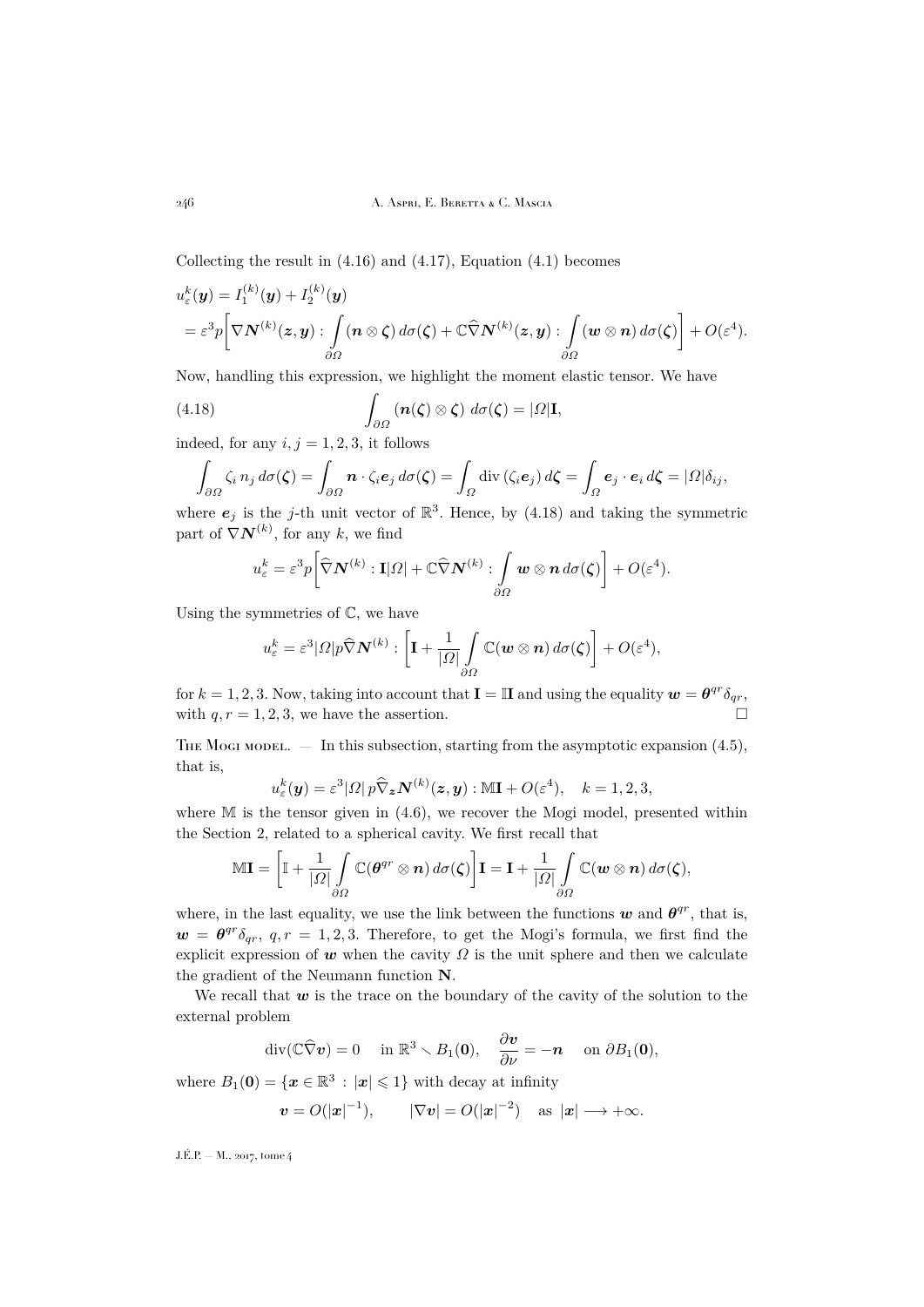Collecting the result in (4.16) and (4.17), Equation (4.1) becomes

$$
\begin{aligned}
u_\varepsilon^k(\boldsymbol{y}) &= I_1^{(k)}(\boldsymbol{y}) + I_2^{(k)}(\boldsymbol{y}) \\
&= \varepsilon^3 p\bigg[\nabla \boldsymbol{N}^{(k)}(\boldsymbol{z},\boldsymbol{y}) : \int\limits_{\partial\Omega} (\boldsymbol{n}\otimes\boldsymbol{\zeta})\, d\sigma(\boldsymbol{\zeta}) + \mathbb{C}\widehat{\nabla}\boldsymbol{N}^{(k)}(\boldsymbol{z},\boldsymbol{y}) : \int\limits_{\partial\Omega} (\boldsymbol{w}\otimes\boldsymbol{n})\, d\sigma(\boldsymbol{\zeta})\bigg] + O(\varepsilon^4).
\end{aligned}
$$

Now, handling this expression, we highlight the moment elastic tensor. We have

$$
\int_{\partial\Omega} (\boldsymbol{n}(\boldsymbol{\zeta})\otimes\boldsymbol{\zeta})\; d\sigma(\boldsymbol{\zeta}) = |\Omega|\mathbf{I}, \tag{4.18}
$$

indeed, for any $i,j=1,2,3$, it follows

$$
\int_{\partial\Omega} \zeta_i\, n_j\, d\sigma(\boldsymbol{\zeta}) = \int_{\partial\Omega} \boldsymbol{n}\cdot \zeta_i \boldsymbol{e}_j\, d\sigma(\boldsymbol{\zeta}) = \int_{\Omega} \operatorname{div}(\zeta_i \boldsymbol{e}_j)\, d\boldsymbol{\zeta} = \int_{\Omega} \boldsymbol{e}_j\cdot\boldsymbol{e}_i\, d\boldsymbol{\zeta} = |\Omega|\delta_{ij},
$$

where $\boldsymbol{e}_j$ is the $j$-th unit vector of $\mathbb{R}^3$. Hence, by (4.18) and taking the symmetric part of $\nabla\boldsymbol{N}^{(k)}$, for any $k$, we find

$$
u_\varepsilon^k = \varepsilon^3 p\bigg[\widehat{\nabla}\boldsymbol{N}^{(k)} : \mathbf{I}|\Omega| + \mathbb{C}\widehat{\nabla}\boldsymbol{N}^{(k)} : \int\limits_{\partial\Omega} \boldsymbol{w}\otimes\boldsymbol{n}\, d\sigma(\boldsymbol{\zeta})\bigg] + O(\varepsilon^4).
$$

Using the symmetries of $\mathbb{C}$, we have

$$
u_\varepsilon^k = \varepsilon^3|\Omega| p\widehat{\nabla}\boldsymbol{N}^{(k)} : \bigg[\mathbf{I} + \frac{1}{|\Omega|}\int\limits_{\partial\Omega} \mathbb{C}(\boldsymbol{w}\otimes\boldsymbol{n})\, d\sigma(\boldsymbol{\zeta})\bigg] + O(\varepsilon^4),
$$

for $k=1,2,3$. Now, taking into account that $\mathbf{I} = \mathbb{I}\mathbf{I}$ and using the equality $\boldsymbol{w} = \boldsymbol{\theta}^{qr}\delta_{qr}$, with $q,r=1,2,3$, we have the assertion. $\square$

The Mogi model. — In this subsection, starting from the asymptotic expansion (4.5), that is,

$$
u_\varepsilon^k(\boldsymbol{y}) = \varepsilon^3|\Omega|\, p\widehat{\nabla}_{\boldsymbol{z}}\boldsymbol{N}^{(k)}(\boldsymbol{z},\boldsymbol{y}) : \mathbb{M}\mathbf{I} + O(\varepsilon^4), \quad k=1,2,3,
$$

where $\mathbb{M}$ is the tensor given in (4.6), we recover the Mogi model, presented within the Section 2, related to a spherical cavity. We first recall that

$$
\mathbb{M}\mathbf{I} = \bigg[\mathbb{I} + \frac{1}{|\Omega|}\int\limits_{\partial\Omega} \mathbb{C}(\boldsymbol{\theta}^{qr}\otimes\boldsymbol{n})\, d\sigma(\boldsymbol{\zeta})\bigg]\mathbf{I} = \mathbf{I} + \frac{1}{|\Omega|}\int\limits_{\partial\Omega} \mathbb{C}(\boldsymbol{w}\otimes\boldsymbol{n})\, d\sigma(\boldsymbol{\zeta}),
$$

where, in the last equality, we use the link between the functions $\boldsymbol{w}$ and $\boldsymbol{\theta}^{qr}$, that is, $\boldsymbol{w} = \boldsymbol{\theta}^{qr}\delta_{qr}$, $q,r=1,2,3$. Therefore, to get the Mogi's formula, we first find the explicit expression of $\boldsymbol{w}$ when the cavity $\Omega$ is the unit sphere and then we calculate the gradient of the Neumann function $\mathbf{N}$.

We recall that $\boldsymbol{w}$ is the trace on the boundary of the cavity of the solution to the external problem

$$
\operatorname{div}(\mathbb{C}\widehat{\nabla}\boldsymbol{v}) = 0 \quad \text{in } \mathbb{R}^3\smallsetminus B_1(\mathbf{0}), \quad \frac{\partial\boldsymbol{v}}{\partial\nu} = -\boldsymbol{n} \quad \text{on } \partial B_1(\mathbf{0}),
$$

where $B_1(\mathbf{0}) = \{\boldsymbol{x}\in\mathbb{R}^3 : |\boldsymbol{x}|\leqslant 1\}$ with decay at infinity

$$
\boldsymbol{v} = O(|\boldsymbol{x}|^{-1}), \qquad |\nabla\boldsymbol{v}| = O(|\boldsymbol{x}|^{-2}) \quad \text{as } |\boldsymbol{x}|\longrightarrow +\infty.
$$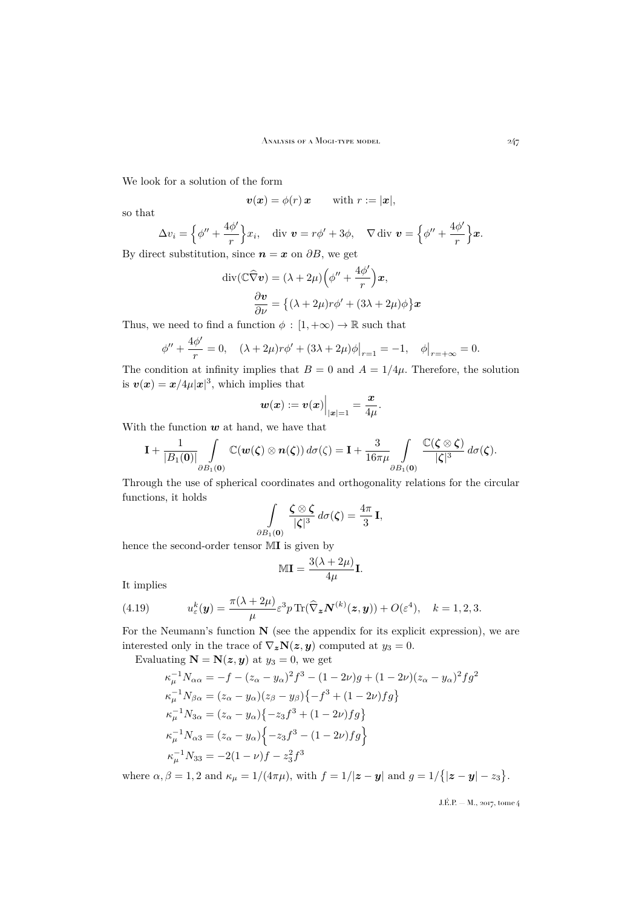We look for a solution of the form

$$\boldsymbol{v}(\boldsymbol{x}) = \phi(r)\,\boldsymbol{x} \qquad \text{with } r := |\boldsymbol{x}|,$$

so that

$$\Delta v_i = \Big\{\phi'' + \frac{4\phi'}{r}\Big\}x_i, \quad \operatorname{div}\,\boldsymbol{v} = r\phi' + 3\phi, \quad \nabla \operatorname{div}\,\boldsymbol{v} = \Big\{\phi'' + \frac{4\phi'}{r}\Big\}\boldsymbol{x}.$$

By direct substitution, since $\boldsymbol{n} = \boldsymbol{x}$ on $\partial B$, we get

$$\operatorname{div}(\mathbb{C}\widehat{\nabla}\boldsymbol{v}) = (\lambda + 2\mu)\Big(\phi'' + \frac{4\phi'}{r}\Big)\boldsymbol{x},$$
$$\frac{\partial \boldsymbol{v}}{\partial \nu} = \big\{(\lambda+2\mu)r\phi' + (3\lambda+2\mu)\phi\big\}\boldsymbol{x}$$

Thus, we need to find a function $\phi : [1,+\infty) \to \mathbb{R}$ such that

$$\phi'' + \frac{4\phi'}{r} = 0, \quad (\lambda+2\mu)r\phi' + (3\lambda+2\mu)\phi\big|_{r=1} = -1, \quad \phi\big|_{r=+\infty} = 0.$$

The condition at infinity implies that $B = 0$ and $A = 1/4\mu$. Therefore, the solution is $\boldsymbol{v}(\boldsymbol{x}) = \boldsymbol{x}/4\mu|\boldsymbol{x}|^3$, which implies that

$$\boldsymbol{w}(\boldsymbol{x}) := \boldsymbol{v}(\boldsymbol{x})\Big|_{|\boldsymbol{x}|=1} = \frac{\boldsymbol{x}}{4\mu}.$$

With the function $\boldsymbol{w}$ at hand, we have that

$$\mathbf{I} + \frac{1}{|B_1(\mathbf{0})|}\int\limits_{\partial B_1(\mathbf{0})} \mathbb{C}(\boldsymbol{w}(\boldsymbol{\zeta}) \otimes \boldsymbol{n}(\boldsymbol{\zeta}))\,d\sigma(\zeta) = \mathbf{I} + \frac{3}{16\pi\mu}\int\limits_{\partial B_1(\mathbf{0})} \frac{\mathbb{C}(\boldsymbol{\zeta}\otimes\boldsymbol{\zeta})}{|\boldsymbol{\zeta}|^3}\,d\sigma(\boldsymbol{\zeta}).$$

Through the use of spherical coordinates and orthogonality relations for the circular functions, it holds

$$\int\limits_{\partial B_1(\mathbf{0})} \frac{\boldsymbol{\zeta}\otimes\boldsymbol{\zeta}}{|\boldsymbol{\zeta}|^3}\,d\sigma(\boldsymbol{\zeta}) = \frac{4\pi}{3}\,\mathbf{I},$$

hence the second-order tensor $\mathbb{M}\mathbf{I}$ is given by

$$\mathbb{M}\mathbf{I} = \frac{3(\lambda+2\mu)}{4\mu}\mathbf{I}.$$

It implies

$$u_\varepsilon^k(\boldsymbol{y}) = \frac{\pi(\lambda+2\mu)}{\mu}\varepsilon^3 p\,\mathrm{Tr}(\widehat{\nabla}_{\boldsymbol{z}}\boldsymbol{N}^{(k)}(\boldsymbol{z},\boldsymbol{y})) + O(\varepsilon^4), \quad k = 1,2,3. \tag{4.19}$$

For the Neumann's function $\mathbf{N}$ (see the appendix for its explicit expression), we are interested only in the trace of $\nabla_{\boldsymbol{z}}\mathbf{N}(\boldsymbol{z},\boldsymbol{y})$ computed at $y_3 = 0$.

Evaluating $\mathbf{N} = \mathbf{N}(\boldsymbol{z},\boldsymbol{y})$ at $y_3 = 0$, we get

$$\kappa_\mu^{-1}N_{\alpha\alpha} = -f - (z_\alpha - y_\alpha)^2 f^3 - (1-2\nu)g + (1-2\nu)(z_\alpha - y_\alpha)^2 f g^2$$
$$\kappa_\mu^{-1}N_{\beta\alpha} = (z_\alpha - y_\alpha)(z_\beta - y_\beta)\big\{-f^3 + (1-2\nu)fg\big\}$$
$$\kappa_\mu^{-1}N_{3\alpha} = (z_\alpha - y_\alpha)\big\{-z_3 f^3 + (1-2\nu)fg\big\}$$
$$\kappa_\mu^{-1}N_{\alpha 3} = (z_\alpha - y_\alpha)\Big\{-z_3 f^3 - (1-2\nu)fg\Big\}$$
$$\kappa_\mu^{-1}N_{33} = -2(1-\nu)f - z_3^2 f^3$$

where $\alpha,\beta = 1,2$ and $\kappa_\mu = 1/(4\pi\mu)$, with $f = 1/|\boldsymbol{z}-\boldsymbol{y}|$ and $g = 1/\big\{|\boldsymbol{z}-\boldsymbol{y}| - z_3\big\}$.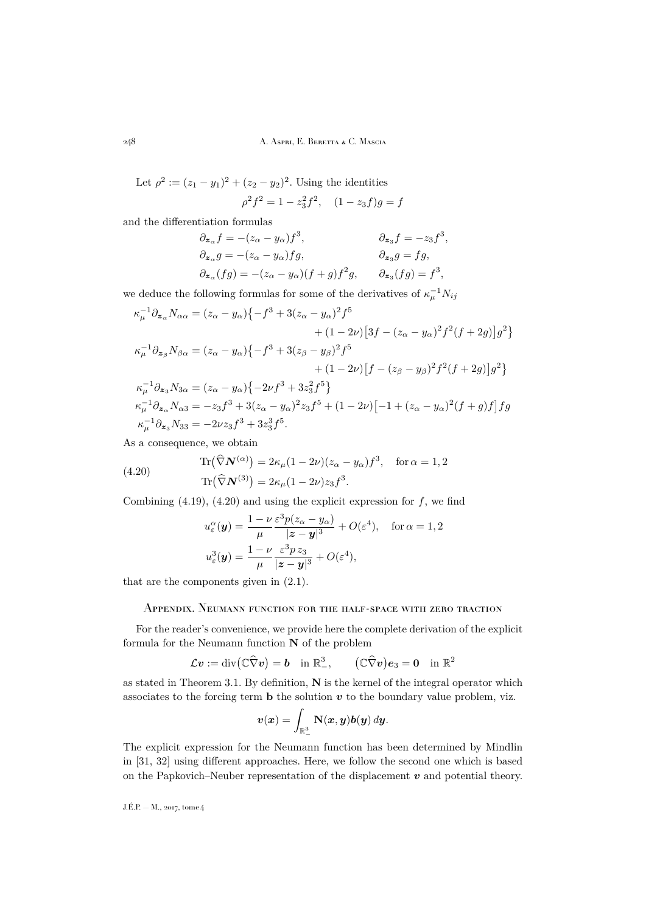Let $\rho^2 := (z_1 - y_1)^2 + (z_2 - y_2)^2$. Using the identities

$$\rho^2 f^2 = 1 - z_3^2 f^2, \quad (1 - z_3 f) g = f$$

and the differentiation formulas

$$\begin{aligned}
\partial_{\boldsymbol{z}_\alpha} f &= -(z_\alpha - y_\alpha) f^3, & \partial_{\boldsymbol{z}_3} f &= -z_3 f^3,\\
\partial_{\boldsymbol{z}_\alpha} g &= -(z_\alpha - y_\alpha) f g, & \partial_{\boldsymbol{z}_3} g &= f g,\\
\partial_{\boldsymbol{z}_\alpha} (fg) &= -(z_\alpha - y_\alpha)(f+g) f^2 g, & \partial_{\boldsymbol{z}_3} (fg) &= f^3,
\end{aligned}$$

we deduce the following formulas for some of the derivatives of $\kappa_\mu^{-1} N_{ij}$

$$\begin{aligned}
\kappa_\mu^{-1} \partial_{\boldsymbol{z}_\alpha} N_{\alpha\alpha} &= (z_\alpha - y_\alpha)\big\{-f^3 + 3(z_\alpha - y_\alpha)^2 f^5 \\
&\qquad\qquad + (1-2\nu)\big[3f - (z_\alpha - y_\alpha)^2 f^2 (f + 2g)\big] g^2\big\}\\
\kappa_\mu^{-1} \partial_{\boldsymbol{z}_\beta} N_{\beta\alpha} &= (z_\alpha - y_\alpha)\big\{-f^3 + 3(z_\beta - y_\beta)^2 f^5 \\
&\qquad\qquad + (1-2\nu)\big[f - (z_\beta - y_\beta)^2 f^2 (f + 2g)\big] g^2\big\}\\
\kappa_\mu^{-1} \partial_{\boldsymbol{z}_3} N_{3\alpha} &= (z_\alpha - y_\alpha)\big\{-2\nu f^3 + 3 z_3^2 f^5\big\}\\
\kappa_\mu^{-1} \partial_{\boldsymbol{z}_\alpha} N_{\alpha 3} &= -z_3 f^3 + 3(z_\alpha - y_\alpha)^2 z_3 f^5 + (1-2\nu)\big[-1 + (z_\alpha - y_\alpha)^2 (f+g) f\big] f g\\
\kappa_\mu^{-1} \partial_{\boldsymbol{z}_3} N_{33} &= -2\nu z_3 f^3 + 3 z_3^3 f^5.
\end{aligned}$$

As a consequence, we obtain

$$\begin{aligned}
\operatorname{Tr}\big(\widehat{\nabla} \boldsymbol{N}^{(\alpha)}\big) &= 2\kappa_\mu (1-2\nu)(z_\alpha - y_\alpha) f^3, \quad \text{for } \alpha = 1,2\\
\operatorname{Tr}\big(\widehat{\nabla} \boldsymbol{N}^{(3)}\big) &= 2\kappa_\mu (1-2\nu) z_3 f^3.
\end{aligned} \tag{4.20}$$

Combining (4.19), (4.20) and using the explicit expression for $f$, we find

$$\begin{aligned}
u_\varepsilon^\alpha(\boldsymbol{y}) &= \frac{1-\nu}{\mu} \frac{\varepsilon^3 p (z_\alpha - y_\alpha)}{|\boldsymbol{z} - \boldsymbol{y}|^3} + O(\varepsilon^4), \quad \text{for } \alpha = 1,2\\
u_\varepsilon^3(\boldsymbol{y}) &= \frac{1-\nu}{\mu} \frac{\varepsilon^3 p\, z_3}{|\boldsymbol{z} - \boldsymbol{y}|^3} + O(\varepsilon^4),
\end{aligned}$$

that are the components given in (2.1).

## Appendix. Neumann function for the half-space with zero traction

For the reader's convenience, we provide here the complete derivation of the explicit formula for the Neumann function $\mathbf{N}$ of the problem

$$\mathcal{L}\boldsymbol{v} := \operatorname{div}\big(\mathbb{C}\widehat{\nabla}\boldsymbol{v}\big) = \boldsymbol{b} \quad \text{in } \mathbb{R}^3_-, \qquad \big(\mathbb{C}\widehat{\nabla}\boldsymbol{v}\big)\boldsymbol{e}_3 = \boldsymbol{0} \quad \text{in } \mathbb{R}^2$$

as stated in Theorem 3.1. By definition, $\mathbf{N}$ is the kernel of the integral operator which associates to the forcing term $\mathbf{b}$ the solution $\boldsymbol{v}$ to the boundary value problem, viz.

$$\boldsymbol{v}(\boldsymbol{x}) = \int_{\mathbb{R}^3_-} \mathbf{N}(\boldsymbol{x}, \boldsymbol{y}) \boldsymbol{b}(\boldsymbol{y})\, d\boldsymbol{y}.$$

The explicit expression for the Neumann function has been determined by Mindlin in [31, 32] using different approaches. Here, we follow the second one which is based on the Papkovich–Neuber representation of the displacement $\boldsymbol{v}$ and potential theory.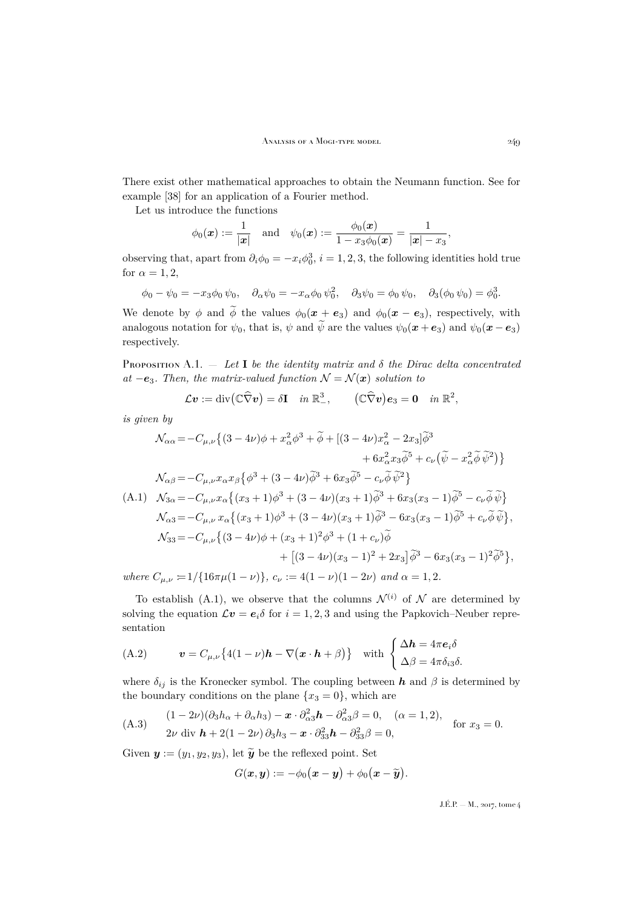There exist other mathematical approaches to obtain the Neumann function. See for example [38] for an application of a Fourier method.

Let us introduce the functions

$$\phi_0(\boldsymbol{x}) := \frac{1}{|\boldsymbol{x}|} \quad \text{and} \quad \psi_0(\boldsymbol{x}) := \frac{\phi_0(\boldsymbol{x})}{1 - x_3\phi_0(\boldsymbol{x})} = \frac{1}{|\boldsymbol{x}| - x_3},$$

observing that, apart from $\partial_i \phi_0 = -x_i \phi_0^3$, $i = 1, 2, 3$, the following identities hold true for $\alpha = 1, 2$,

$$\phi_0 - \psi_0 = -x_3 \phi_0 \, \psi_0, \quad \partial_\alpha \psi_0 = -x_\alpha \phi_0 \, \psi_0^2, \quad \partial_3 \psi_0 = \phi_0 \, \psi_0, \quad \partial_3(\phi_0 \, \psi_0) = \phi_0^3.$$

We denote by $\phi$ and $\widetilde{\phi}$ the values $\phi_0(\boldsymbol{x} + \boldsymbol{e}_3)$ and $\phi_0(\boldsymbol{x} - \boldsymbol{e}_3)$, respectively, with analogous notation for $\psi_0$, that is, $\psi$ and $\widetilde{\psi}$ are the values $\psi_0(\boldsymbol{x} + \boldsymbol{e}_3)$ and $\psi_0(\boldsymbol{x} - \boldsymbol{e}_3)$ respectively.

Proposition A.1. — *Let $\mathbf{I}$ be the identity matrix and $\delta$ the Dirac delta concentrated at $-\boldsymbol{e}_3$. Then, the matrix-valued function $\mathcal{N} = \mathcal{N}(\boldsymbol{x})$ solution to*

$$\mathcal{L}\boldsymbol{v} := \operatorname{div}\big(\mathbb{C}\widehat{\nabla}\boldsymbol{v}\big) = \delta \mathbf{I} \quad \text{in } \mathbb{R}^3_-, \qquad \big(\mathbb{C}\widehat{\nabla}\boldsymbol{v}\big)\boldsymbol{e}_3 = \mathbf{0} \quad \text{in } \mathbb{R}^2,$$

*is given by*

$$\begin{aligned}
\mathcal{N}_{\alpha\alpha} &= -C_{\mu,\nu}\big\{(3-4\nu)\phi + x_\alpha^2\phi^3 + \widetilde{\phi} + [(3-4\nu)x_\alpha^2 - 2x_3]\widetilde{\phi}^3 \\
&\qquad\qquad + 6x_\alpha^2 x_3 \widetilde{\phi}^5 + c_\nu\big(\widetilde{\psi} - x_\alpha^2 \widetilde{\phi}\,\widetilde{\psi}^2\big)\big\} \\
\mathcal{N}_{\alpha\beta} &= -C_{\mu,\nu} x_\alpha x_\beta \big\{\phi^3 + (3-4\nu)\widetilde{\phi}^3 + 6x_3\widetilde{\phi}^5 - c_\nu \widetilde{\phi}\,\widetilde{\psi}^2\big\} \\
\mathcal{N}_{3\alpha} &= -C_{\mu,\nu} x_\alpha \big\{(x_3+1)\phi^3 + (3-4\nu)(x_3+1)\widetilde{\phi}^3 + 6x_3(x_3-1)\widetilde{\phi}^5 - c_\nu \widetilde{\phi}\,\widetilde{\psi}\big\} \qquad \text{(A.1)}\\
\mathcal{N}_{\alpha 3} &= -C_{\mu,\nu}\, x_\alpha \big\{(x_3+1)\phi^3 + (3-4\nu)(x_3+1)\widetilde{\phi}^3 - 6x_3(x_3-1)\widetilde{\phi}^5 + c_\nu \widetilde{\phi}\,\widetilde{\psi}\big\}, \\
\mathcal{N}_{33} &= -C_{\mu,\nu}\big\{(3-4\nu)\phi + (x_3+1)^2\phi^3 + (1+c_\nu)\widetilde{\phi} \\
&\qquad\qquad + \big[(3-4\nu)(x_3-1)^2 + 2x_3\big]\widetilde{\phi}^3 - 6x_3(x_3-1)^2\widetilde{\phi}^5\big\},
\end{aligned}$$

*where $C_{\mu,\nu} := 1/\{16\pi\mu(1-\nu)\}$, $c_\nu := 4(1-\nu)(1-2\nu)$ and $\alpha = 1, 2$.*

To establish (A.1), we observe that the columns $\mathcal{N}^{(i)}$ of $\mathcal{N}$ are determined by solving the equation $\mathcal{L}\boldsymbol{v} = \boldsymbol{e}_i\delta$ for $i = 1, 2, 3$ and using the Papkovich–Neuber representation

$$\boldsymbol{v} = C_{\mu,\nu}\big\{4(1-\nu)\boldsymbol{h} - \nabla\big(\boldsymbol{x}\cdot\boldsymbol{h} + \beta\big)\big\} \quad \text{with } \begin{cases} \Delta \boldsymbol{h} = 4\pi \boldsymbol{e}_i \delta \\ \Delta \beta = 4\pi \delta_{i3}\delta. \end{cases} \tag{A.2}$$

where $\delta_{ij}$ is the Kronecker symbol. The coupling between $\boldsymbol{h}$ and $\beta$ is determined by the boundary conditions on the plane $\{x_3 = 0\}$, which are

$$\begin{aligned}
&(1-2\nu)(\partial_3 h_\alpha + \partial_\alpha h_3) - \boldsymbol{x}\cdot\partial^2_{\alpha 3}\boldsymbol{h} - \partial^2_{\alpha 3}\beta = 0, \quad (\alpha = 1, 2), \\
&2\nu \operatorname{div} \boldsymbol{h} + 2(1-2\nu)\,\partial_3 h_3 - \boldsymbol{x}\cdot\partial^2_{33}\boldsymbol{h} - \partial^2_{33}\beta = 0,
\end{aligned} \qquad \text{for } x_3 = 0. \tag{A.3}$$

Given $\boldsymbol{y} := (y_1, y_2, y_3)$, let $\widetilde{\boldsymbol{y}}$ be the reflexed point. Set

$$G(\boldsymbol{x}, \boldsymbol{y}) := -\phi_0\big(\boldsymbol{x} - \boldsymbol{y}\big) + \phi_0\big(\boldsymbol{x} - \widetilde{\boldsymbol{y}}\big).$$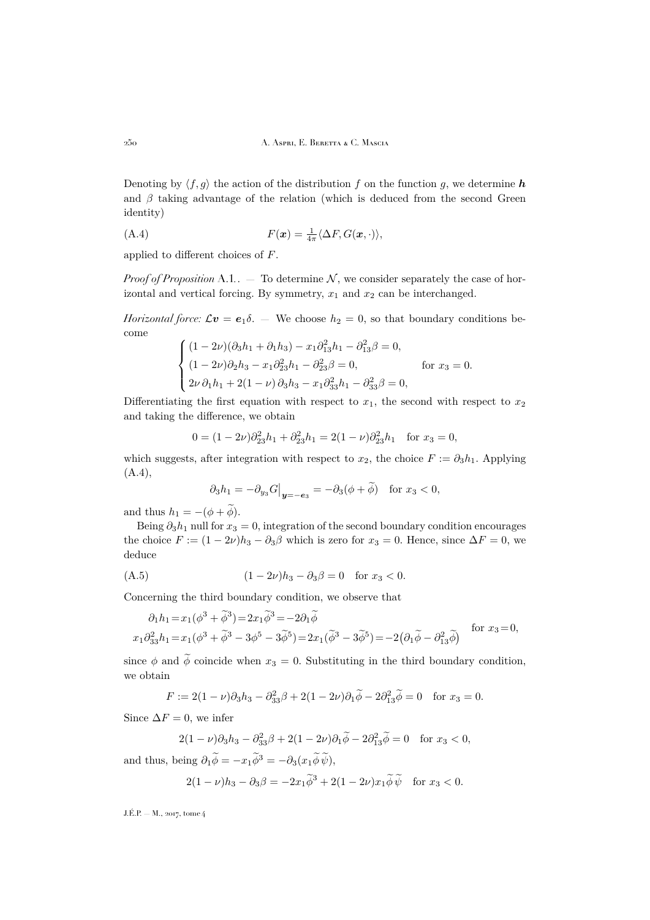Denoting by $\langle f, g\rangle$ the action of the distribution $f$ on the function $g$, we determine $\boldsymbol{h}$ and $\beta$ taking advantage of the relation (which is deduced from the second Green identity)

$$F(\boldsymbol{x}) = \tfrac{1}{4\pi}\langle \Delta F, G(\boldsymbol{x},\cdot)\rangle, \tag{A.4}$$

applied to different choices of $F$.

*Proof of Proposition* A.1.. — To determine $\mathcal{N}$, we consider separately the case of horizontal and vertical forcing. By symmetry, $x_1$ and $x_2$ can be interchanged.

*Horizontal force:* $\mathcal{L}\boldsymbol{v} = \boldsymbol{e}_1\delta$. — We choose $h_2 = 0$, so that boundary conditions become

$$\begin{cases} (1-2\nu)(\partial_3 h_1 + \partial_1 h_3) - x_1\partial^2_{13}h_1 - \partial^2_{13}\beta = 0, \\ (1-2\nu)\partial_2 h_3 - x_1\partial^2_{23}h_1 - \partial^2_{23}\beta = 0, \\ 2\nu\,\partial_1 h_1 + 2(1-\nu)\,\partial_3 h_3 - x_1\partial^2_{33}h_1 - \partial^2_{33}\beta = 0, \end{cases} \qquad \text{for } x_3 = 0.$$

Differentiating the first equation with respect to $x_1$, the second with respect to $x_2$ and taking the difference, we obtain

$$0 = (1-2\nu)\partial^2_{23}h_1 + \partial^2_{23}h_1 = 2(1-\nu)\partial^2_{23}h_1 \quad \text{for } x_3 = 0,$$

which suggests, after integration with respect to $x_2$, the choice $F := \partial_3 h_1$. Applying (A.4),

$$\partial_3 h_1 = -\partial_{y_3} G\big|_{\boldsymbol{y}=-\boldsymbol{e}_3} = -\partial_3(\phi + \widetilde{\phi}) \quad \text{for } x_3 < 0,$$

and thus $h_1 = -(\phi + \widetilde{\phi})$.

Being $\partial_3 h_1$ null for $x_3 = 0$, integration of the second boundary condition encourages the choice $F := (1-2\nu)h_3 - \partial_3\beta$ which is zero for $x_3 = 0$. Hence, since $\Delta F = 0$, we deduce

$$(1-2\nu)h_3 - \partial_3\beta = 0 \quad \text{for } x_3 < 0. \tag{A.5}$$

Concerning the third boundary condition, we observe that

$$\left.\begin{aligned} \partial_1 h_1 &= x_1(\phi^3 + \widetilde{\phi}^3) = 2x_1\widetilde{\phi}^3 = -2\partial_1\widetilde{\phi} \\ x_1\partial^2_{33}h_1 &= x_1(\phi^3 + \widetilde{\phi}^3 - 3\phi^5 - 3\widetilde{\phi}^5) = 2x_1(\widetilde{\phi}^3 - 3\widetilde{\phi}^5) = -2\big(\partial_1\widetilde{\phi} - \partial^2_{13}\widetilde{\phi}\big) \end{aligned}\right\} \text{ for } x_3 = 0,$$

since $\phi$ and $\widetilde{\phi}$ coincide when $x_3 = 0$. Substituting in the third boundary condition, we obtain

$$F := 2(1-\nu)\partial_3 h_3 - \partial^2_{33}\beta + 2(1-2\nu)\partial_1\widetilde{\phi} - 2\partial^2_{13}\widetilde{\phi} = 0 \quad \text{for } x_3 = 0.$$

Since $\Delta F = 0$, we infer

$$2(1-\nu)\partial_3 h_3 - \partial^2_{33}\beta + 2(1-2\nu)\partial_1\widetilde{\phi} - 2\partial^2_{13}\widetilde{\phi} = 0 \quad \text{for } x_3 < 0,$$

and thus, being $\partial_1\widetilde{\phi} = -x_1\widetilde{\phi}^3 = -\partial_3(x_1\widetilde{\phi}\,\widetilde{\psi})$,

$$2(1-\nu)h_3 - \partial_3\beta = -2x_1\widetilde{\phi}^3 + 2(1-2\nu)x_1\widetilde{\phi}\,\widetilde{\psi} \quad \text{for } x_3 < 0.$$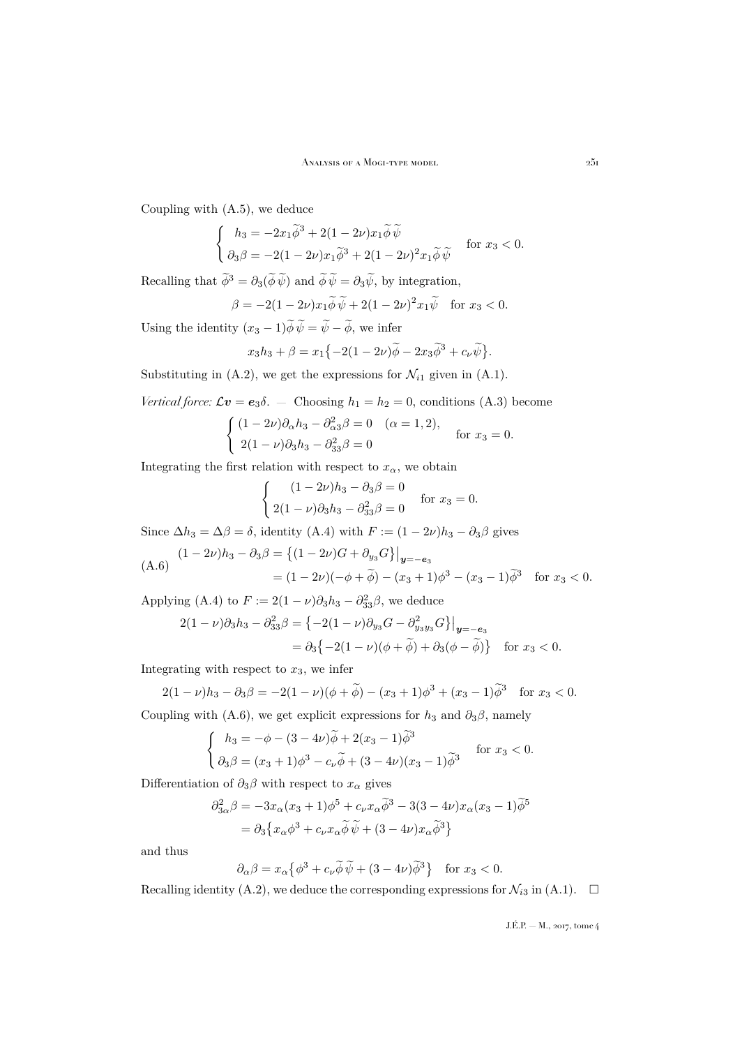Coupling with (A.5), we deduce

$$\begin{cases} h_3 = -2x_1\widetilde{\phi}^3 + 2(1-2\nu)x_1\widetilde{\phi}\,\widetilde{\psi} \\ \partial_3\beta = -2(1-2\nu)x_1\widetilde{\phi}^3 + 2(1-2\nu)^2x_1\widetilde{\phi}\,\widetilde{\psi} \end{cases} \quad \text{for } x_3 < 0.$$

Recalling that $\widetilde{\phi}^3 = \partial_3(\widetilde{\phi}\,\widetilde{\psi})$ and $\widetilde{\phi}\,\widetilde{\psi} = \partial_3\widetilde{\psi}$, by integration,

$$\beta = -2(1-2\nu)x_1\widetilde{\phi}\,\widetilde{\psi} + 2(1-2\nu)^2x_1\widetilde{\psi} \quad \text{for } x_3 < 0.$$

Using the identity $(x_3-1)\widetilde{\phi}\,\widetilde{\psi} = \widetilde{\psi} - \widetilde{\phi}$, we infer

$$x_3h_3 + \beta = x_1\big\{-2(1-2\nu)\widetilde{\phi} - 2x_3\widetilde{\phi}^3 + c_\nu\widetilde{\psi}\big\}.$$

Substituting in (A.2), we get the expressions for $\mathcal{N}_{i1}$ given in (A.1).

*Vertical force:* $\boldsymbol{\mathcal{L}v} = \boldsymbol{e}_3\delta$. — Choosing $h_1 = h_2 = 0$, conditions (A.3) become

$$\begin{cases} (1-2\nu)\partial_\alpha h_3 - \partial^2_{\alpha 3}\beta = 0 \quad (\alpha = 1,2), \\ 2(1-\nu)\partial_3h_3 - \partial^2_{33}\beta = 0 \end{cases} \quad \text{for } x_3 = 0.$$

Integrating the first relation with respect to $x_\alpha$, we obtain

$$\begin{cases} (1-2\nu)h_3 - \partial_3\beta = 0 \\ 2(1-\nu)\partial_3h_3 - \partial^2_{33}\beta = 0 \end{cases} \quad \text{for } x_3 = 0.$$

Since $\Delta h_3 = \Delta\beta = \delta$, identity (A.4) with $F := (1-2\nu)h_3 - \partial_3\beta$ gives

$$\text{(A.6)}\quad \begin{aligned} (1-2\nu)h_3 - \partial_3\beta &= \big\{(1-2\nu)G + \partial_{y_3}G\big\}\big|_{\boldsymbol{y}=-\boldsymbol{e}_3} \\ &= (1-2\nu)(-\phi + \widetilde{\phi}) - (x_3+1)\phi^3 - (x_3-1)\widetilde{\phi}^3 \quad \text{for } x_3 < 0. \end{aligned}$$

Applying (A.4) to $F := 2(1-\nu)\partial_3h_3 - \partial^2_{33}\beta$, we deduce

$$\begin{aligned} 2(1-\nu)\partial_3h_3 - \partial^2_{33}\beta &= \big\{-2(1-\nu)\partial_{y_3}G - \partial^2_{y_3y_3}G\big\}\big|_{\boldsymbol{y}=-\boldsymbol{e}_3} \\ &= \partial_3\big\{-2(1-\nu)(\phi + \widetilde{\phi}) + \partial_3(\phi - \widetilde{\phi})\big\} \quad \text{for } x_3 < 0. \end{aligned}$$

Integrating with respect to $x_3$, we infer

$$2(1-\nu)h_3 - \partial_3\beta = -2(1-\nu)(\phi + \widetilde{\phi}) - (x_3+1)\phi^3 + (x_3-1)\widetilde{\phi}^3 \quad \text{for } x_3 < 0.$$

Coupling with (A.6), we get explicit expressions for $h_3$ and $\partial_3\beta$, namely

$$\begin{cases} h_3 = -\phi - (3-4\nu)\widetilde{\phi} + 2(x_3-1)\widetilde{\phi}^3 \\ \partial_3\beta = (x_3+1)\phi^3 - c_\nu\widetilde{\phi} + (3-4\nu)(x_3-1)\widetilde{\phi}^3 \end{cases} \quad \text{for } x_3 < 0.$$

Differentiation of $\partial_3\beta$ with respect to $x_\alpha$ gives

$$\begin{aligned} \partial^2_{3\alpha}\beta &= -3x_\alpha(x_3+1)\phi^5 + c_\nu x_\alpha\widetilde{\phi}^3 - 3(3-4\nu)x_\alpha(x_3-1)\widetilde{\phi}^5 \\ &= \partial_3\big\{x_\alpha\phi^3 + c_\nu x_\alpha\widetilde{\phi}\,\widetilde{\psi} + (3-4\nu)x_\alpha\widetilde{\phi}^3\big\} \end{aligned}$$

and thus

$$\partial_\alpha\beta = x_\alpha\big\{\phi^3 + c_\nu\widetilde{\phi}\,\widetilde{\psi} + (3-4\nu)\widetilde{\phi}^3\big\} \quad \text{for } x_3 < 0.$$

Recalling identity (A.2), we deduce the corresponding expressions for $\mathcal{N}_{i3}$ in (A.1). $\square$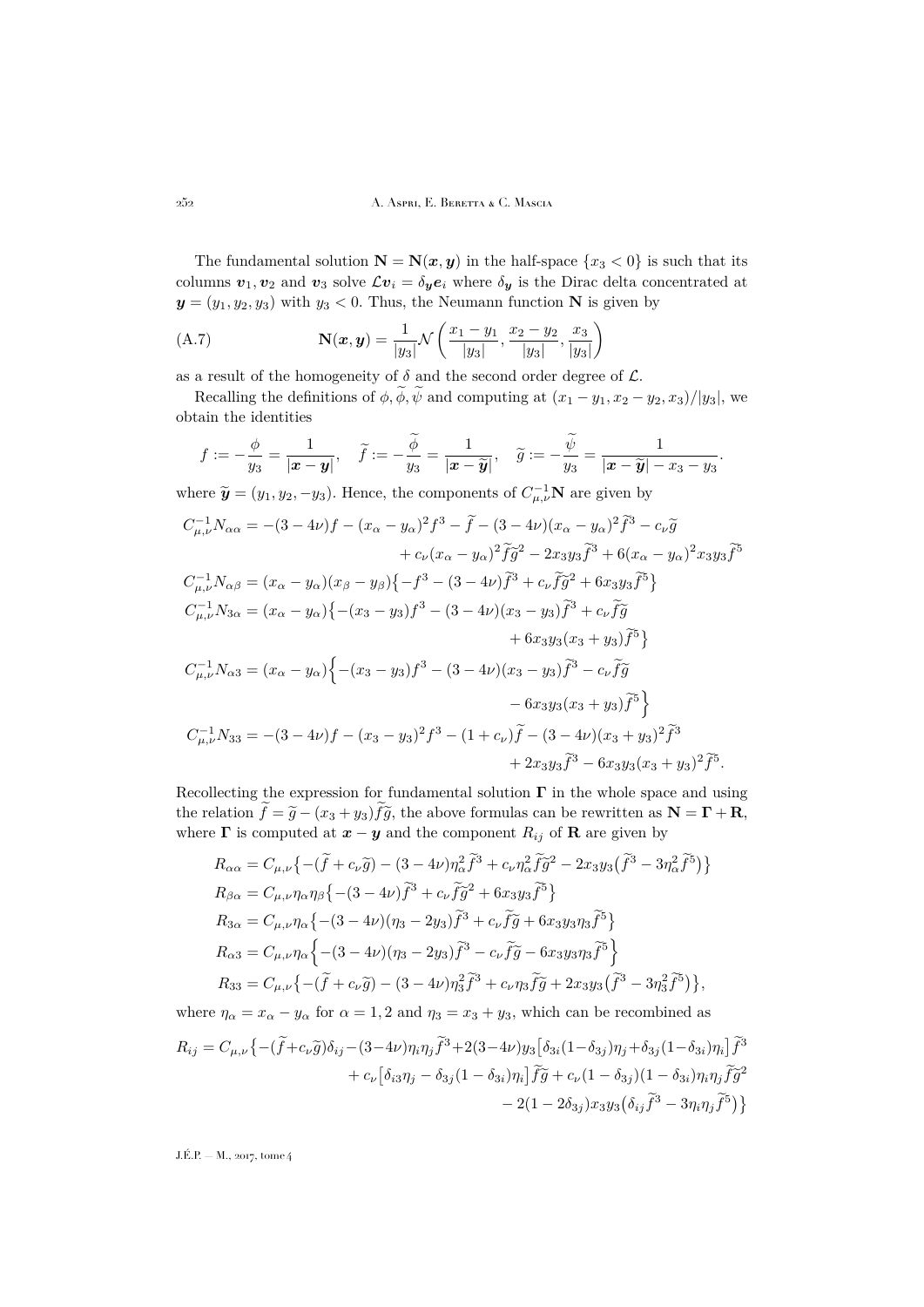The fundamental solution $\mathbf{N} = \mathbf{N}(\boldsymbol{x}, \boldsymbol{y})$ in the half-space $\{x_3 < 0\}$ is such that its columns $\boldsymbol{v}_1, \boldsymbol{v}_2$ and $\boldsymbol{v}_3$ solve $\mathcal{L}\boldsymbol{v}_i = \delta_{\boldsymbol{y}}\boldsymbol{e}_i$ where $\delta_{\boldsymbol{y}}$ is the Dirac delta concentrated at $\boldsymbol{y} = (y_1, y_2, y_3)$ with $y_3 < 0$. Thus, the Neumann function $\mathbf{N}$ is given by

$$\mathbf{N}(\boldsymbol{x}, \boldsymbol{y}) = \frac{1}{|y_3|}\mathcal{N}\left(\frac{x_1 - y_1}{|y_3|}, \frac{x_2 - y_2}{|y_3|}, \frac{x_3}{|y_3|}\right) \tag{A.7}$$

as a result of the homogeneity of $\delta$ and the second order degree of $\mathcal{L}$.

Recalling the definitions of $\phi, \widetilde{\phi}, \widetilde{\psi}$ and computing at $(x_1 - y_1, x_2 - y_2, x_3)/|y_3|$, we obtain the identities

$$f := -\frac{\phi}{y_3} = \frac{1}{|\boldsymbol{x} - \boldsymbol{y}|}, \quad \widetilde{f} := -\frac{\widetilde{\phi}}{y_3} = \frac{1}{|\boldsymbol{x} - \widetilde{\boldsymbol{y}}|}, \quad \widetilde{g} := -\frac{\widetilde{\psi}}{y_3} = \frac{1}{|\boldsymbol{x} - \widetilde{\boldsymbol{y}}| - x_3 - y_3}.$$

where $\widetilde{\boldsymbol{y}} = (y_1, y_2, -y_3)$. Hence, the components of $C_{\mu,\nu}^{-1}\mathbf{N}$ are given by

$$\begin{aligned}
C_{\mu,\nu}^{-1}N_{\alpha\alpha} &= -(3-4\nu)f - (x_\alpha - y_\alpha)^2 f^3 - \widetilde{f} - (3-4\nu)(x_\alpha - y_\alpha)^2\widetilde{f}^3 - c_\nu\widetilde{g} \\
&\qquad + c_\nu(x_\alpha - y_\alpha)^2\widetilde{f}\widetilde{g}^2 - 2x_3y_3\widetilde{f}^3 + 6(x_\alpha - y_\alpha)^2x_3y_3\widetilde{f}^5 \\
C_{\mu,\nu}^{-1}N_{\alpha\beta} &= (x_\alpha - y_\alpha)(x_\beta - y_\beta)\big\{-f^3 - (3-4\nu)\widetilde{f}^3 + c_\nu\widetilde{f}\widetilde{g}^2 + 6x_3y_3\widetilde{f}^5\big\} \\
C_{\mu,\nu}^{-1}N_{3\alpha} &= (x_\alpha - y_\alpha)\big\{-(x_3 - y_3)f^3 - (3-4\nu)(x_3 - y_3)\widetilde{f}^3 + c_\nu\widetilde{f}\widetilde{g} \\
&\qquad + 6x_3y_3(x_3 + y_3)\widetilde{f}^5\big\} \\
C_{\mu,\nu}^{-1}N_{\alpha 3} &= (x_\alpha - y_\alpha)\Big\{-(x_3 - y_3)f^3 - (3-4\nu)(x_3 - y_3)\widetilde{f}^3 - c_\nu\widetilde{f}\widetilde{g} \\
&\qquad - 6x_3y_3(x_3 + y_3)\widetilde{f}^5\Big\} \\
C_{\mu,\nu}^{-1}N_{33} &= -(3-4\nu)f - (x_3 - y_3)^2f^3 - (1 + c_\nu)\widetilde{f} - (3-4\nu)(x_3 + y_3)^2\widetilde{f}^3 \\
&\qquad + 2x_3y_3\widetilde{f}^3 - 6x_3y_3(x_3 + y_3)^2\widetilde{f}^5.
\end{aligned}$$

Recollecting the expression for fundamental solution $\boldsymbol{\Gamma}$ in the whole space and using the relation $\widetilde{f} = \widetilde{g} - (x_3 + y_3)\widetilde{f}\widetilde{g}$, the above formulas can be rewritten as $\mathbf{N} = \boldsymbol{\Gamma} + \mathbf{R}$, where $\boldsymbol{\Gamma}$ is computed at $\boldsymbol{x} - \boldsymbol{y}$ and the component $R_{ij}$ of $\mathbf{R}$ are given by

$$\begin{aligned}
R_{\alpha\alpha} &= C_{\mu,\nu}\big\{-(\widetilde{f} + c_\nu\widetilde{g}) - (3-4\nu)\eta_\alpha^2\widetilde{f}^3 + c_\nu\eta_\alpha^2\widetilde{f}\widetilde{g}^2 - 2x_3y_3\big(\widetilde{f}^3 - 3\eta_\alpha^2\widetilde{f}^5\big)\big\} \\
R_{\beta\alpha} &= C_{\mu,\nu}\eta_\alpha\eta_\beta\big\{-(3-4\nu)\widetilde{f}^3 + c_\nu\widetilde{f}\widetilde{g}^2 + 6x_3y_3\widetilde{f}^5\big\} \\
R_{3\alpha} &= C_{\mu,\nu}\eta_\alpha\big\{-(3-4\nu)(\eta_3 - 2y_3)\widetilde{f}^3 + c_\nu\widetilde{f}\widetilde{g} + 6x_3y_3\eta_3\widetilde{f}^5\big\} \\
R_{\alpha 3} &= C_{\mu,\nu}\eta_\alpha\Big\{-(3-4\nu)(\eta_3 - 2y_3)\widetilde{f}^3 - c_\nu\widetilde{f}\widetilde{g} - 6x_3y_3\eta_3\widetilde{f}^5\Big\} \\
R_{33} &= C_{\mu,\nu}\big\{-(\widetilde{f} + c_\nu\widetilde{g}) - (3-4\nu)\eta_3^2\widetilde{f}^3 + c_\nu\eta_3\widetilde{f}\widetilde{g} + 2x_3y_3\big(\widetilde{f}^3 - 3\eta_3^2\widetilde{f}^5\big)\big\},
\end{aligned}$$

where $\eta_\alpha = x_\alpha - y_\alpha$ for $\alpha = 1, 2$ and $\eta_3 = x_3 + y_3$, which can be recombined as

$$\begin{aligned}
R_{ij} = C_{\mu,\nu}\big\{&-(\widetilde{f} + c_\nu\widetilde{g})\delta_{ij} - (3-4\nu)\eta_i\eta_j\widetilde{f}^3 + 2(3-4\nu)y_3\big[\delta_{3i}(1-\delta_{3j})\eta_j + \delta_{3j}(1-\delta_{3i})\eta_i\big]\widetilde{f}^3 \\
&+ c_\nu\big[\delta_{i3}\eta_j - \delta_{3j}(1-\delta_{3i})\eta_i\big]\widetilde{f}\widetilde{g} + c_\nu(1-\delta_{3j})(1-\delta_{3i})\eta_i\eta_j\widetilde{f}\widetilde{g}^2 \\
&- 2(1-2\delta_{3j})x_3y_3\big(\delta_{ij}\widetilde{f}^3 - 3\eta_i\eta_j\widetilde{f}^5\big)\big\}
\end{aligned}$$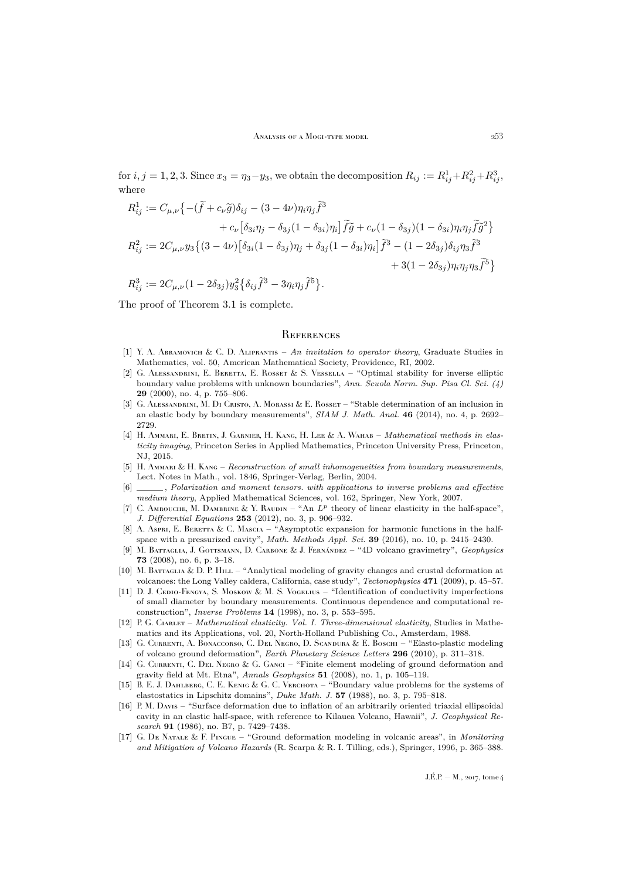for $i,j=1,2,3$. Since $x_3=\eta_3-y_3$, we obtain the decomposition $R_{ij}:=R^1_{ij}+R^2_{ij}+R^3_{ij}$, where

$$
\begin{aligned}
R^1_{ij} &:= C_{\mu,\nu}\big\{-(\widetilde{f}+c_\nu\widetilde{g})\delta_{ij}-(3-4\nu)\eta_i\eta_j\widetilde{f}^3 \\
&\qquad\qquad + c_\nu\big[\delta_{3i}\eta_j-\delta_{3j}(1-\delta_{3i})\eta_i\big]\widetilde{f}\widetilde{g}+c_\nu(1-\delta_{3j})(1-\delta_{3i})\eta_i\eta_j\widetilde{f}\widetilde{g}^2\big\} \\
R^2_{ij} &:= 2C_{\mu,\nu}y_3\big\{(3-4\nu)\big[\delta_{3i}(1-\delta_{3j})\eta_j+\delta_{3j}(1-\delta_{3i})\eta_i\big]\widetilde{f}^3-(1-2\delta_{3j})\delta_{ij}\eta_3\widetilde{f}^3 \\
&\qquad\qquad\qquad\qquad\qquad\qquad\qquad\qquad + 3(1-2\delta_{3j})\eta_i\eta_j\eta_3\widetilde{f}^5\big\} \\
R^3_{ij} &:= 2C_{\mu,\nu}(1-2\delta_{3j})y_3^2\big\{\delta_{ij}\widetilde{f}^3-3\eta_i\eta_j\widetilde{f}^5\big\}.
\end{aligned}
$$

The proof of Theorem 3.1 is complete.

## References

[1] Y. A. Abramovich & C. D. Aliprantis – *An invitation to operator theory*, Graduate Studies in Mathematics, vol. 50, American Mathematical Society, Providence, RI, 2002.

[2] G. Alessandrini, E. Beretta, E. Rosset & S. Vessella – "Optimal stability for inverse elliptic boundary value problems with unknown boundaries", *Ann. Scuola Norm. Sup. Pisa Cl. Sci. (4)* **29** (2000), no. 4, p. 755–806.

[3] G. Alessandrini, M. Di Cristo, A. Morassi & E. Rosset – "Stable determination of an inclusion in an elastic body by boundary measurements", *SIAM J. Math. Anal.* **46** (2014), no. 4, p. 2692–2729.

[4] H. Ammari, E. Bretin, J. Garnier, H. Kang, H. Lee & A. Wahab – *Mathematical methods in elasticity imaging*, Princeton Series in Applied Mathematics, Princeton University Press, Princeton, NJ, 2015.

[5] H. Ammari & H. Kang – *Reconstruction of small inhomogeneities from boundary measurements*, Lect. Notes in Math., vol. 1846, Springer-Verlag, Berlin, 2004.

[6] ______, *Polarization and moment tensors. with applications to inverse problems and effective medium theory*, Applied Mathematical Sciences, vol. 162, Springer, New York, 2007.

[7] C. Amrouche, M. Dambrine & Y. Raudin – "An $L^p$ theory of linear elasticity in the half-space", *J. Differential Equations* **253** (2012), no. 3, p. 906–932.

[8] A. Aspri, E. Beretta & C. Mascia – "Asymptotic expansion for harmonic functions in the half-space with a pressurized cavity", *Math. Methods Appl. Sci.* **39** (2016), no. 10, p. 2415–2430.

[9] M. Battaglia, J. Gottsmann, D. Carbone & J. Fernández – "4D volcano gravimetry", *Geophysics* **73** (2008), no. 6, p. 3–18.

[10] M. Battaglia & D. P. Hill – "Analytical modeling of gravity changes and crustal deformation at volcanoes: the Long Valley caldera, California, case study", *Tectonophysics* **471** (2009), p. 45–57.

[11] D. J. Cedio-Fengya, S. Moskow & M. S. Vogelius – "Identification of conductivity imperfections of small diameter by boundary measurements. Continuous dependence and computational reconstruction", *Inverse Problems* **14** (1998), no. 3, p. 553–595.

[12] P. G. Ciarlet – *Mathematical elasticity. Vol. I. Three-dimensional elasticity*, Studies in Mathematics and its Applications, vol. 20, North-Holland Publishing Co., Amsterdam, 1988.

[13] G. Currenti, A. Bonaccorso, C. Del Negro, D. Scandura & E. Boschi – "Elasto-plastic modeling of volcano ground deformation", *Earth Planetary Science Letters* **296** (2010), p. 311–318.

[14] G. Currenti, C. Del Negro & G. Ganci – "Finite element modeling of ground deformation and gravity field at Mt. Etna", *Annals Geophysics* **51** (2008), no. 1, p. 105–119.

[15] B. E. J. Dahlberg, C. E. Kenig & G. C. Verchota – "Boundary value problems for the systems of elastostatics in Lipschitz domains", *Duke Math. J.* **57** (1988), no. 3, p. 795–818.

[16] P. M. Davis – "Surface deformation due to inflation of an arbitrarily oriented triaxial ellipsoidal cavity in an elastic half-space, with reference to Kilauea Volcano, Hawaii", *J. Geophysical Research* **91** (1986), no. B7, p. 7429–7438.

[17] G. De Natale & F. Pingue – "Ground deformation modeling in volcanic areas", in *Monitoring and Mitigation of Volcano Hazards* (R. Scarpa & R. I. Tilling, eds.), Springer, 1996, p. 365–388.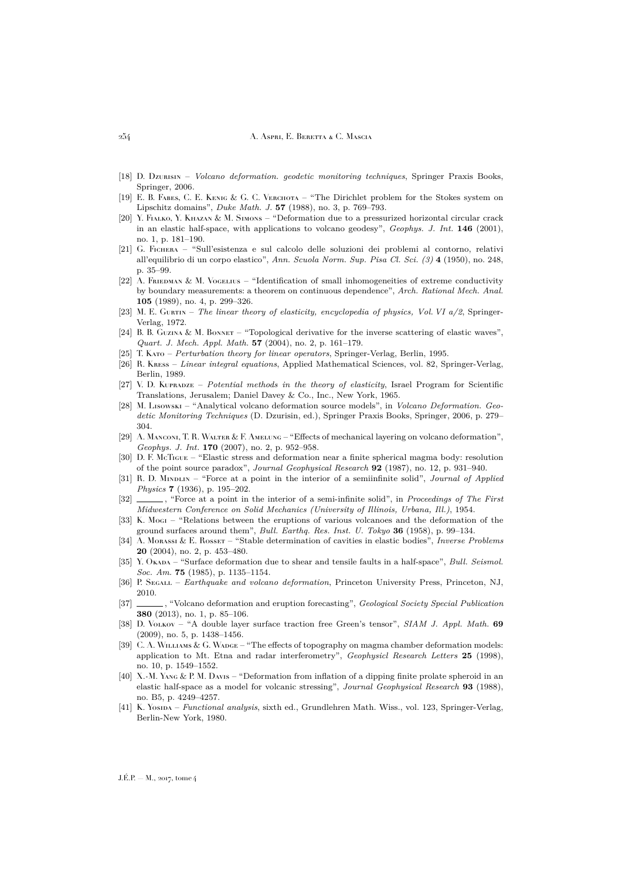[18] D. Dzurisin – *Volcano deformation. geodetic monitoring techniques*, Springer Praxis Books, Springer, 2006.

[19] E. B. Fabes, C. E. Kenig & G. C. Verchota – "The Dirichlet problem for the Stokes system on Lipschitz domains", *Duke Math. J.* **57** (1988), no. 3, p. 769–793.

[20] Y. Fialko, Y. Khazan & M. Simons – "Deformation due to a pressurized horizontal circular crack in an elastic half-space, with applications to volcano geodesy", *Geophys. J. Int.* **146** (2001), no. 1, p. 181–190.

[21] G. Fichera – "Sull'esistenza e sul calcolo delle soluzioni dei problemi al contorno, relativi all'equilibrio di un corpo elastico", *Ann. Scuola Norm. Sup. Pisa Cl. Sci. (3)* **4** (1950), no. 248, p. 35–99.

[22] A. Friedman & M. Vogelius – "Identification of small inhomogeneities of extreme conductivity by boundary measurements: a theorem on continuous dependence", *Arch. Rational Mech. Anal.* **105** (1989), no. 4, p. 299–326.

[23] M. E. Gurtin – *The linear theory of elasticity, encyclopedia of physics, Vol. VI a/2*, Springer-Verlag, 1972.

[24] B. B. Guzina & M. Bonnet – "Topological derivative for the inverse scattering of elastic waves", *Quart. J. Mech. Appl. Math.* **57** (2004), no. 2, p. 161–179.

[25] T. Kato – *Perturbation theory for linear operators*, Springer-Verlag, Berlin, 1995.

[26] R. Kress – *Linear integral equations*, Applied Mathematical Sciences, vol. 82, Springer-Verlag, Berlin, 1989.

[27] V. D. Kupradze – *Potential methods in the theory of elasticity*, Israel Program for Scientific Translations, Jerusalem; Daniel Davey & Co., Inc., New York, 1965.

[28] M. Lisowski – "Analytical volcano deformation source models", in *Volcano Deformation. Geodetic Monitoring Techniques* (D. Dzurisin, ed.), Springer Praxis Books, Springer, 2006, p. 279–304.

[29] A. Manconi, T. R. Walter & F. Amelung – "Effects of mechanical layering on volcano deformation", *Geophys. J. Int.* **170** (2007), no. 2, p. 952–958.

[30] D. F. McTigue – "Elastic stress and deformation near a finite spherical magma body: resolution of the point source paradox", *Journal Geophysical Research* **92** (1987), no. 12, p. 931–940.

[31] R. D. Mindlin – "Force at a point in the interior of a semiinfinite solid", *Journal of Applied Physics* **7** (1936), p. 195–202.

[32] ______ , "Force at a point in the interior of a semi-infinite solid", in *Proceedings of The First Midwestern Conference on Solid Mechanics (University of Illinois, Urbana, Ill.)*, 1954.

[33] K. Mogi – "Relations between the eruptions of various volcanoes and the deformation of the ground surfaces around them", *Bull. Earthq. Res. Inst. U. Tokyo* **36** (1958), p. 99–134.

[34] A. Morassi & E. Rosset – "Stable determination of cavities in elastic bodies", *Inverse Problems* **20** (2004), no. 2, p. 453–480.

[35] Y. Okada – "Surface deformation due to shear and tensile faults in a half-space", *Bull. Seismol. Soc. Am.* **75** (1985), p. 1135–1154.

[36] P. Segall – *Earthquake and volcano deformation*, Princeton University Press, Princeton, NJ, 2010.

[37] ______ , "Volcano deformation and eruption forecasting", *Geological Society Special Publication* **380** (2013), no. 1, p. 85–106.

[38] D. Volkov – "A double layer surface traction free Green's tensor", *SIAM J. Appl. Math.* **69** (2009), no. 5, p. 1438–1456.

[39] C. A. Williams & G. Wadge – "The effects of topography on magma chamber deformation models: application to Mt. Etna and radar interferometry", *Geophysicl Research Letters* **25** (1998), no. 10, p. 1549–1552.

[40] X.-M. Yang & P. M. Davis – "Deformation from inflation of a dipping finite prolate spheroid in an elastic half-space as a model for volcanic stressing", *Journal Geophysical Research* **93** (1988), no. B5, p. 4249–4257.

[41] K. Yosida – *Functional analysis*, sixth ed., Grundlehren Math. Wiss., vol. 123, Springer-Verlag, Berlin-New York, 1980.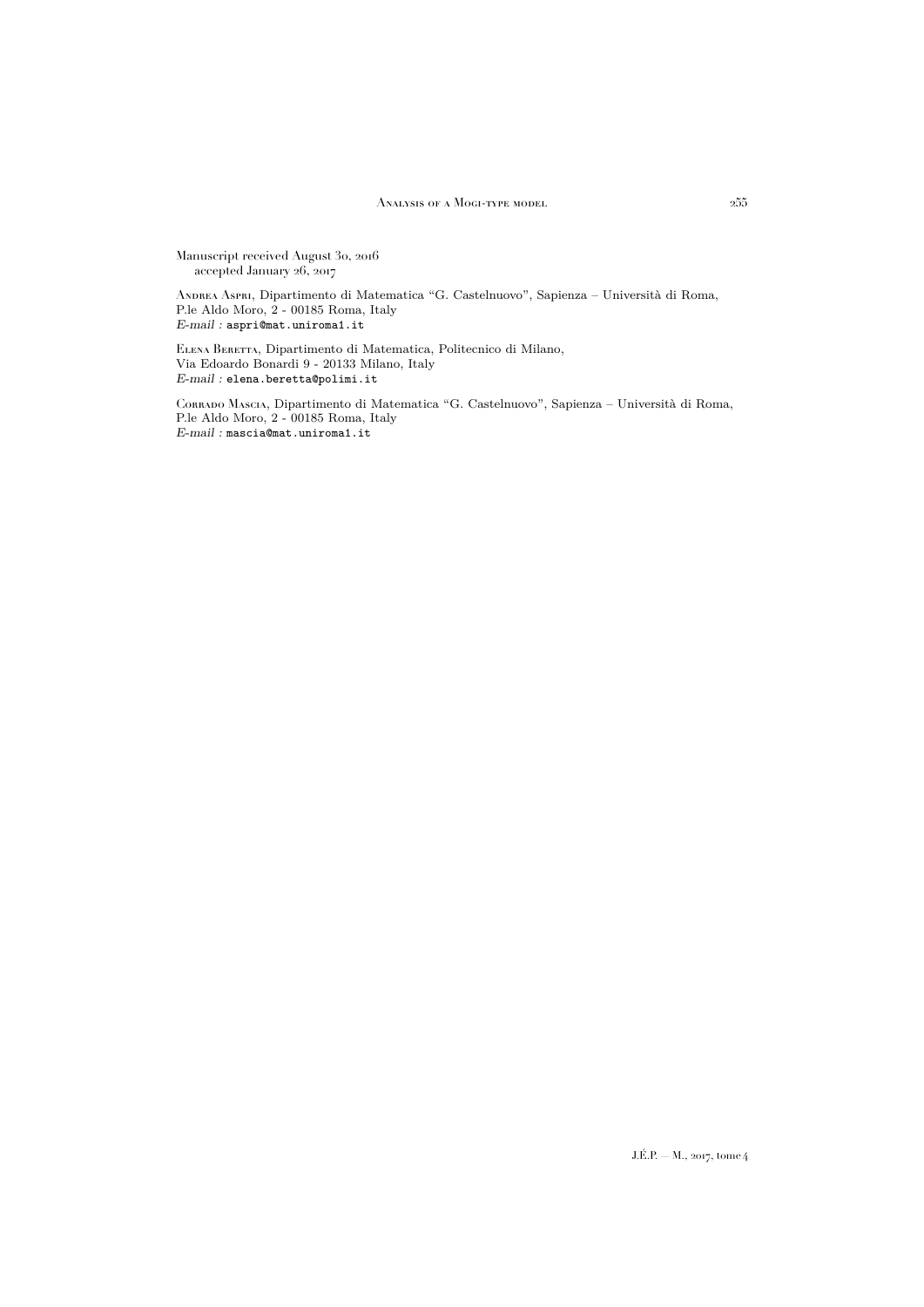Manuscript received August 30, 2016
accepted January 26, 2017

Andrea Aspri, Dipartimento di Matematica "G. Castelnuovo", Sapienza – Università di Roma, P.le Aldo Moro, 2 - 00185 Roma, Italy
*E-mail :* aspri@mat.uniroma1.it

Elena Beretta, Dipartimento di Matematica, Politecnico di Milano, Via Edoardo Bonardi 9 - 20133 Milano, Italy
*E-mail :* elena.beretta@polimi.it

Corrado Mascia, Dipartimento di Matematica "G. Castelnuovo", Sapienza – Università di Roma, P.le Aldo Moro, 2 - 00185 Roma, Italy
*E-mail :* mascia@mat.uniroma1.it